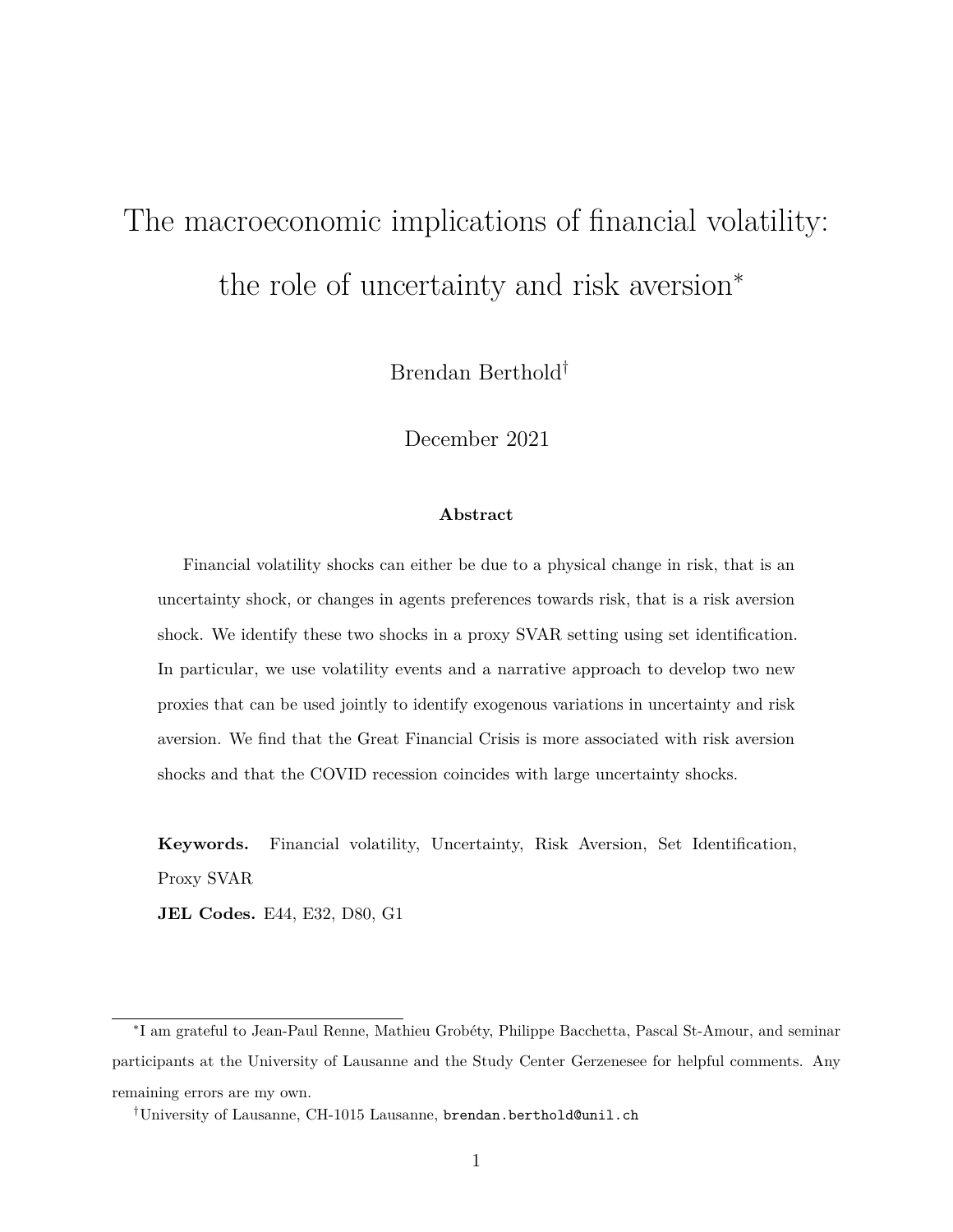# The macroeconomic implications of financial volatility: the role of uncertainty and risk aversion[*]

Brendan Berthold[†]

December 2021

**Abstract**

Financial volatility shocks can either be due to a physical change in risk, that is an uncertainty shock, or changes in agents preferences towards risk, that is a risk aversion shock. We identify these two shocks in a proxy SVAR setting using set identification. In particular, we use volatility events and a narrative approach to develop two new proxies that can be used jointly to identify exogenous variations in uncertainty and risk aversion. We find that the Great Financial Crisis is more associated with risk aversion shocks and that the COVID recession coincides with large uncertainty shocks.

**Keywords.** Financial volatility, Uncertainty, Risk Aversion, Set Identification, Proxy SVAR

**JEL Codes.** E44, E32, D80, G1

[*] I am grateful to Jean-Paul Renne, Mathieu Grobéty, Philippe Bacchetta, Pascal St-Amour, and seminar participants at the University of Lausanne and the Study Center Gerzenesee for helpful comments. Any remaining errors are my own.

[†] University of Lausanne, CH-1015 Lausanne, brendan.berthold@unil.ch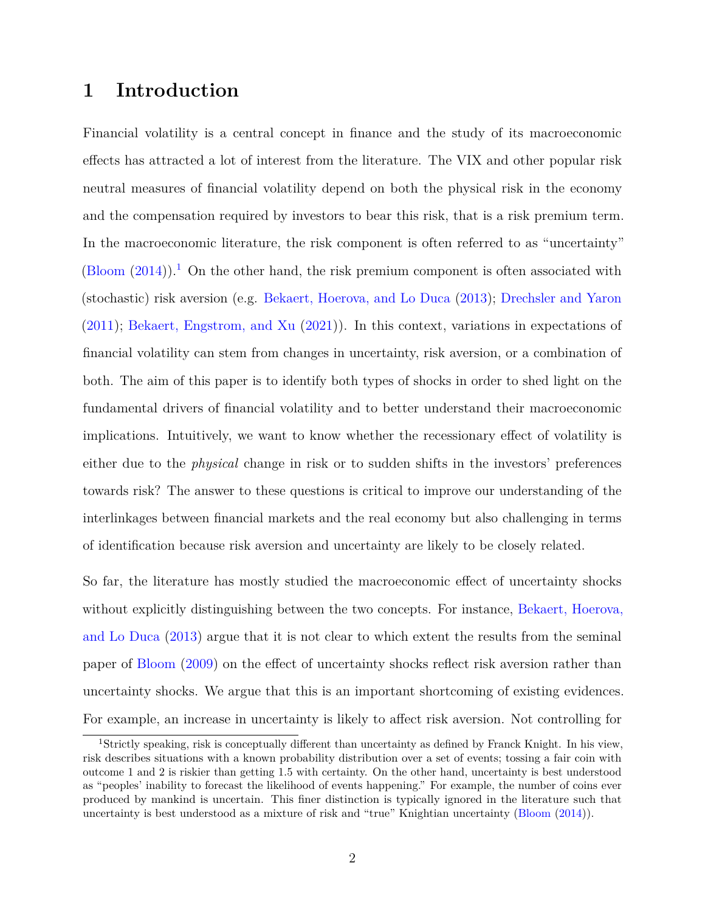# 1 Introduction

Financial volatility is a central concept in finance and the study of its macroeconomic effects has attracted a lot of interest from the literature. The VIX and other popular risk neutral measures of financial volatility depend on both the physical risk in the economy and the compensation required by investors to bear this risk, that is a risk premium term. In the macroeconomic literature, the risk component is often referred to as "uncertainty" (Bloom (2014)).[1] On the other hand, the risk premium component is often associated with (stochastic) risk aversion (e.g. Bekaert, Hoerova, and Lo Duca (2013); Drechsler and Yaron (2011); Bekaert, Engstrom, and Xu (2021)). In this context, variations in expectations of financial volatility can stem from changes in uncertainty, risk aversion, or a combination of both. The aim of this paper is to identify both types of shocks in order to shed light on the fundamental drivers of financial volatility and to better understand their macroeconomic implications. Intuitively, we want to know whether the recessionary effect of volatility is either due to the *physical* change in risk or to sudden shifts in the investors' preferences towards risk? The answer to these questions is critical to improve our understanding of the interlinkages between financial markets and the real economy but also challenging in terms of identification because risk aversion and uncertainty are likely to be closely related.

So far, the literature has mostly studied the macroeconomic effect of uncertainty shocks without explicitly distinguishing between the two concepts. For instance, Bekaert, Hoerova, and Lo Duca (2013) argue that it is not clear to which extent the results from the seminal paper of Bloom (2009) on the effect of uncertainty shocks reflect risk aversion rather than uncertainty shocks. We argue that this is an important shortcoming of existing evidences. For example, an increase in uncertainty is likely to affect risk aversion. Not controlling for

[1] Strictly speaking, risk is conceptually different than uncertainty as defined by Franck Knight. In his view, risk describes situations with a known probability distribution over a set of events; tossing a fair coin with outcome 1 and 2 is riskier than getting 1.5 with certainty. On the other hand, uncertainty is best understood as "peoples' inability to forecast the likelihood of events happening." For example, the number of coins ever produced by mankind is uncertain. This finer distinction is typically ignored in the literature such that uncertainty is best understood as a mixture of risk and "true" Knightian uncertainty (Bloom (2014)).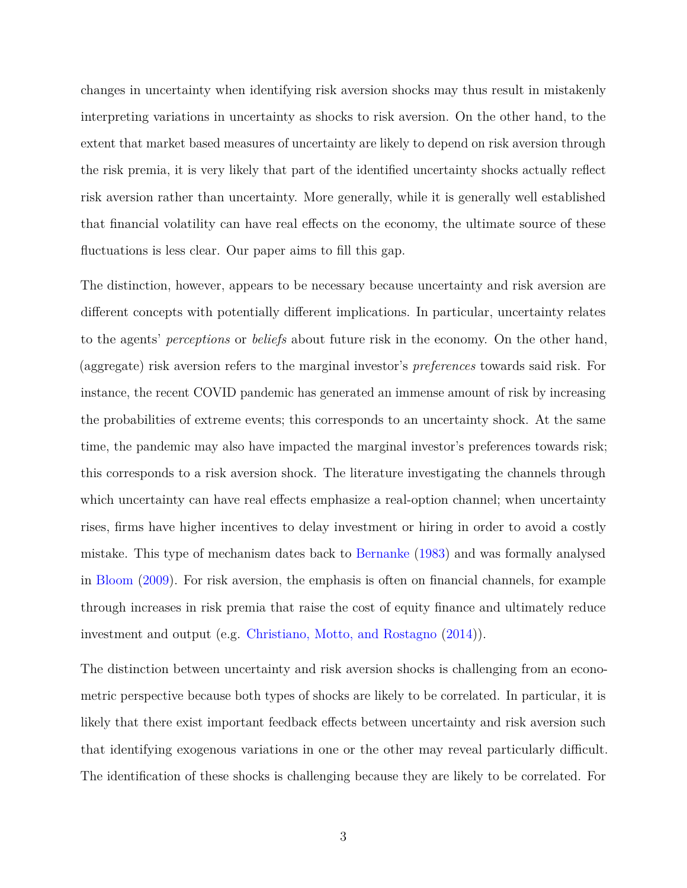changes in uncertainty when identifying risk aversion shocks may thus result in mistakenly interpreting variations in uncertainty as shocks to risk aversion. On the other hand, to the extent that market based measures of uncertainty are likely to depend on risk aversion through the risk premia, it is very likely that part of the identified uncertainty shocks actually reflect risk aversion rather than uncertainty. More generally, while it is generally well established that financial volatility can have real effects on the economy, the ultimate source of these fluctuations is less clear. Our paper aims to fill this gap.

The distinction, however, appears to be necessary because uncertainty and risk aversion are different concepts with potentially different implications. In particular, uncertainty relates to the agents' *perceptions* or *beliefs* about future risk in the economy. On the other hand, (aggregate) risk aversion refers to the marginal investor's *preferences* towards said risk. For instance, the recent COVID pandemic has generated an immense amount of risk by increasing the probabilities of extreme events; this corresponds to an uncertainty shock. At the same time, the pandemic may also have impacted the marginal investor's preferences towards risk; this corresponds to a risk aversion shock. The literature investigating the channels through which uncertainty can have real effects emphasize a real-option channel; when uncertainty rises, firms have higher incentives to delay investment or hiring in order to avoid a costly mistake. This type of mechanism dates back to Bernanke (1983) and was formally analysed in Bloom (2009). For risk aversion, the emphasis is often on financial channels, for example through increases in risk premia that raise the cost of equity finance and ultimately reduce investment and output (e.g. Christiano, Motto, and Rostagno (2014)).

The distinction between uncertainty and risk aversion shocks is challenging from an econometric perspective because both types of shocks are likely to be correlated. In particular, it is likely that there exist important feedback effects between uncertainty and risk aversion such that identifying exogenous variations in one or the other may reveal particularly difficult. The identification of these shocks is challenging because they are likely to be correlated. For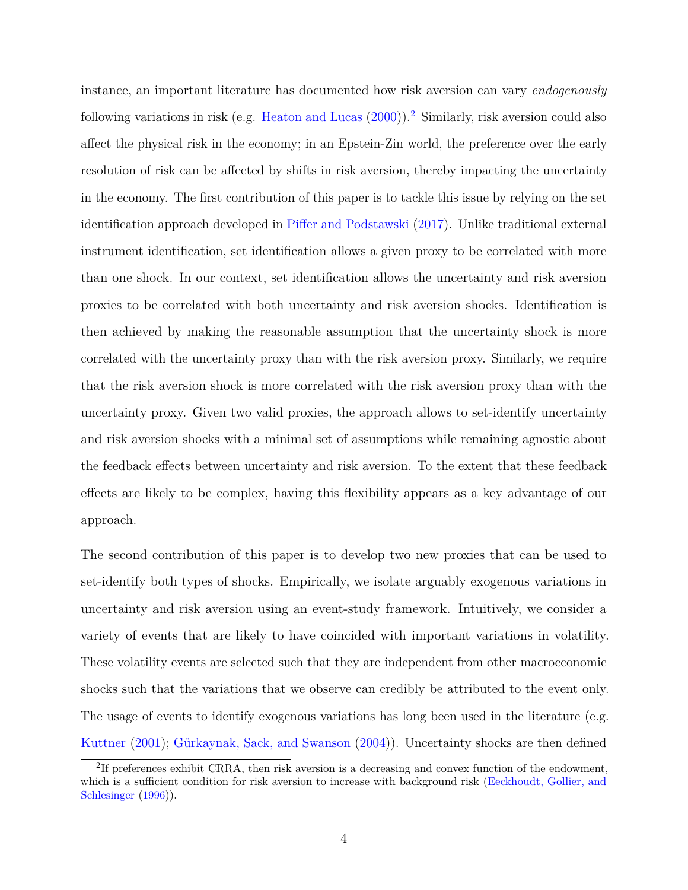instance, an important literature has documented how risk aversion can vary *endogenously* following variations in risk (e.g. Heaton and Lucas (2000)).[2] Similarly, risk aversion could also affect the physical risk in the economy; in an Epstein-Zin world, the preference over the early resolution of risk can be affected by shifts in risk aversion, thereby impacting the uncertainty in the economy. The first contribution of this paper is to tackle this issue by relying on the set identification approach developed in Piffer and Podstawski (2017). Unlike traditional external instrument identification, set identification allows a given proxy to be correlated with more than one shock. In our context, set identification allows the uncertainty and risk aversion proxies to be correlated with both uncertainty and risk aversion shocks. Identification is then achieved by making the reasonable assumption that the uncertainty shock is more correlated with the uncertainty proxy than with the risk aversion proxy. Similarly, we require that the risk aversion shock is more correlated with the risk aversion proxy than with the uncertainty proxy. Given two valid proxies, the approach allows to set-identify uncertainty and risk aversion shocks with a minimal set of assumptions while remaining agnostic about the feedback effects between uncertainty and risk aversion. To the extent that these feedback effects are likely to be complex, having this flexibility appears as a key advantage of our approach.

The second contribution of this paper is to develop two new proxies that can be used to set-identify both types of shocks. Empirically, we isolate arguably exogenous variations in uncertainty and risk aversion using an event-study framework. Intuitively, we consider a variety of events that are likely to have coincided with important variations in volatility. These volatility events are selected such that they are independent from other macroeconomic shocks such that the variations that we observe can credibly be attributed to the event only. The usage of events to identify exogenous variations has long been used in the literature (e.g. Kuttner (2001); Gürkaynak, Sack, and Swanson (2004)). Uncertainty shocks are then defined

[2] If preferences exhibit CRRA, then risk aversion is a decreasing and convex function of the endowment, which is a sufficient condition for risk aversion to increase with background risk (Eeckhoudt, Gollier, and Schlesinger (1996)).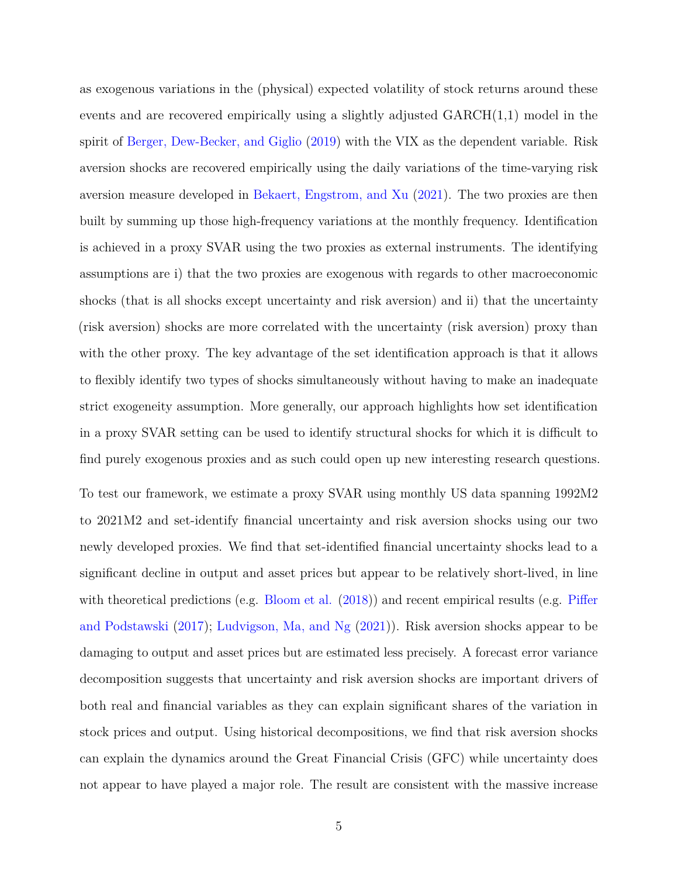as exogenous variations in the (physical) expected volatility of stock returns around these events and are recovered empirically using a slightly adjusted GARCH(1,1) model in the spirit of Berger, Dew-Becker, and Giglio (2019) with the VIX as the dependent variable. Risk aversion shocks are recovered empirically using the daily variations of the time-varying risk aversion measure developed in Bekaert, Engstrom, and Xu (2021). The two proxies are then built by summing up those high-frequency variations at the monthly frequency. Identification is achieved in a proxy SVAR using the two proxies as external instruments. The identifying assumptions are i) that the two proxies are exogenous with regards to other macroeconomic shocks (that is all shocks except uncertainty and risk aversion) and ii) that the uncertainty (risk aversion) shocks are more correlated with the uncertainty (risk aversion) proxy than with the other proxy. The key advantage of the set identification approach is that it allows to flexibly identify two types of shocks simultaneously without having to make an inadequate strict exogeneity assumption. More generally, our approach highlights how set identification in a proxy SVAR setting can be used to identify structural shocks for which it is difficult to find purely exogenous proxies and as such could open up new interesting research questions.

To test our framework, we estimate a proxy SVAR using monthly US data spanning 1992M2 to 2021M2 and set-identify financial uncertainty and risk aversion shocks using our two newly developed proxies. We find that set-identified financial uncertainty shocks lead to a significant decline in output and asset prices but appear to be relatively short-lived, in line with theoretical predictions (e.g. Bloom et al. (2018)) and recent empirical results (e.g. Piffer and Podstawski (2017); Ludvigson, Ma, and Ng (2021)). Risk aversion shocks appear to be damaging to output and asset prices but are estimated less precisely. A forecast error variance decomposition suggests that uncertainty and risk aversion shocks are important drivers of both real and financial variables as they can explain significant shares of the variation in stock prices and output. Using historical decompositions, we find that risk aversion shocks can explain the dynamics around the Great Financial Crisis (GFC) while uncertainty does not appear to have played a major role. The result are consistent with the massive increase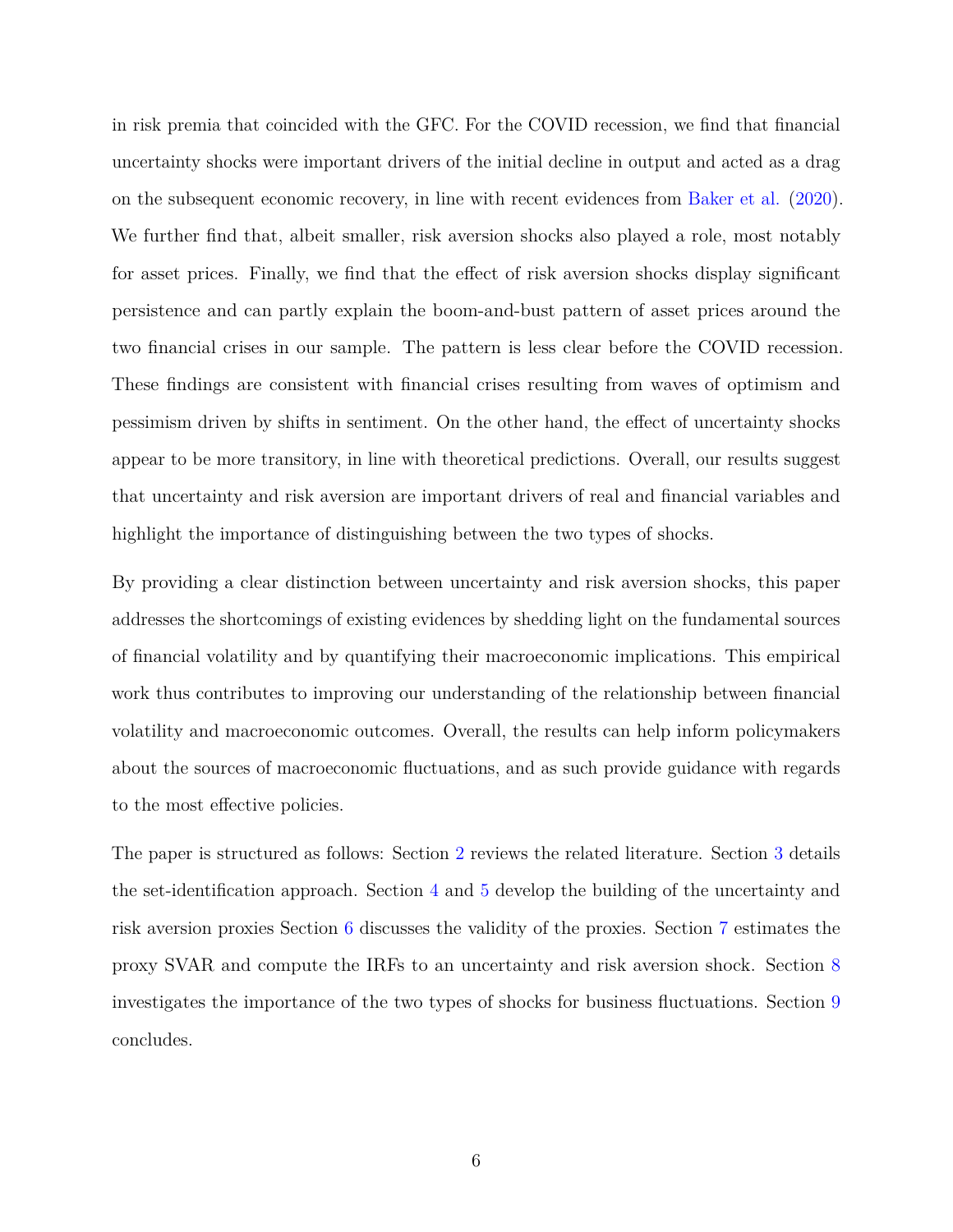in risk premia that coincided with the GFC. For the COVID recession, we find that financial uncertainty shocks were important drivers of the initial decline in output and acted as a drag on the subsequent economic recovery, in line with recent evidences from Baker et al. (2020). We further find that, albeit smaller, risk aversion shocks also played a role, most notably for asset prices. Finally, we find that the effect of risk aversion shocks display significant persistence and can partly explain the boom-and-bust pattern of asset prices around the two financial crises in our sample. The pattern is less clear before the COVID recession. These findings are consistent with financial crises resulting from waves of optimism and pessimism driven by shifts in sentiment. On the other hand, the effect of uncertainty shocks appear to be more transitory, in line with theoretical predictions. Overall, our results suggest that uncertainty and risk aversion are important drivers of real and financial variables and highlight the importance of distinguishing between the two types of shocks.

By providing a clear distinction between uncertainty and risk aversion shocks, this paper addresses the shortcomings of existing evidences by shedding light on the fundamental sources of financial volatility and by quantifying their macroeconomic implications. This empirical work thus contributes to improving our understanding of the relationship between financial volatility and macroeconomic outcomes. Overall, the results can help inform policymakers about the sources of macroeconomic fluctuations, and as such provide guidance with regards to the most effective policies.

The paper is structured as follows: Section 2 reviews the related literature. Section 3 details the set-identification approach. Section 4 and 5 develop the building of the uncertainty and risk aversion proxies Section 6 discusses the validity of the proxies. Section 7 estimates the proxy SVAR and compute the IRFs to an uncertainty and risk aversion shock. Section 8 investigates the importance of the two types of shocks for business fluctuations. Section 9 concludes.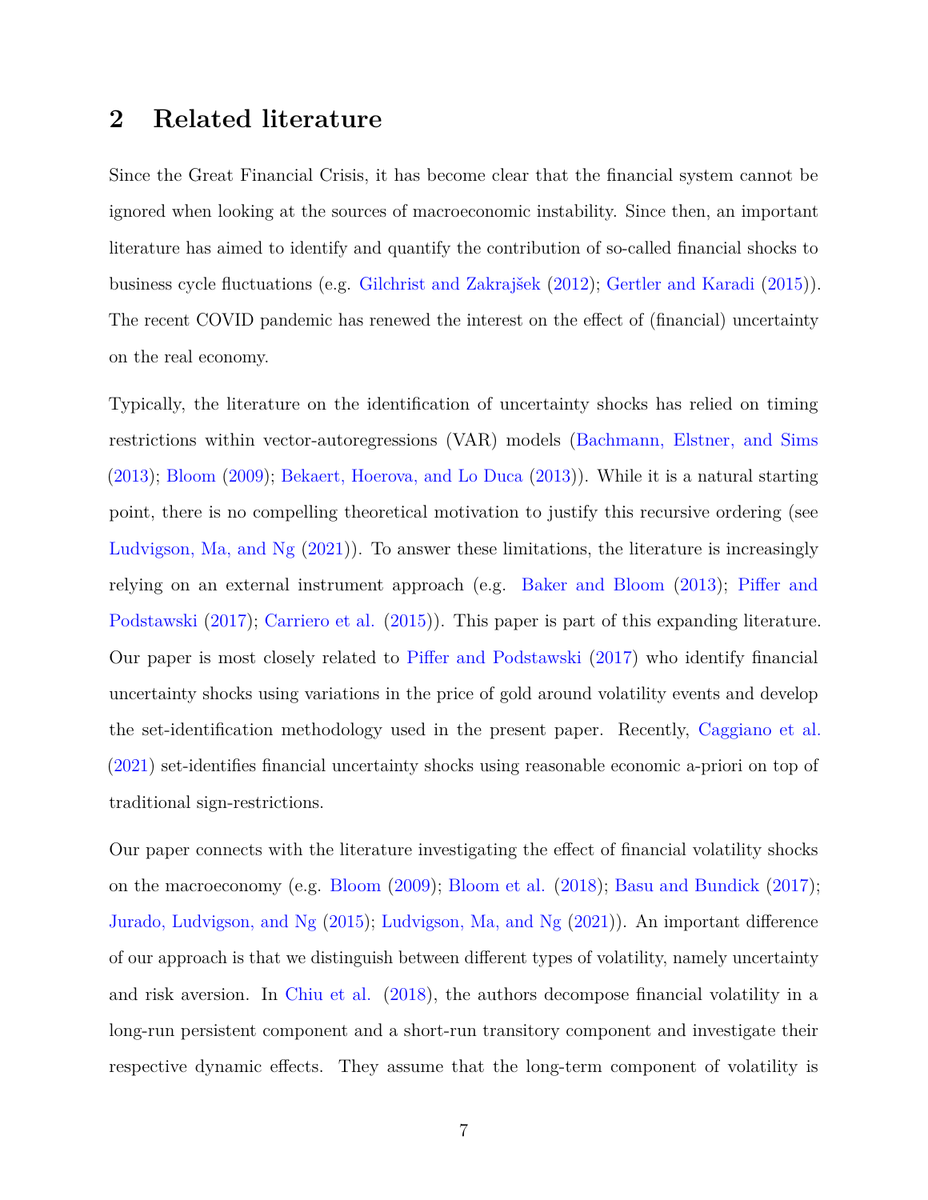## 2 Related literature

Since the Great Financial Crisis, it has become clear that the financial system cannot be ignored when looking at the sources of macroeconomic instability. Since then, an important literature has aimed to identify and quantify the contribution of so-called financial shocks to business cycle fluctuations (e.g. Gilchrist and Zakrajšek (2012); Gertler and Karadi (2015)). The recent COVID pandemic has renewed the interest on the effect of (financial) uncertainty on the real economy.

Typically, the literature on the identification of uncertainty shocks has relied on timing restrictions within vector-autoregressions (VAR) models (Bachmann, Elstner, and Sims (2013); Bloom (2009); Bekaert, Hoerova, and Lo Duca (2013)). While it is a natural starting point, there is no compelling theoretical motivation to justify this recursive ordering (see Ludvigson, Ma, and Ng (2021)). To answer these limitations, the literature is increasingly relying on an external instrument approach (e.g. Baker and Bloom (2013); Piffer and Podstawski (2017); Carriero et al. (2015)). This paper is part of this expanding literature. Our paper is most closely related to Piffer and Podstawski (2017) who identify financial uncertainty shocks using variations in the price of gold around volatility events and develop the set-identification methodology used in the present paper. Recently, Caggiano et al. (2021) set-identifies financial uncertainty shocks using reasonable economic a-priori on top of traditional sign-restrictions.

Our paper connects with the literature investigating the effect of financial volatility shocks on the macroeconomy (e.g. Bloom (2009); Bloom et al. (2018); Basu and Bundick (2017); Jurado, Ludvigson, and Ng (2015); Ludvigson, Ma, and Ng (2021)). An important difference of our approach is that we distinguish between different types of volatility, namely uncertainty and risk aversion. In Chiu et al. (2018), the authors decompose financial volatility in a long-run persistent component and a short-run transitory component and investigate their respective dynamic effects. They assume that the long-term component of volatility is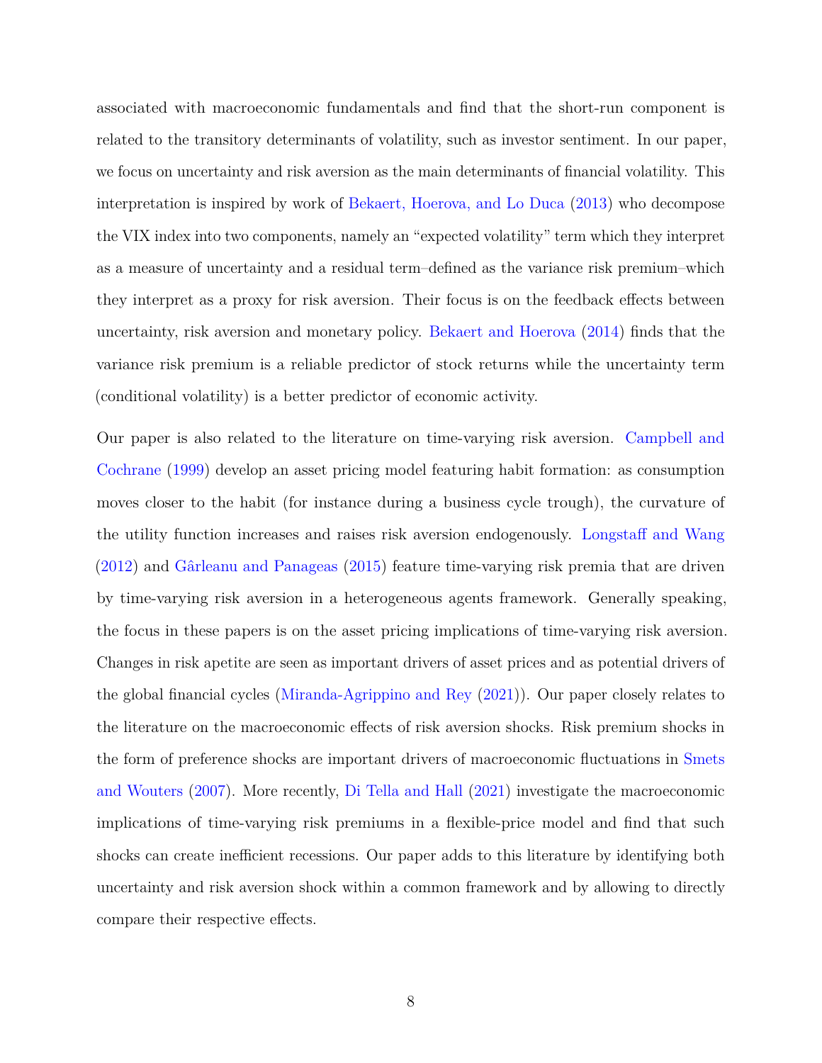associated with macroeconomic fundamentals and find that the short-run component is related to the transitory determinants of volatility, such as investor sentiment. In our paper, we focus on uncertainty and risk aversion as the main determinants of financial volatility. This interpretation is inspired by work of Bekaert, Hoerova, and Lo Duca (2013) who decompose the VIX index into two components, namely an "expected volatility" term which they interpret as a measure of uncertainty and a residual term–defined as the variance risk premium–which they interpret as a proxy for risk aversion. Their focus is on the feedback effects between uncertainty, risk aversion and monetary policy. Bekaert and Hoerova (2014) finds that the variance risk premium is a reliable predictor of stock returns while the uncertainty term (conditional volatility) is a better predictor of economic activity.

Our paper is also related to the literature on time-varying risk aversion. Campbell and Cochrane (1999) develop an asset pricing model featuring habit formation: as consumption moves closer to the habit (for instance during a business cycle trough), the curvature of the utility function increases and raises risk aversion endogenously. Longstaff and Wang (2012) and Gârleanu and Panageas (2015) feature time-varying risk premia that are driven by time-varying risk aversion in a heterogeneous agents framework. Generally speaking, the focus in these papers is on the asset pricing implications of time-varying risk aversion. Changes in risk apetite are seen as important drivers of asset prices and as potential drivers of the global financial cycles (Miranda-Agrippino and Rey (2021)). Our paper closely relates to the literature on the macroeconomic effects of risk aversion shocks. Risk premium shocks in the form of preference shocks are important drivers of macroeconomic fluctuations in Smets and Wouters (2007). More recently, Di Tella and Hall (2021) investigate the macroeconomic implications of time-varying risk premiums in a flexible-price model and find that such shocks can create inefficient recessions. Our paper adds to this literature by identifying both uncertainty and risk aversion shock within a common framework and by allowing to directly compare their respective effects.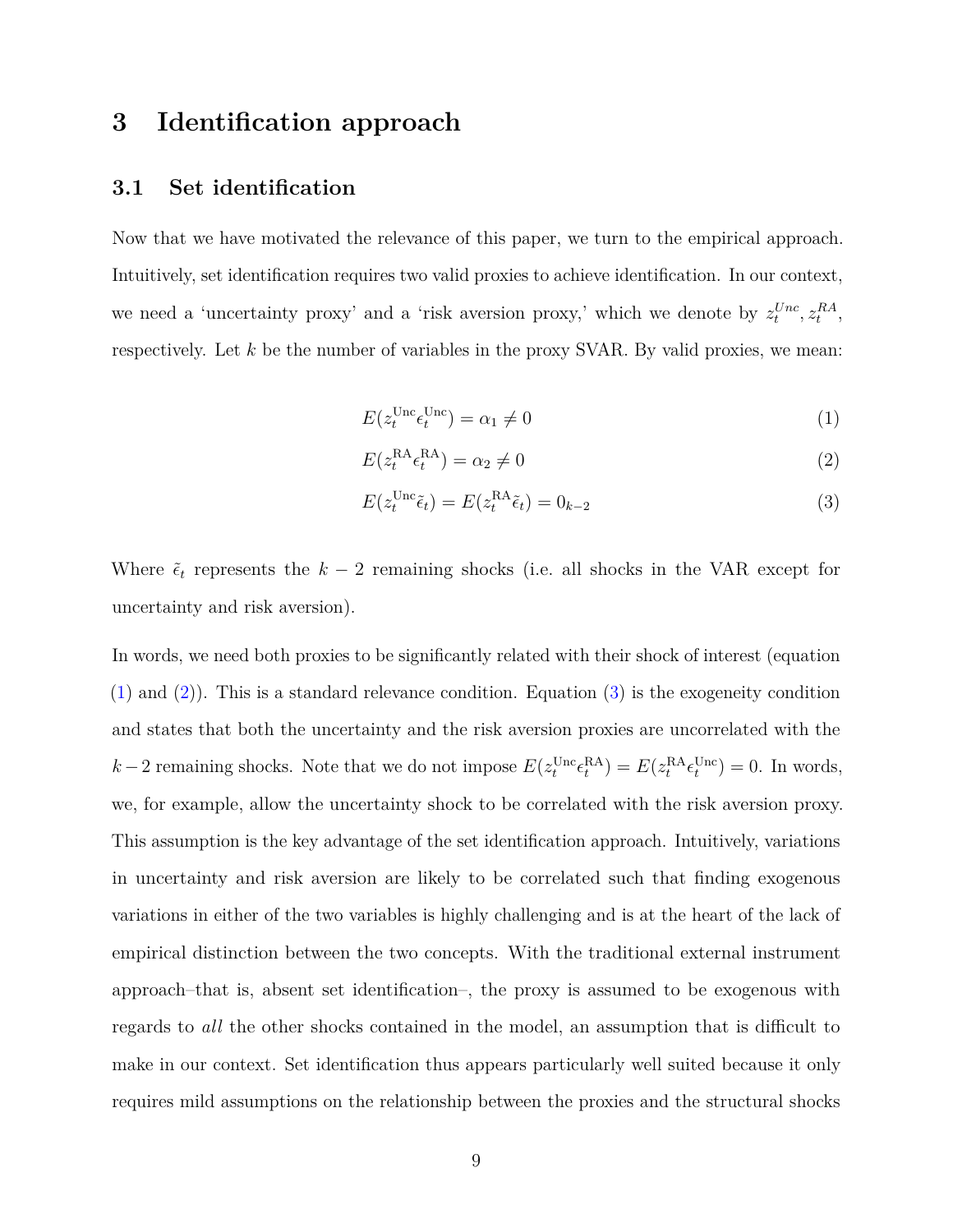# 3 Identification approach

## 3.1 Set identification

Now that we have motivated the relevance of this paper, we turn to the empirical approach. Intuitively, set identification requires two valid proxies to achieve identification. In our context, we need a 'uncertainty proxy' and a 'risk aversion proxy,' which we denote by $z_t^{Unc}, z_t^{RA}$, respectively. Let $k$ be the number of variables in the proxy SVAR. By valid proxies, we mean:

$$E(z_t^{\text{Unc}} \epsilon_t^{\text{Unc}}) = \alpha_1 \neq 0 \tag{1}$$

$$E(z_t^{\text{RA}} \epsilon_t^{\text{RA}}) = \alpha_2 \neq 0 \tag{2}$$

$$E(z_t^{\text{Unc}} \tilde{\epsilon}_t) = E(z_t^{\text{RA}} \tilde{\epsilon}_t) = 0_{k-2} \tag{3}$$

Where $\tilde{\epsilon}_t$ represents the $k-2$ remaining shocks (i.e. all shocks in the VAR except for uncertainty and risk aversion).

In words, we need both proxies to be significantly related with their shock of interest (equation (1) and (2)). This is a standard relevance condition. Equation (3) is the exogeneity condition and states that both the uncertainty and the risk aversion proxies are uncorrelated with the $k-2$ remaining shocks. Note that we do not impose $E(z_t^{\text{Unc}} \epsilon_t^{\text{RA}}) = E(z_t^{\text{RA}} \epsilon_t^{\text{Unc}}) = 0$. In words, we, for example, allow the uncertainty shock to be correlated with the risk aversion proxy. This assumption is the key advantage of the set identification approach. Intuitively, variations in uncertainty and risk aversion are likely to be correlated such that finding exogenous variations in either of the two variables is highly challenging and is at the heart of the lack of empirical distinction between the two concepts. With the traditional external instrument approach–that is, absent set identification–, the proxy is assumed to be exogenous with regards to *all* the other shocks contained in the model, an assumption that is difficult to make in our context. Set identification thus appears particularly well suited because it only requires mild assumptions on the relationship between the proxies and the structural shocks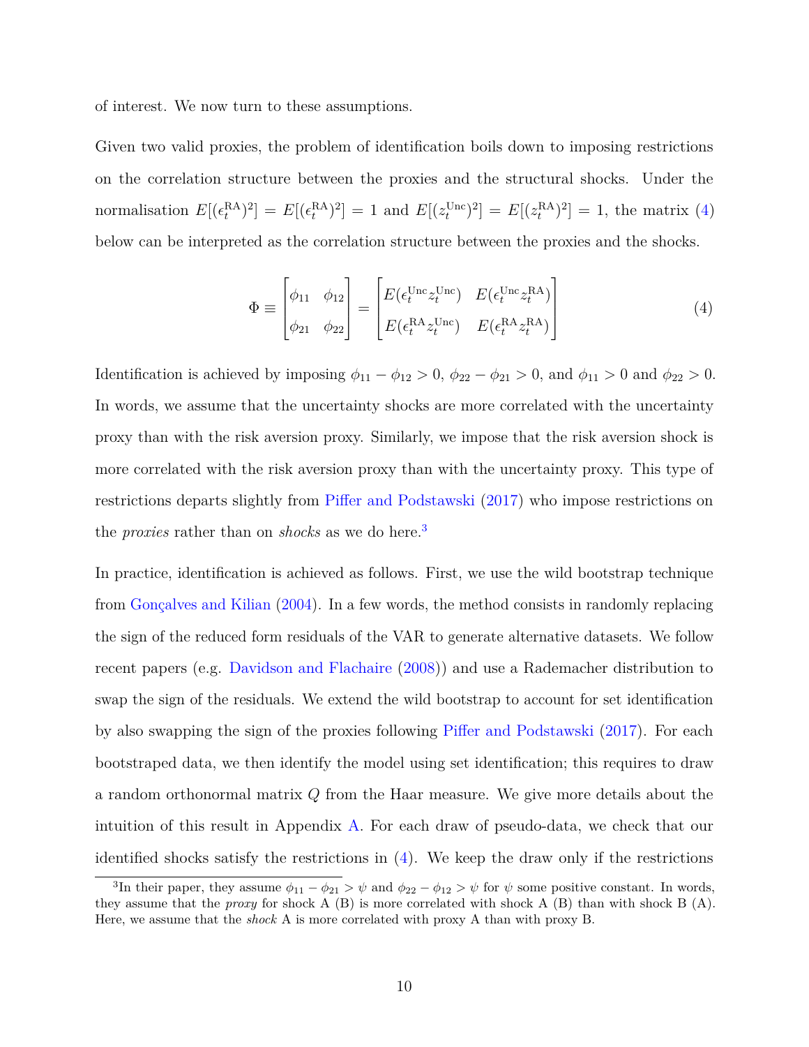of interest. We now turn to these assumptions.

Given two valid proxies, the problem of identification boils down to imposing restrictions on the correlation structure between the proxies and the structural shocks. Under the normalisation $E[(\epsilon_t^{\text{RA}})^2] = E[(\epsilon_t^{\text{RA}})^2] = 1$ and $E[(z_t^{\text{Unc}})^2] = E[(z_t^{\text{RA}})^2] = 1$, the matrix (4) below can be interpreted as the correlation structure between the proxies and the shocks.

$$\Phi \equiv \begin{bmatrix} \phi_{11} & \phi_{12} \\ \phi_{21} & \phi_{22} \end{bmatrix} = \begin{bmatrix} E(\epsilon_t^{\text{Unc}} z_t^{\text{Unc}}) & E(\epsilon_t^{\text{Unc}} z_t^{\text{RA}}) \\ E(\epsilon_t^{\text{RA}} z_t^{\text{Unc}}) & E(\epsilon_t^{\text{RA}} z_t^{\text{RA}}) \end{bmatrix} \tag{4}$$

Identification is achieved by imposing $\phi_{11} - \phi_{12} > 0$, $\phi_{22} - \phi_{21} > 0$, and $\phi_{11} > 0$ and $\phi_{22} > 0$. In words, we assume that the uncertainty shocks are more correlated with the uncertainty proxy than with the risk aversion proxy. Similarly, we impose that the risk aversion shock is more correlated with the risk aversion proxy than with the uncertainty proxy. This type of restrictions departs slightly from Piffer and Podstawski (2017) who impose restrictions on the *proxies* rather than on *shocks* as we do here.[3]

In practice, identification is achieved as follows. First, we use the wild bootstrap technique from Gonçalves and Kilian (2004). In a few words, the method consists in randomly replacing the sign of the reduced form residuals of the VAR to generate alternative datasets. We follow recent papers (e.g. Davidson and Flachaire (2008)) and use a Rademacher distribution to swap the sign of the residuals. We extend the wild bootstrap to account for set identification by also swapping the sign of the proxies following Piffer and Podstawski (2017). For each bootstraped data, we then identify the model using set identification; this requires to draw a random orthonormal matrix $Q$ from the Haar measure. We give more details about the intuition of this result in Appendix A. For each draw of pseudo-data, we check that our identified shocks satisfy the restrictions in (4). We keep the draw only if the restrictions

[3] In their paper, they assume $\phi_{11} - \phi_{21} > \psi$ and $\phi_{22} - \phi_{12} > \psi$ for $\psi$ some positive constant. In words, they assume that the *proxy* for shock A (B) is more correlated with shock A (B) than with shock B (A). Here, we assume that the *shock* A is more correlated with proxy A than with proxy B.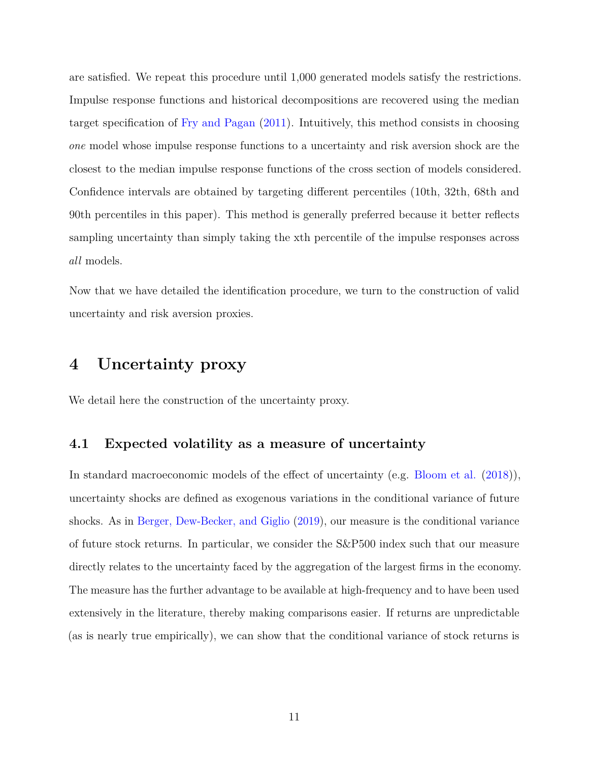are satisfied. We repeat this procedure until 1,000 generated models satisfy the restrictions. Impulse response functions and historical decompositions are recovered using the median target specification of Fry and Pagan (2011). Intuitively, this method consists in choosing *one* model whose impulse response functions to a uncertainty and risk aversion shock are the closest to the median impulse response functions of the cross section of models considered. Confidence intervals are obtained by targeting different percentiles (10th, 32th, 68th and 90th percentiles in this paper). This method is generally preferred because it better reflects sampling uncertainty than simply taking the xth percentile of the impulse responses across *all* models.

Now that we have detailed the identification procedure, we turn to the construction of valid uncertainty and risk aversion proxies.

# 4 Uncertainty proxy

We detail here the construction of the uncertainty proxy.

## 4.1 Expected volatility as a measure of uncertainty

In standard macroeconomic models of the effect of uncertainty (e.g. Bloom et al. (2018)), uncertainty shocks are defined as exogenous variations in the conditional variance of future shocks. As in Berger, Dew-Becker, and Giglio (2019), our measure is the conditional variance of future stock returns. In particular, we consider the S&P500 index such that our measure directly relates to the uncertainty faced by the aggregation of the largest firms in the economy. The measure has the further advantage to be available at high-frequency and to have been used extensively in the literature, thereby making comparisons easier. If returns are unpredictable (as is nearly true empirically), we can show that the conditional variance of stock returns is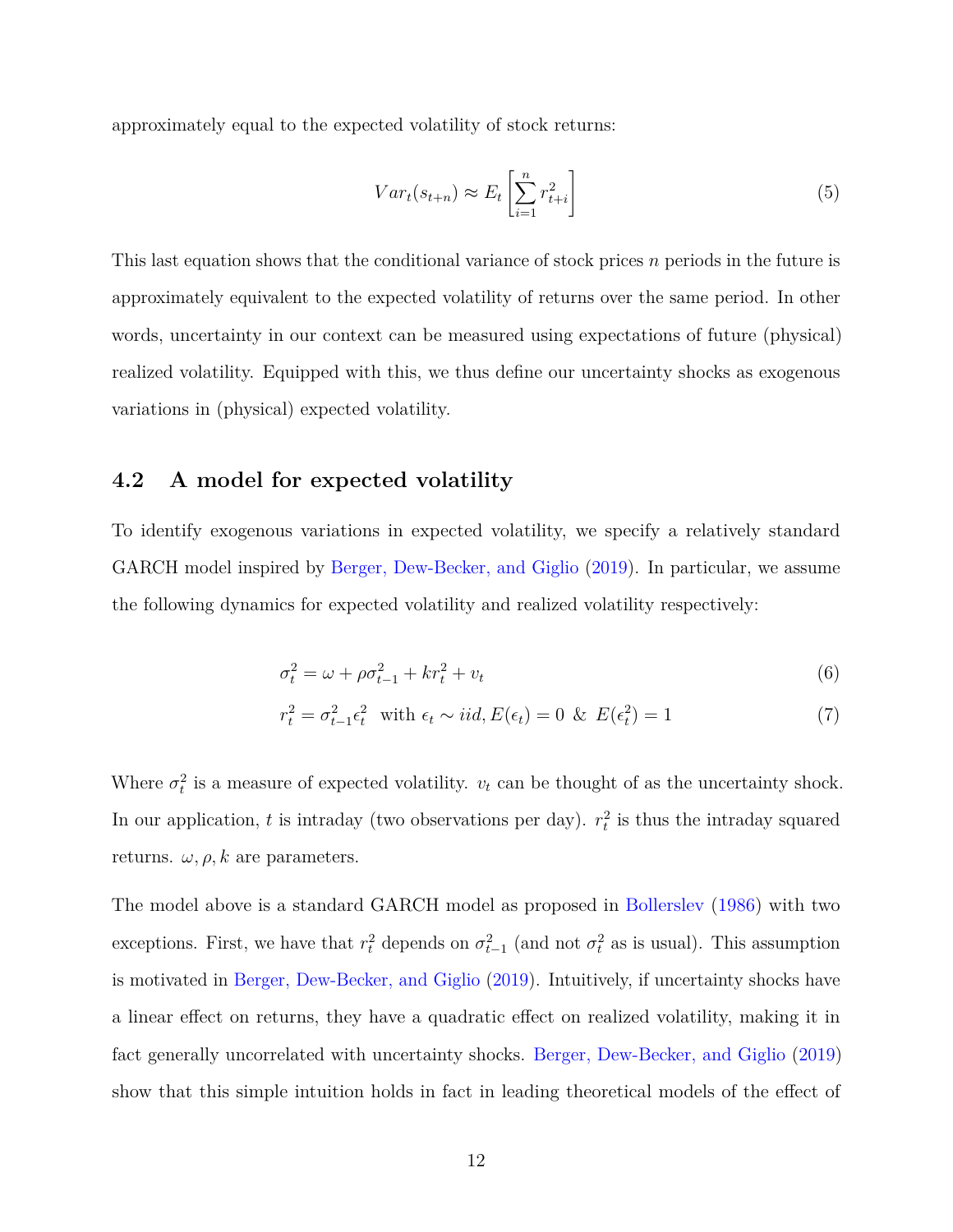approximately equal to the expected volatility of stock returns:

$$Var_t(s_{t+n}) \approx E_t\left[\sum_{i=1}^{n} r_{t+i}^2\right] \tag{5}$$

This last equation shows that the conditional variance of stock prices $n$ periods in the future is approximately equivalent to the expected volatility of returns over the same period. In other words, uncertainty in our context can be measured using expectations of future (physical) realized volatility. Equipped with this, we thus define our uncertainty shocks as exogenous variations in (physical) expected volatility.

## 4.2 A model for expected volatility

To identify exogenous variations in expected volatility, we specify a relatively standard GARCH model inspired by Berger, Dew-Becker, and Giglio (2019). In particular, we assume the following dynamics for expected volatility and realized volatility respectively:

$$\sigma_t^2 = \omega + \rho\sigma_{t-1}^2 + kr_t^2 + v_t \tag{6}$$

$$r_t^2 = \sigma_{t-1}^2\epsilon_t^2 \quad \text{with } \epsilon_t \sim iid, E(\epsilon_t) = 0 \ \& \ E(\epsilon_t^2) = 1 \tag{7}$$

Where $\sigma_t^2$ is a measure of expected volatility. $v_t$ can be thought of as the uncertainty shock. In our application, $t$ is intraday (two observations per day). $r_t^2$ is thus the intraday squared returns. $\omega, \rho, k$ are parameters.

The model above is a standard GARCH model as proposed in Bollerslev (1986) with two exceptions. First, we have that $r_t^2$ depends on $\sigma_{t-1}^2$ (and not $\sigma_t^2$ as is usual). This assumption is motivated in Berger, Dew-Becker, and Giglio (2019). Intuitively, if uncertainty shocks have a linear effect on returns, they have a quadratic effect on realized volatility, making it in fact generally uncorrelated with uncertainty shocks. Berger, Dew-Becker, and Giglio (2019) show that this simple intuition holds in fact in leading theoretical models of the effect of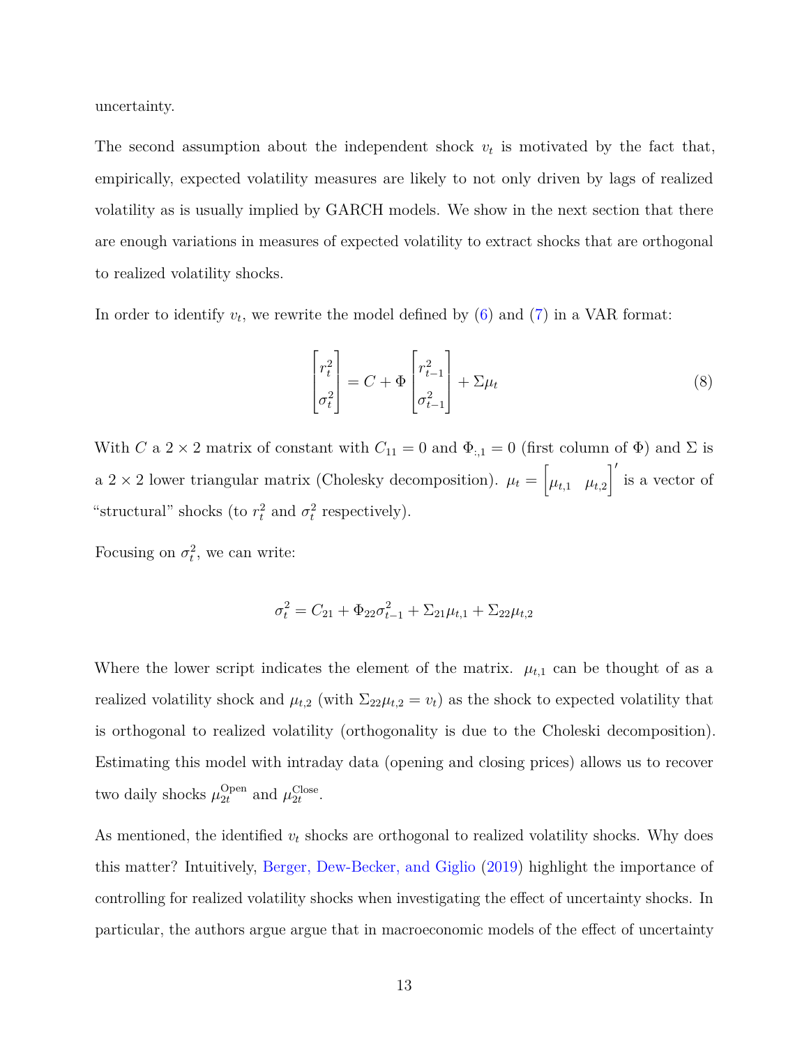uncertainty.

The second assumption about the independent shock $v_t$ is motivated by the fact that, empirically, expected volatility measures are likely to not only driven by lags of realized volatility as is usually implied by GARCH models. We show in the next section that there are enough variations in measures of expected volatility to extract shocks that are orthogonal to realized volatility shocks.

In order to identify $v_t$, we rewrite the model defined by (6) and (7) in a VAR format:

$$\begin{bmatrix} r_t^2 \\ \sigma_t^2 \end{bmatrix} = C + \Phi \begin{bmatrix} r_{t-1}^2 \\ \sigma_{t-1}^2 \end{bmatrix} + \Sigma \mu_t \tag{8}$$

With $C$ a $2 \times 2$ matrix of constant with $C_{11} = 0$ and $\Phi_{:,1} = 0$ (first column of $\Phi$) and $\Sigma$ is a $2 \times 2$ lower triangular matrix (Cholesky decomposition). $\mu_t = \begin{bmatrix} \mu_{t,1} & \mu_{t,2} \end{bmatrix}'$ is a vector of "structural" shocks (to $r_t^2$ and $\sigma_t^2$ respectively).

Focusing on $\sigma_t^2$, we can write:

$$\sigma_t^2 = C_{21} + \Phi_{22}\sigma_{t-1}^2 + \Sigma_{21}\mu_{t,1} + \Sigma_{22}\mu_{t,2}$$

Where the lower script indicates the element of the matrix. $\mu_{t,1}$ can be thought of as a realized volatility shock and $\mu_{t,2}$ (with $\Sigma_{22}\mu_{t,2} = v_t$) as the shock to expected volatility that is orthogonal to realized volatility (orthogonality is due to the Choleski decomposition). Estimating this model with intraday data (opening and closing prices) allows us to recover two daily shocks $\mu_{2t}^{\text{Open}}$ and $\mu_{2t}^{\text{Close}}$.

As mentioned, the identified $v_t$ shocks are orthogonal to realized volatility shocks. Why does this matter? Intuitively, Berger, Dew-Becker, and Giglio (2019) highlight the importance of controlling for realized volatility shocks when investigating the effect of uncertainty shocks. In particular, the authors argue argue that in macroeconomic models of the effect of uncertainty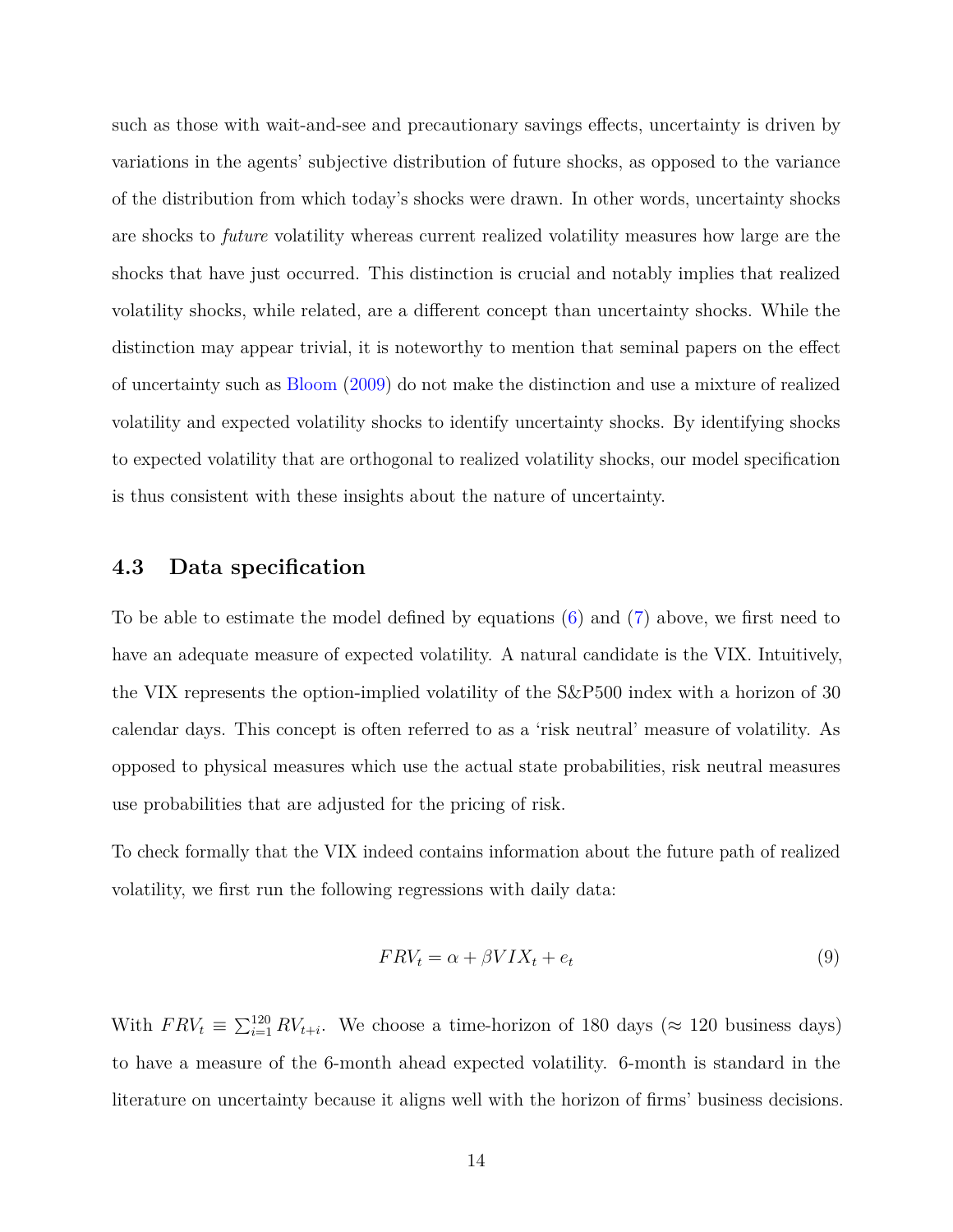such as those with wait-and-see and precautionary savings effects, uncertainty is driven by variations in the agents' subjective distribution of future shocks, as opposed to the variance of the distribution from which today's shocks were drawn. In other words, uncertainty shocks are shocks to *future* volatility whereas current realized volatility measures how large are the shocks that have just occurred. This distinction is crucial and notably implies that realized volatility shocks, while related, are a different concept than uncertainty shocks. While the distinction may appear trivial, it is noteworthy to mention that seminal papers on the effect of uncertainty such as Bloom (2009) do not make the distinction and use a mixture of realized volatility and expected volatility shocks to identify uncertainty shocks. By identifying shocks to expected volatility that are orthogonal to realized volatility shocks, our model specification is thus consistent with these insights about the nature of uncertainty.

### 4.3 Data specification

To be able to estimate the model defined by equations (6) and (7) above, we first need to have an adequate measure of expected volatility. A natural candidate is the VIX. Intuitively, the VIX represents the option-implied volatility of the S&P500 index with a horizon of 30 calendar days. This concept is often referred to as a 'risk neutral' measure of volatility. As opposed to physical measures which use the actual state probabilities, risk neutral measures use probabilities that are adjusted for the pricing of risk.

To check formally that the VIX indeed contains information about the future path of realized volatility, we first run the following regressions with daily data:

$$FRV_t = \alpha + \beta VIX_t + e_t \tag{9}$$

With $FRV_t \equiv \sum_{i=1}^{120} RV_{t+i}$. We choose a time-horizon of 180 days ($\approx$ 120 business days) to have a measure of the 6-month ahead expected volatility. 6-month is standard in the literature on uncertainty because it aligns well with the horizon of firms' business decisions.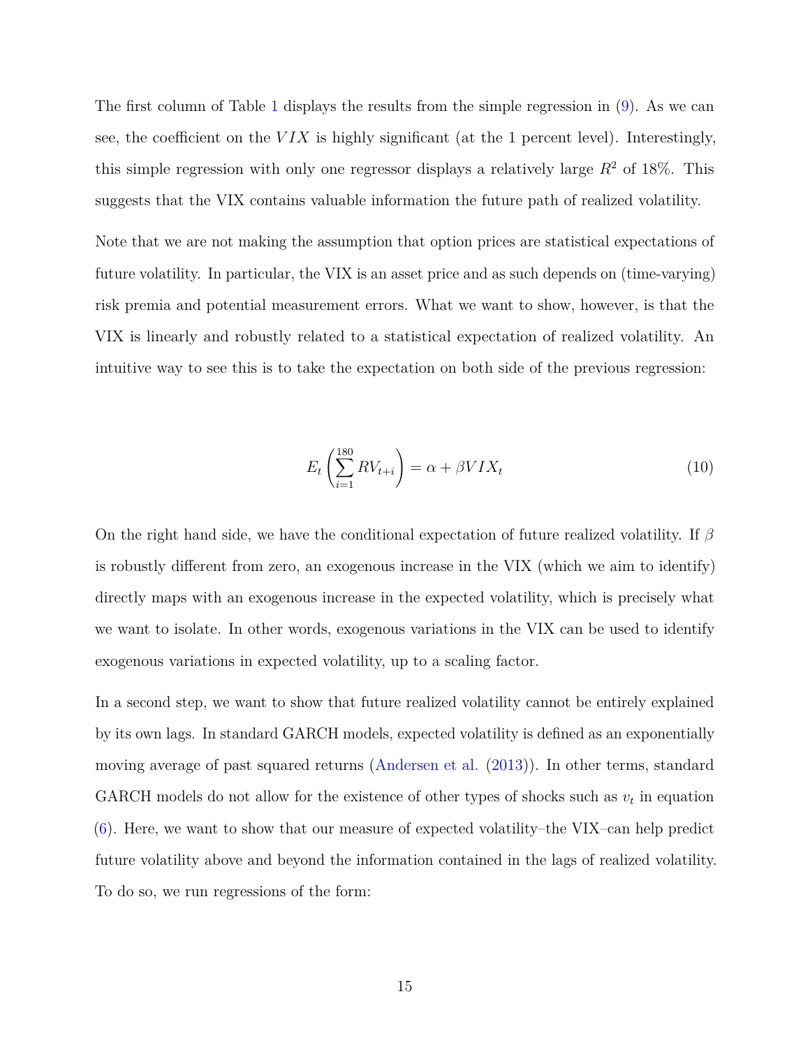The first column of Table 1 displays the results from the simple regression in (9). As we can see, the coefficient on the $VIX$ is highly significant (at the 1 percent level). Interestingly, this simple regression with only one regressor displays a relatively large $R^2$ of 18%. This suggests that the VIX contains valuable information the future path of realized volatility.

Note that we are not making the assumption that option prices are statistical expectations of future volatility. In particular, the VIX is an asset price and as such depends on (time-varying) risk premia and potential measurement errors. What we want to show, however, is that the VIX is linearly and robustly related to a statistical expectation of realized volatility. An intuitive way to see this is to take the expectation on both side of the previous regression:

$$E_t\left(\sum_{i=1}^{180} RV_{t+i}\right) = \alpha + \beta VIX_t \tag{10}$$

On the right hand side, we have the conditional expectation of future realized volatility. If $\beta$ is robustly different from zero, an exogenous increase in the VIX (which we aim to identify) directly maps with an exogenous increase in the expected volatility, which is precisely what we want to isolate. In other words, exogenous variations in the VIX can be used to identify exogenous variations in expected volatility, up to a scaling factor.

In a second step, we want to show that future realized volatility cannot be entirely explained by its own lags. In standard GARCH models, expected volatility is defined as an exponentially moving average of past squared returns (Andersen et al. (2013)). In other terms, standard GARCH models do not allow for the existence of other types of shocks such as $v_t$ in equation (6). Here, we want to show that our measure of expected volatility–the VIX–can help predict future volatility above and beyond the information contained in the lags of realized volatility. To do so, we run regressions of the form: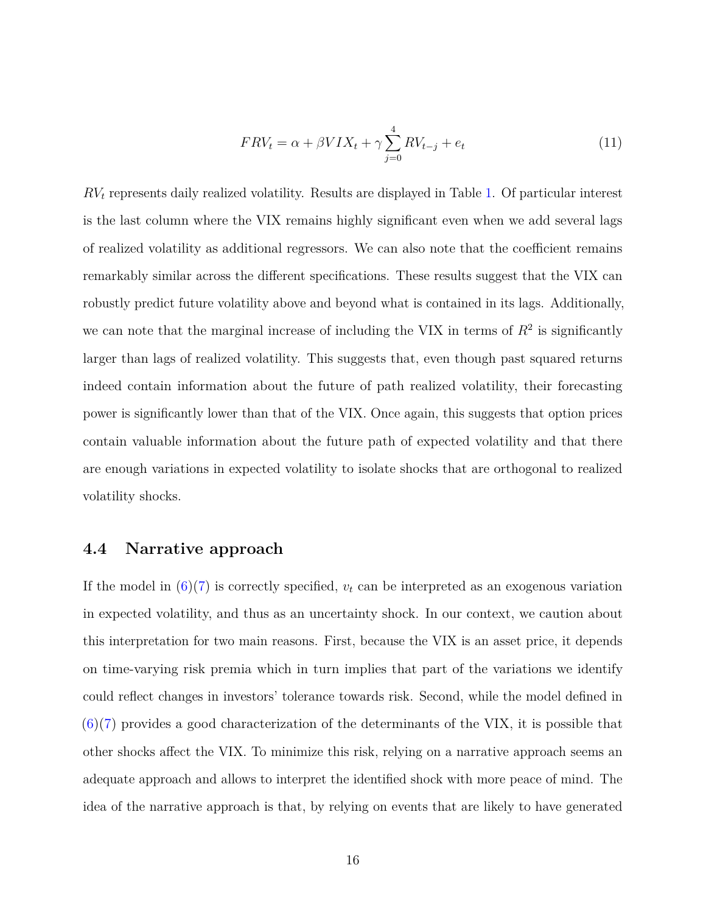$$FRV_t = \alpha + \beta VIX_t + \gamma \sum_{j=0}^{4} RV_{t-j} + e_t \tag{11}$$

$RV_t$ represents daily realized volatility. Results are displayed in Table 1. Of particular interest is the last column where the VIX remains highly significant even when we add several lags of realized volatility as additional regressors. We can also note that the coefficient remains remarkably similar across the different specifications. These results suggest that the VIX can robustly predict future volatility above and beyond what is contained in its lags. Additionally, we can note that the marginal increase of including the VIX in terms of $R^2$ is significantly larger than lags of realized volatility. This suggests that, even though past squared returns indeed contain information about the future of path realized volatility, their forecasting power is significantly lower than that of the VIX. Once again, this suggests that option prices contain valuable information about the future path of expected volatility and that there are enough variations in expected volatility to isolate shocks that are orthogonal to realized volatility shocks.

### 4.4 Narrative approach

If the model in (6)(7) is correctly specified, $v_t$ can be interpreted as an exogenous variation in expected volatility, and thus as an uncertainty shock. In our context, we caution about this interpretation for two main reasons. First, because the VIX is an asset price, it depends on time-varying risk premia which in turn implies that part of the variations we identify could reflect changes in investors' tolerance towards risk. Second, while the model defined in (6)(7) provides a good characterization of the determinants of the VIX, it is possible that other shocks affect the VIX. To minimize this risk, relying on a narrative approach seems an adequate approach and allows to interpret the identified shock with more peace of mind. The idea of the narrative approach is that, by relying on events that are likely to have generated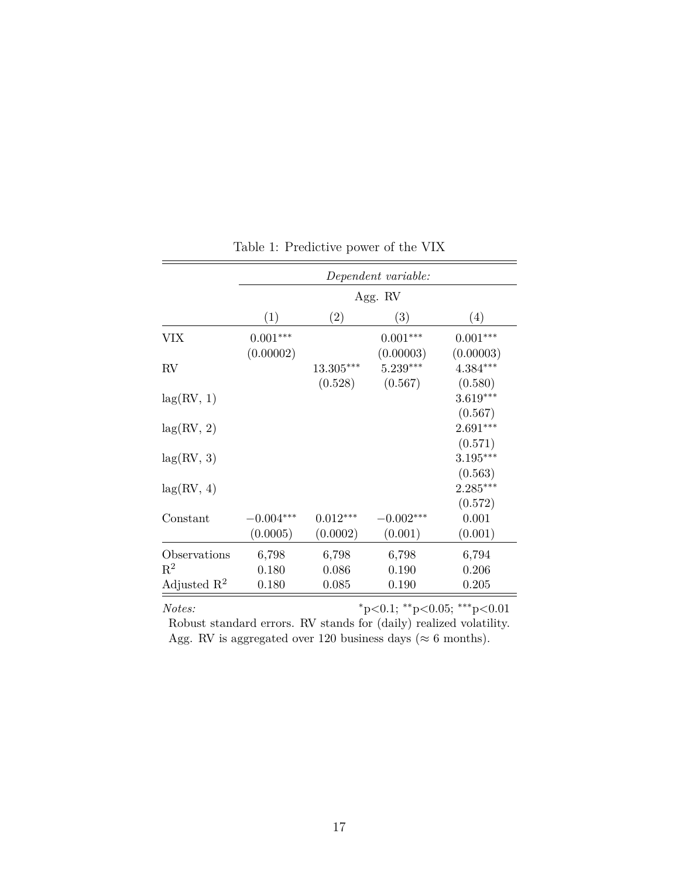Table 1: Predictive power of the VIX

| | *Dependent variable:* | | | |
|---|---|---|---|---|
| | Agg. RV | | | |
| | (1) | (2) | (3) | (4) |
| VIX | $0.001^{***}$ | | $0.001^{***}$ | $0.001^{***}$ |
| | (0.00002) | | (0.00003) | (0.00003) |
| RV | | $13.305^{***}$ | $5.239^{***}$ | $4.384^{***}$ |
| | | (0.528) | (0.567) | (0.580) |
| lag(RV, 1) | | | | $3.619^{***}$ |
| | | | | (0.567) |
| lag(RV, 2) | | | | $2.691^{***}$ |
| | | | | (0.571) |
| lag(RV, 3) | | | | $3.195^{***}$ |
| | | | | (0.563) |
| lag(RV, 4) | | | | $2.285^{***}$ |
| | | | | (0.572) |
| Constant | $-0.004^{***}$ | $0.012^{***}$ | $-0.002^{***}$ | 0.001 |
| | (0.0005) | (0.0002) | (0.001) | (0.001) |
| Observations | 6,798 | 6,798 | 6,798 | 6,794 |
| $R^2$ | 0.180 | 0.086 | 0.190 | 0.206 |
| Adjusted $R^2$ | 0.180 | 0.085 | 0.190 | 0.205 |

*Notes:* $^{*}$p<0.1; $^{**}$p<0.05; $^{***}$p<0.01

Robust standard errors. RV stands for (daily) realized volatility. Agg. RV is aggregated over 120 business days (≈ 6 months).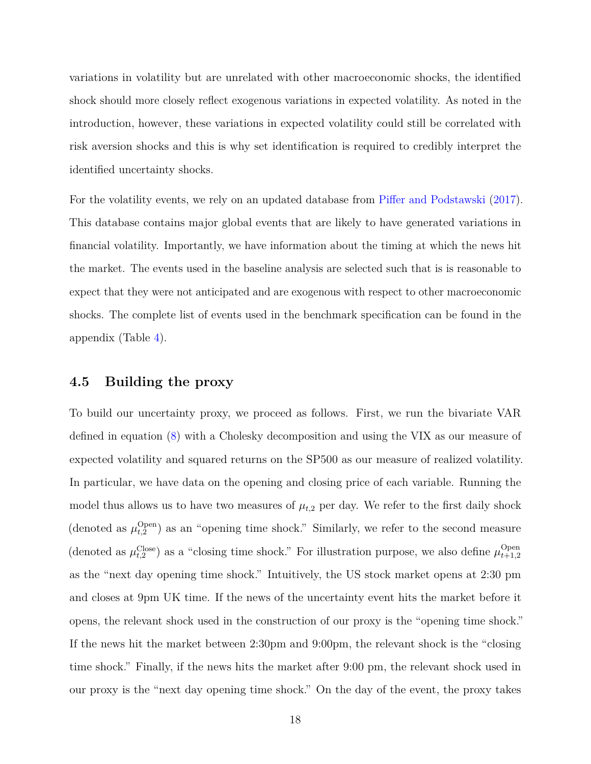variations in volatility but are unrelated with other macroeconomic shocks, the identified shock should more closely reflect exogenous variations in expected volatility. As noted in the introduction, however, these variations in expected volatility could still be correlated with risk aversion shocks and this is why set identification is required to credibly interpret the identified uncertainty shocks.

For the volatility events, we rely on an updated database from Piffer and Podstawski (2017). This database contains major global events that are likely to have generated variations in financial volatility. Importantly, we have information about the timing at which the news hit the market. The events used in the baseline analysis are selected such that is is reasonable to expect that they were not anticipated and are exogenous with respect to other macroeconomic shocks. The complete list of events used in the benchmark specification can be found in the appendix (Table 4).

### 4.5 Building the proxy

To build our uncertainty proxy, we proceed as follows. First, we run the bivariate VAR defined in equation (8) with a Cholesky decomposition and using the VIX as our measure of expected volatility and squared returns on the SP500 as our measure of realized volatility. In particular, we have data on the opening and closing price of each variable. Running the model thus allows us to have two measures of $\mu_{t,2}$ per day. We refer to the first daily shock (denoted as $\mu_{t,2}^{\text{Open}}$) as an "opening time shock." Similarly, we refer to the second measure (denoted as $\mu_{t,2}^{\text{Close}}$) as a "closing time shock." For illustration purpose, we also define $\mu_{t+1,2}^{\text{Open}}$ as the "next day opening time shock." Intuitively, the US stock market opens at 2:30 pm and closes at 9pm UK time. If the news of the uncertainty event hits the market before it opens, the relevant shock used in the construction of our proxy is the "opening time shock." If the news hit the market between 2:30pm and 9:00pm, the relevant shock is the "closing time shock." Finally, if the news hits the market after 9:00 pm, the relevant shock used in our proxy is the "next day opening time shock." On the day of the event, the proxy takes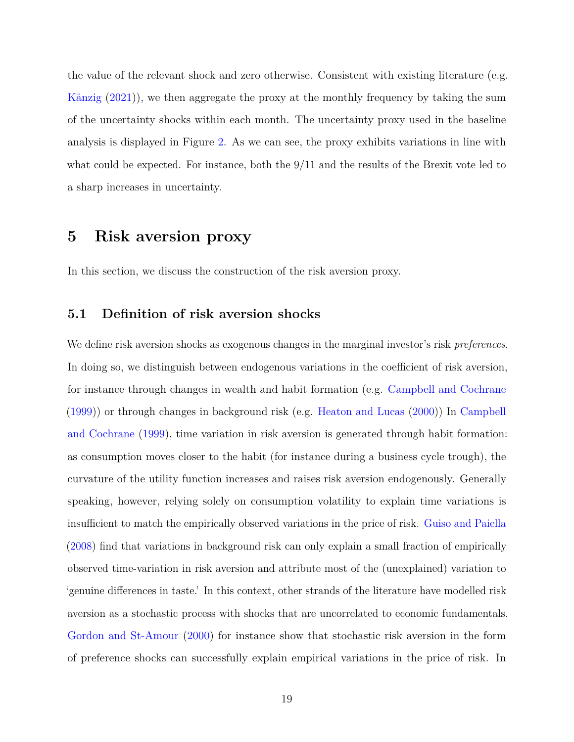the value of the relevant shock and zero otherwise. Consistent with existing literature (e.g. Känzig (2021)), we then aggregate the proxy at the monthly frequency by taking the sum of the uncertainty shocks within each month. The uncertainty proxy used in the baseline analysis is displayed in Figure 2. As we can see, the proxy exhibits variations in line with what could be expected. For instance, both the 9/11 and the results of the Brexit vote led to a sharp increases in uncertainty.

# 5 Risk aversion proxy

In this section, we discuss the construction of the risk aversion proxy.

## 5.1 Definition of risk aversion shocks

We define risk aversion shocks as exogenous changes in the marginal investor's risk *preferences*. In doing so, we distinguish between endogenous variations in the coefficient of risk aversion, for instance through changes in wealth and habit formation (e.g. Campbell and Cochrane (1999)) or through changes in background risk (e.g. Heaton and Lucas (2000)) In Campbell and Cochrane (1999), time variation in risk aversion is generated through habit formation: as consumption moves closer to the habit (for instance during a business cycle trough), the curvature of the utility function increases and raises risk aversion endogenously. Generally speaking, however, relying solely on consumption volatility to explain time variations is insufficient to match the empirically observed variations in the price of risk. Guiso and Paiella (2008) find that variations in background risk can only explain a small fraction of empirically observed time-variation in risk aversion and attribute most of the (unexplained) variation to 'genuine differences in taste.' In this context, other strands of the literature have modelled risk aversion as a stochastic process with shocks that are uncorrelated to economic fundamentals. Gordon and St-Amour (2000) for instance show that stochastic risk aversion in the form of preference shocks can successfully explain empirical variations in the price of risk. In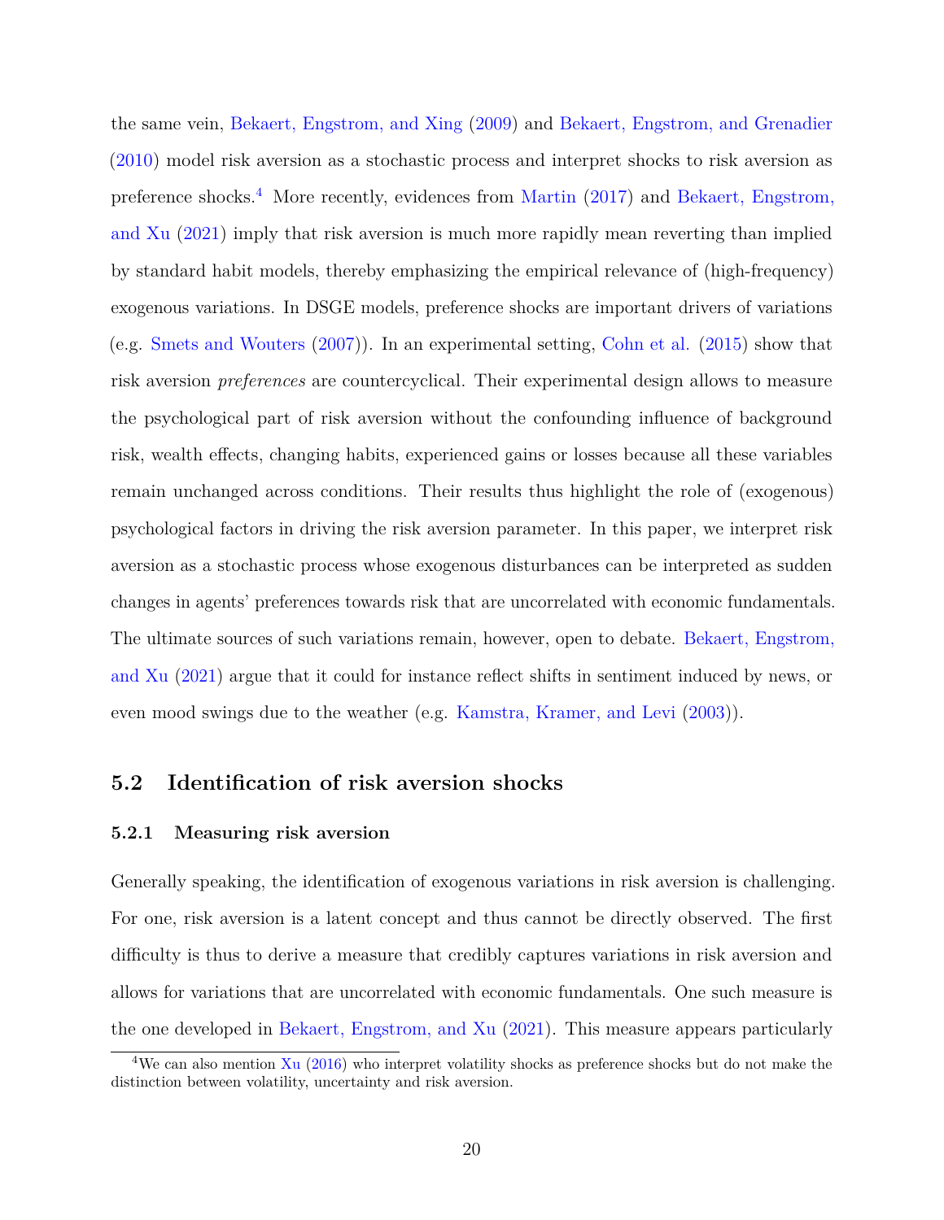the same vein, Bekaert, Engstrom, and Xing (2009) and Bekaert, Engstrom, and Grenadier (2010) model risk aversion as a stochastic process and interpret shocks to risk aversion as preference shocks.[4] More recently, evidences from Martin (2017) and Bekaert, Engstrom, and Xu (2021) imply that risk aversion is much more rapidly mean reverting than implied by standard habit models, thereby emphasizing the empirical relevance of (high-frequency) exogenous variations. In DSGE models, preference shocks are important drivers of variations (e.g. Smets and Wouters (2007)). In an experimental setting, Cohn et al. (2015) show that risk aversion *preferences* are countercyclical. Their experimental design allows to measure the psychological part of risk aversion without the confounding influence of background risk, wealth effects, changing habits, experienced gains or losses because all these variables remain unchanged across conditions. Their results thus highlight the role of (exogenous) psychological factors in driving the risk aversion parameter. In this paper, we interpret risk aversion as a stochastic process whose exogenous disturbances can be interpreted as sudden changes in agents' preferences towards risk that are uncorrelated with economic fundamentals. The ultimate sources of such variations remain, however, open to debate. Bekaert, Engstrom, and Xu (2021) argue that it could for instance reflect shifts in sentiment induced by news, or even mood swings due to the weather (e.g. Kamstra, Kramer, and Levi (2003)).

## 5.2 Identification of risk aversion shocks

### 5.2.1 Measuring risk aversion

Generally speaking, the identification of exogenous variations in risk aversion is challenging. For one, risk aversion is a latent concept and thus cannot be directly observed. The first difficulty is thus to derive a measure that credibly captures variations in risk aversion and allows for variations that are uncorrelated with economic fundamentals. One such measure is the one developed in Bekaert, Engstrom, and Xu (2021). This measure appears particularly

[4] We can also mention Xu (2016) who interpret volatility shocks as preference shocks but do not make the distinction between volatility, uncertainty and risk aversion.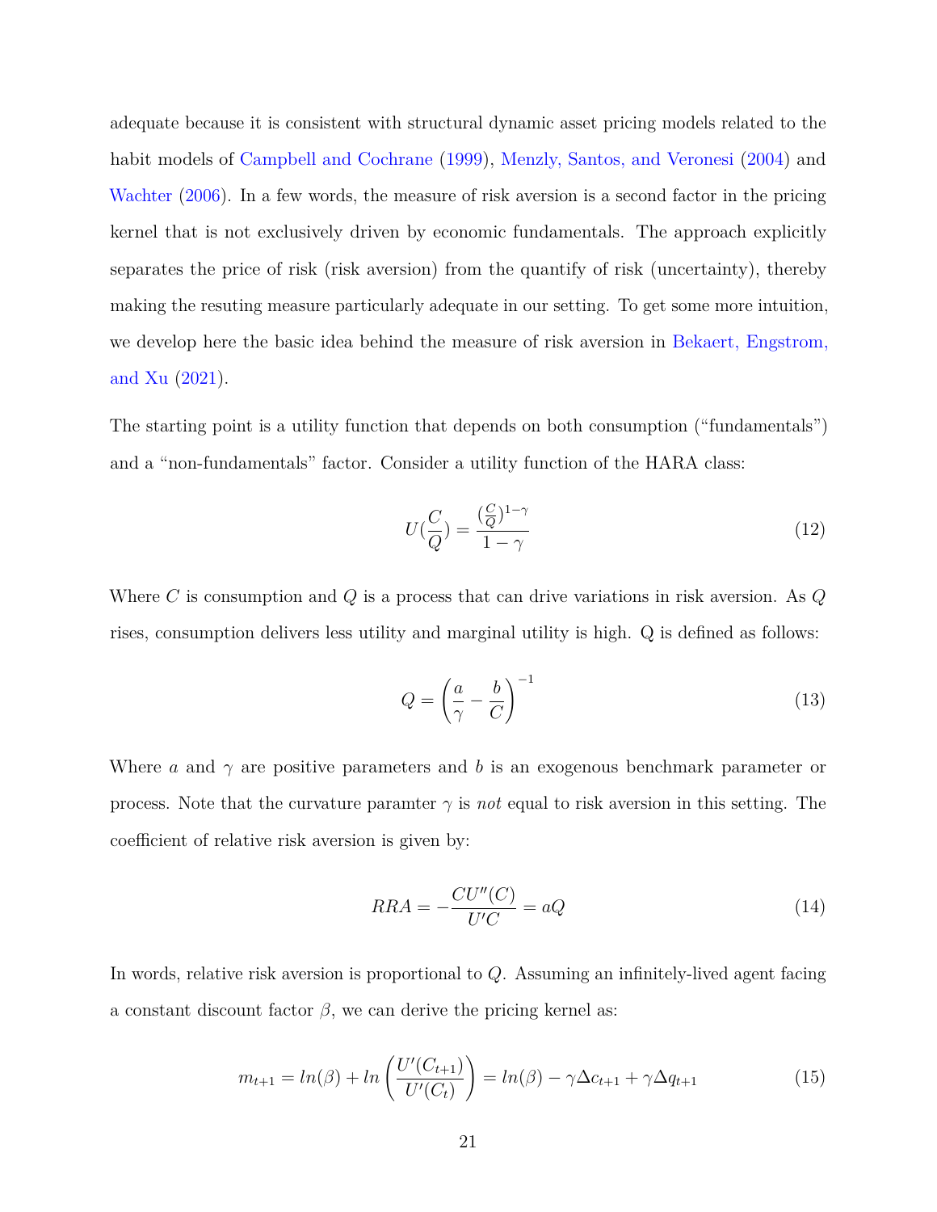adequate because it is consistent with structural dynamic asset pricing models related to the habit models of Campbell and Cochrane (1999), Menzly, Santos, and Veronesi (2004) and Wachter (2006). In a few words, the measure of risk aversion is a second factor in the pricing kernel that is not exclusively driven by economic fundamentals. The approach explicitly separates the price of risk (risk aversion) from the quantify of risk (uncertainty), thereby making the resuting measure particularly adequate in our setting. To get some more intuition, we develop here the basic idea behind the measure of risk aversion in Bekaert, Engstrom, and Xu (2021).

The starting point is a utility function that depends on both consumption ("fundamentals") and a "non-fundamentals" factor. Consider a utility function of the HARA class:

$$U(\frac{C}{Q}) = \frac{(\frac{C}{Q})^{1-\gamma}}{1-\gamma} \tag{12}$$

Where $C$ is consumption and $Q$ is a process that can drive variations in risk aversion. As $Q$ rises, consumption delivers less utility and marginal utility is high. Q is defined as follows:

$$Q = \left(\frac{a}{\gamma} - \frac{b}{C}\right)^{-1} \tag{13}$$

Where $a$ and $\gamma$ are positive parameters and $b$ is an exogenous benchmark parameter or process. Note that the curvature paramter $\gamma$ is *not* equal to risk aversion in this setting. The coefficient of relative risk aversion is given by:

$$RRA = -\frac{CU''(C)}{U'C} = aQ \tag{14}$$

In words, relative risk aversion is proportional to $Q$. Assuming an infinitely-lived agent facing a constant discount factor $\beta$, we can derive the pricing kernel as:

$$m_{t+1} = ln(\beta) + ln\left(\frac{U'(C_{t+1})}{U'(C_t)}\right) = ln(\beta) - \gamma\Delta c_{t+1} + \gamma\Delta q_{t+1} \tag{15}$$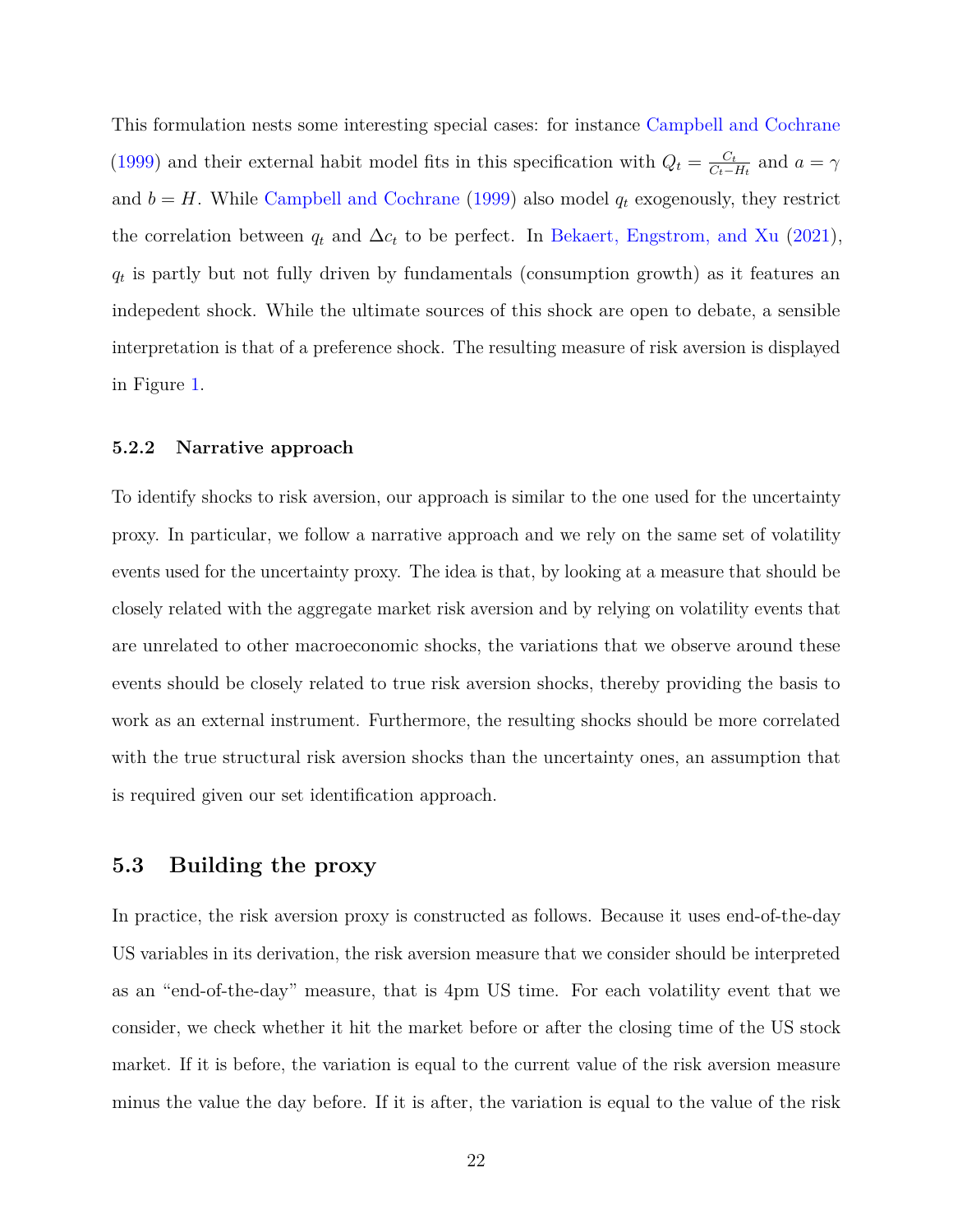This formulation nests some interesting special cases: for instance Campbell and Cochrane (1999) and their external habit model fits in this specification with $Q_t = \frac{C_t}{C_t - H_t}$ and $a = \gamma$ and $b = H$. While Campbell and Cochrane (1999) also model $q_t$ exogenously, they restrict the correlation between $q_t$ and $\Delta c_t$ to be perfect. In Bekaert, Engstrom, and Xu (2021), $q_t$ is partly but not fully driven by fundamentals (consumption growth) as it features an indepedent shock. While the ultimate sources of this shock are open to debate, a sensible interpretation is that of a preference shock. The resulting measure of risk aversion is displayed in Figure 1.

### 5.2.2 Narrative approach

To identify shocks to risk aversion, our approach is similar to the one used for the uncertainty proxy. In particular, we follow a narrative approach and we rely on the same set of volatility events used for the uncertainty proxy. The idea is that, by looking at a measure that should be closely related with the aggregate market risk aversion and by relying on volatility events that are unrelated to other macroeconomic shocks, the variations that we observe around these events should be closely related to true risk aversion shocks, thereby providing the basis to work as an external instrument. Furthermore, the resulting shocks should be more correlated with the true structural risk aversion shocks than the uncertainty ones, an assumption that is required given our set identification approach.

## 5.3 Building the proxy

In practice, the risk aversion proxy is constructed as follows. Because it uses end-of-the-day US variables in its derivation, the risk aversion measure that we consider should be interpreted as an "end-of-the-day" measure, that is 4pm US time. For each volatility event that we consider, we check whether it hit the market before or after the closing time of the US stock market. If it is before, the variation is equal to the current value of the risk aversion measure minus the value the day before. If it is after, the variation is equal to the value of the risk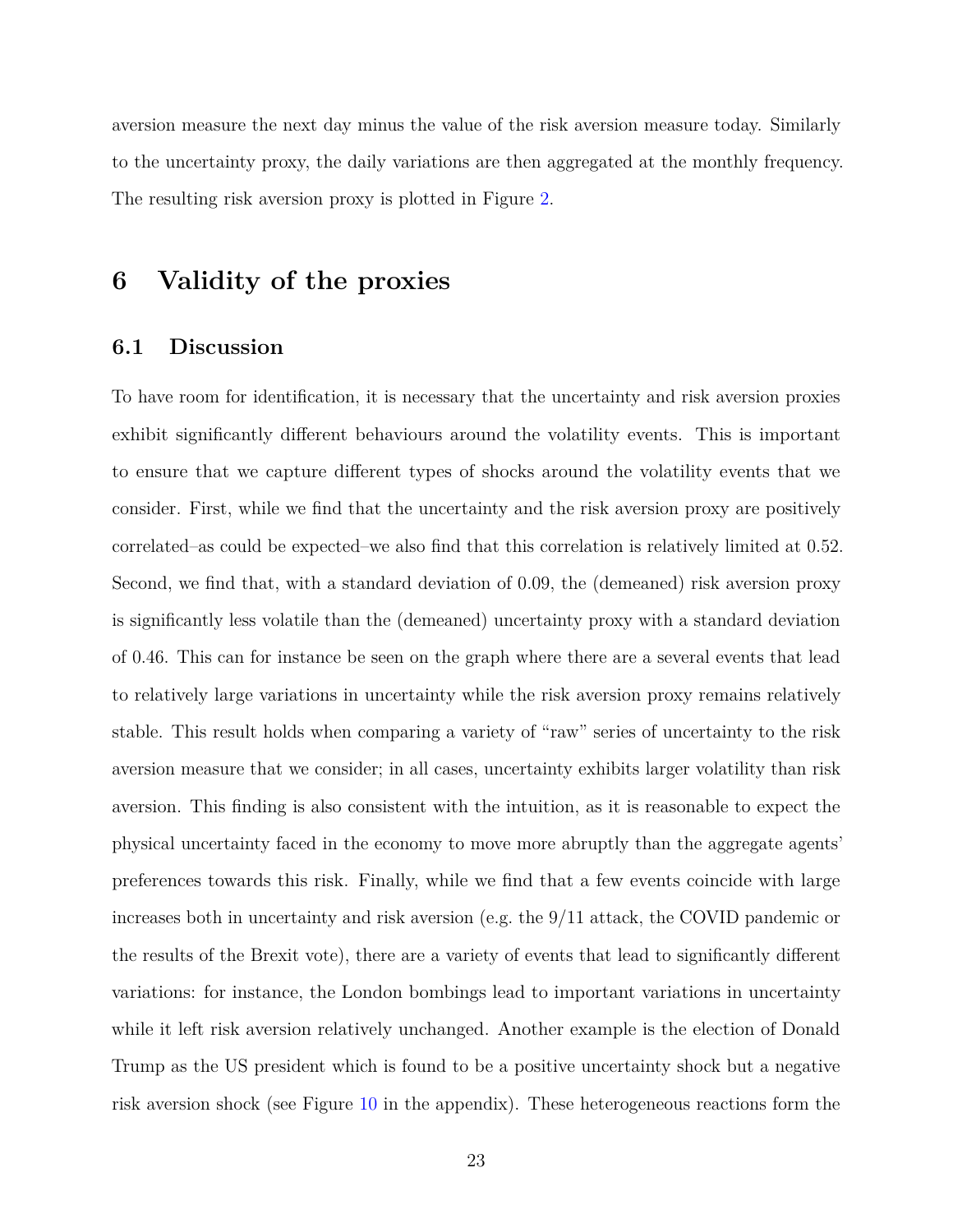aversion measure the next day minus the value of the risk aversion measure today. Similarly to the uncertainty proxy, the daily variations are then aggregated at the monthly frequency. The resulting risk aversion proxy is plotted in Figure 2.

# 6 Validity of the proxies

## 6.1 Discussion

To have room for identification, it is necessary that the uncertainty and risk aversion proxies exhibit significantly different behaviours around the volatility events. This is important to ensure that we capture different types of shocks around the volatility events that we consider. First, while we find that the uncertainty and the risk aversion proxy are positively correlated–as could be expected–we also find that this correlation is relatively limited at 0.52. Second, we find that, with a standard deviation of 0.09, the (demeaned) risk aversion proxy is significantly less volatile than the (demeaned) uncertainty proxy with a standard deviation of 0.46. This can for instance be seen on the graph where there are a several events that lead to relatively large variations in uncertainty while the risk aversion proxy remains relatively stable. This result holds when comparing a variety of "raw" series of uncertainty to the risk aversion measure that we consider; in all cases, uncertainty exhibits larger volatility than risk aversion. This finding is also consistent with the intuition, as it is reasonable to expect the physical uncertainty faced in the economy to move more abruptly than the aggregate agents' preferences towards this risk. Finally, while we find that a few events coincide with large increases both in uncertainty and risk aversion (e.g. the 9/11 attack, the COVID pandemic or the results of the Brexit vote), there are a variety of events that lead to significantly different variations: for instance, the London bombings lead to important variations in uncertainty while it left risk aversion relatively unchanged. Another example is the election of Donald Trump as the US president which is found to be a positive uncertainty shock but a negative risk aversion shock (see Figure 10 in the appendix). These heterogeneous reactions form the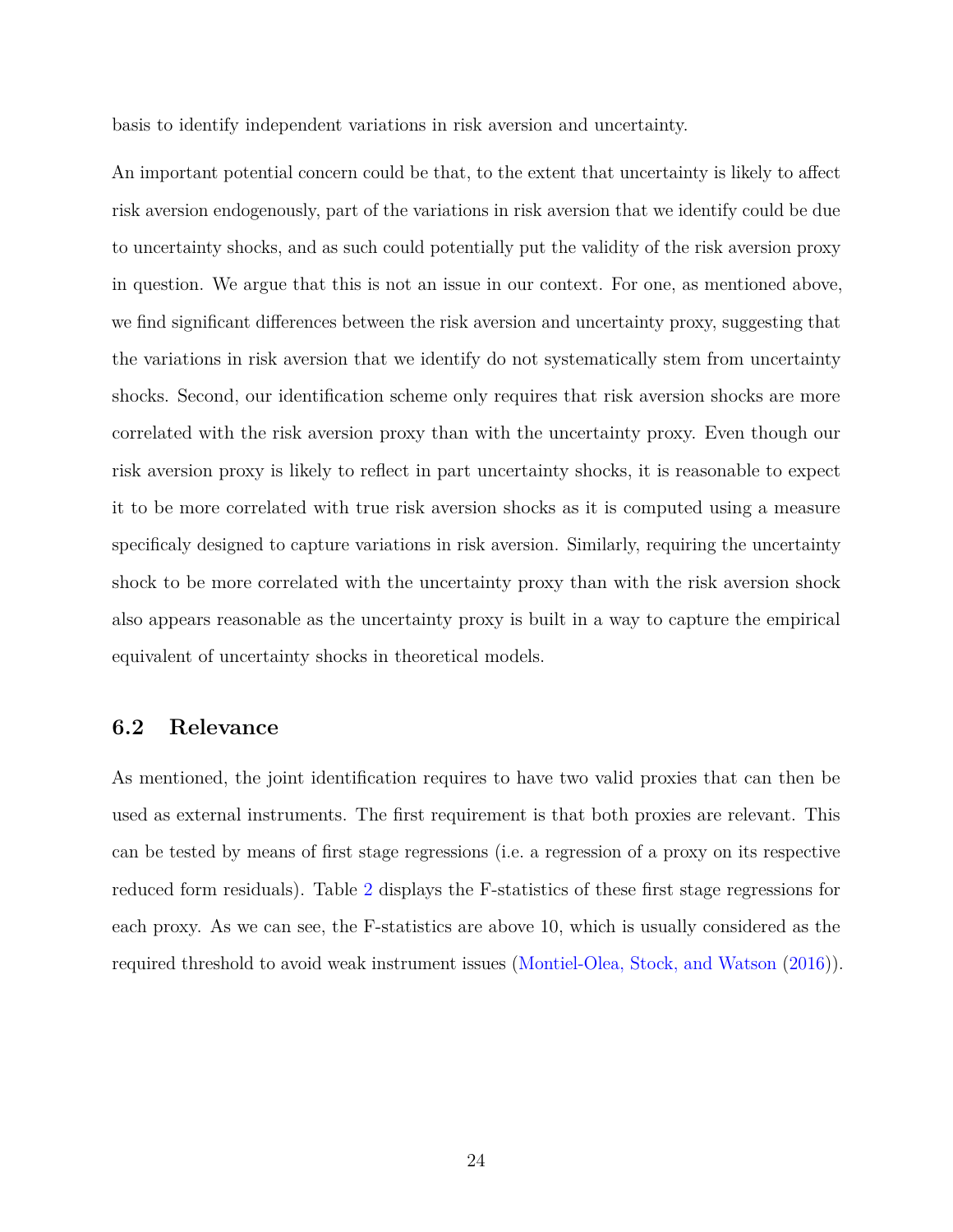basis to identify independent variations in risk aversion and uncertainty.

An important potential concern could be that, to the extent that uncertainty is likely to affect risk aversion endogenously, part of the variations in risk aversion that we identify could be due to uncertainty shocks, and as such could potentially put the validity of the risk aversion proxy in question. We argue that this is not an issue in our context. For one, as mentioned above, we find significant differences between the risk aversion and uncertainty proxy, suggesting that the variations in risk aversion that we identify do not systematically stem from uncertainty shocks. Second, our identification scheme only requires that risk aversion shocks are more correlated with the risk aversion proxy than with the uncertainty proxy. Even though our risk aversion proxy is likely to reflect in part uncertainty shocks, it is reasonable to expect it to be more correlated with true risk aversion shocks as it is computed using a measure specificaly designed to capture variations in risk aversion. Similarly, requiring the uncertainty shock to be more correlated with the uncertainty proxy than with the risk aversion shock also appears reasonable as the uncertainty proxy is built in a way to capture the empirical equivalent of uncertainty shocks in theoretical models.

## 6.2 Relevance

As mentioned, the joint identification requires to have two valid proxies that can then be used as external instruments. The first requirement is that both proxies are relevant. This can be tested by means of first stage regressions (i.e. a regression of a proxy on its respective reduced form residuals). Table 2 displays the F-statistics of these first stage regressions for each proxy. As we can see, the F-statistics are above 10, which is usually considered as the required threshold to avoid weak instrument issues (Montiel-Olea, Stock, and Watson (2016)).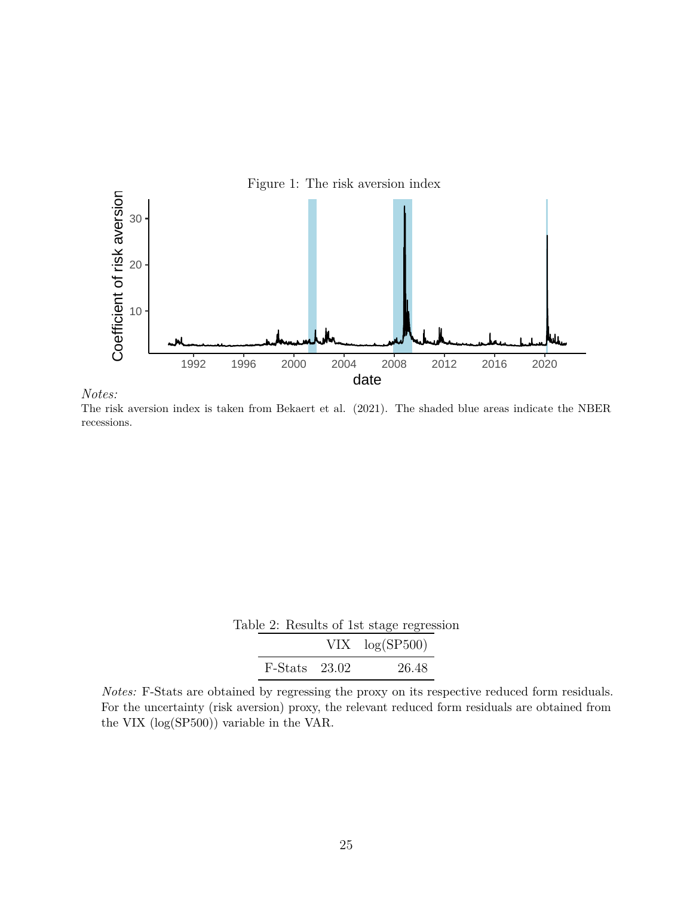Figure 1: The risk aversion index

*Notes:*
The risk aversion index is taken from Bekaert et al. (2021). The shaded blue areas indicate the NBER recessions.

Table 2: Results of 1st stage regression

| | VIX | log(SP500) |
|---|---|---|
| F-Stats | 23.02 | 26.48 |

*Notes:* F-Stats are obtained by regressing the proxy on its respective reduced form residuals. For the uncertainty (risk aversion) proxy, the relevant reduced form residuals are obtained from the VIX (log(SP500)) variable in the VAR.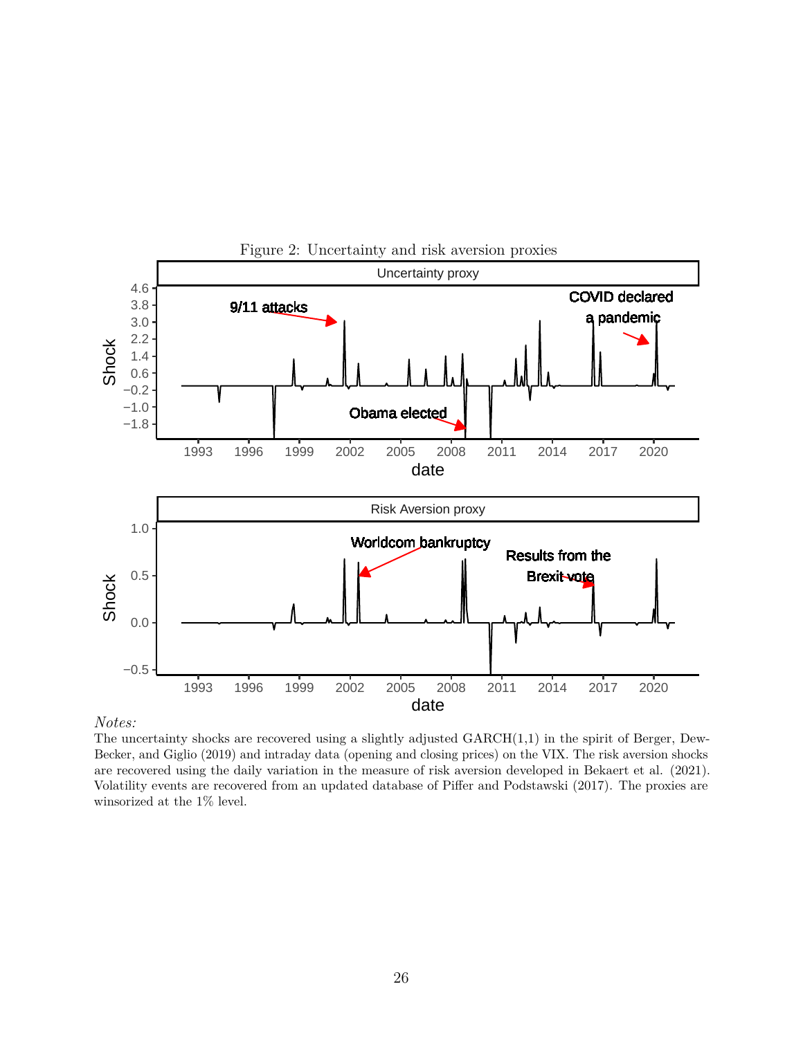Figure 2: Uncertainty and risk aversion proxies

*Notes:*
The uncertainty shocks are recovered using a slightly adjusted GARCH(1,1) in the spirit of Berger, Dew-Becker, and Giglio (2019) and intraday data (opening and closing prices) on the VIX. The risk aversion shocks are recovered using the daily variation in the measure of risk aversion developed in Bekaert et al. (2021). Volatility events are recovered from an updated database of Piffer and Podstawski (2017). The proxies are winsorized at the 1% level.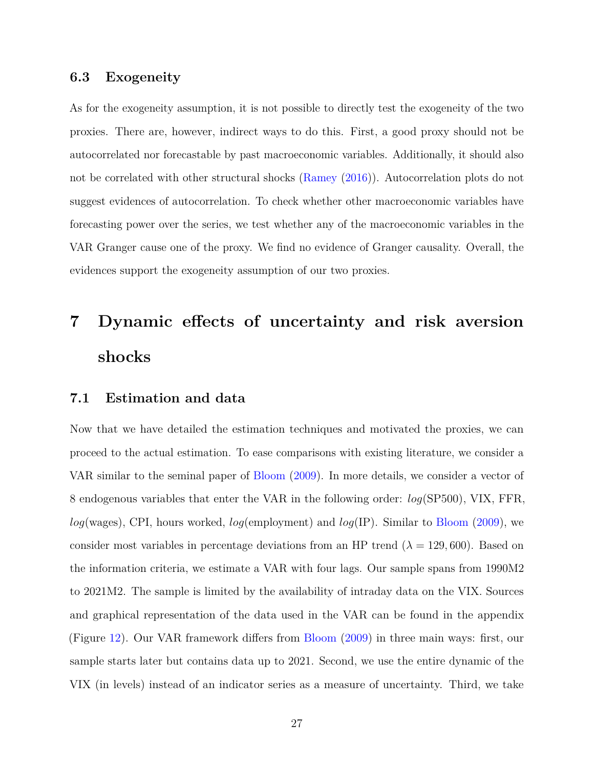### 6.3 Exogeneity

As for the exogeneity assumption, it is not possible to directly test the exogeneity of the two proxies. There are, however, indirect ways to do this. First, a good proxy should not be autocorrelated nor forecastable by past macroeconomic variables. Additionally, it should also not be correlated with other structural shocks (Ramey (2016)). Autocorrelation plots do not suggest evidences of autocorrelation. To check whether other macroeconomic variables have forecasting power over the series, we test whether any of the macroeconomic variables in the VAR Granger cause one of the proxy. We find no evidence of Granger causality. Overall, the evidences support the exogeneity assumption of our two proxies.

# 7 Dynamic effects of uncertainty and risk aversion shocks

## 7.1 Estimation and data

Now that we have detailed the estimation techniques and motivated the proxies, we can proceed to the actual estimation. To ease comparisons with existing literature, we consider a VAR similar to the seminal paper of Bloom (2009). In more details, we consider a vector of 8 endogenous variables that enter the VAR in the following order: *log*(SP500), VIX, FFR, *log*(wages), CPI, hours worked, *log*(employment) and *log*(IP). Similar to Bloom (2009), we consider most variables in percentage deviations from an HP trend ($\lambda = 129,600$). Based on the information criteria, we estimate a VAR with four lags. Our sample spans from 1990M2 to 2021M2. The sample is limited by the availability of intraday data on the VIX. Sources and graphical representation of the data used in the VAR can be found in the appendix (Figure 12). Our VAR framework differs from Bloom (2009) in three main ways: first, our sample starts later but contains data up to 2021. Second, we use the entire dynamic of the VIX (in levels) instead of an indicator series as a measure of uncertainty. Third, we take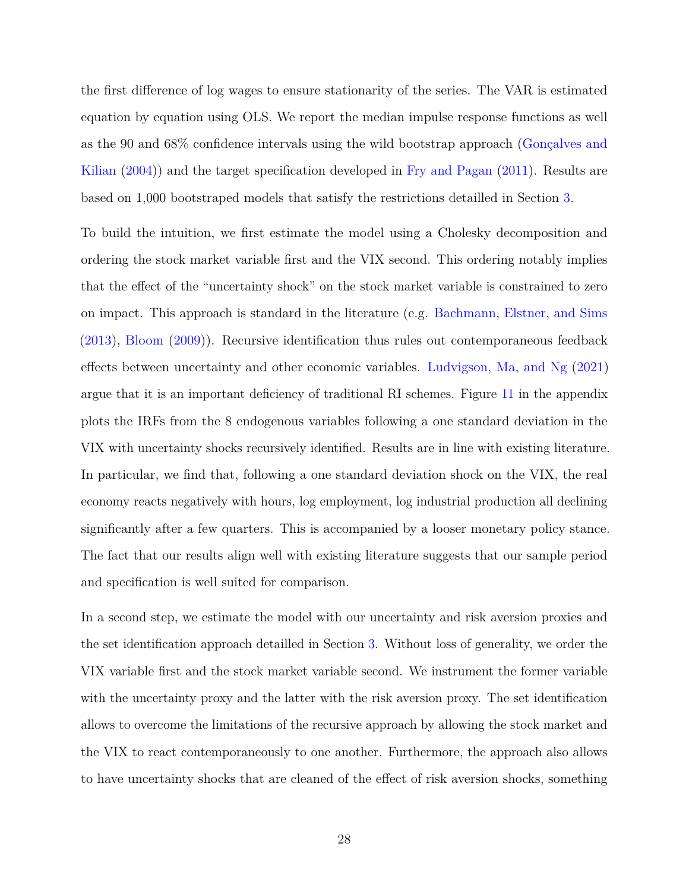the first difference of log wages to ensure stationarity of the series. The VAR is estimated equation by equation using OLS. We report the median impulse response functions as well as the 90 and 68% confidence intervals using the wild bootstrap approach (Gonçalves and Kilian (2004)) and the target specification developed in Fry and Pagan (2011). Results are based on 1,000 bootstraped models that satisfy the restrictions detailled in Section 3.

To build the intuition, we first estimate the model using a Cholesky decomposition and ordering the stock market variable first and the VIX second. This ordering notably implies that the effect of the "uncertainty shock" on the stock market variable is constrained to zero on impact. This approach is standard in the literature (e.g. Bachmann, Elstner, and Sims (2013), Bloom (2009)). Recursive identification thus rules out contemporaneous feedback effects between uncertainty and other economic variables. Ludvigson, Ma, and Ng (2021) argue that it is an important deficiency of traditional RI schemes. Figure 11 in the appendix plots the IRFs from the 8 endogenous variables following a one standard deviation in the VIX with uncertainty shocks recursively identified. Results are in line with existing literature. In particular, we find that, following a one standard deviation shock on the VIX, the real economy reacts negatively with hours, log employment, log industrial production all declining significantly after a few quarters. This is accompanied by a looser monetary policy stance. The fact that our results align well with existing literature suggests that our sample period and specification is well suited for comparison.

In a second step, we estimate the model with our uncertainty and risk aversion proxies and the set identification approach detailled in Section 3. Without loss of generality, we order the VIX variable first and the stock market variable second. We instrument the former variable with the uncertainty proxy and the latter with the risk aversion proxy. The set identification allows to overcome the limitations of the recursive approach by allowing the stock market and the VIX to react contemporaneously to one another. Furthermore, the approach also allows to have uncertainty shocks that are cleaned of the effect of risk aversion shocks, something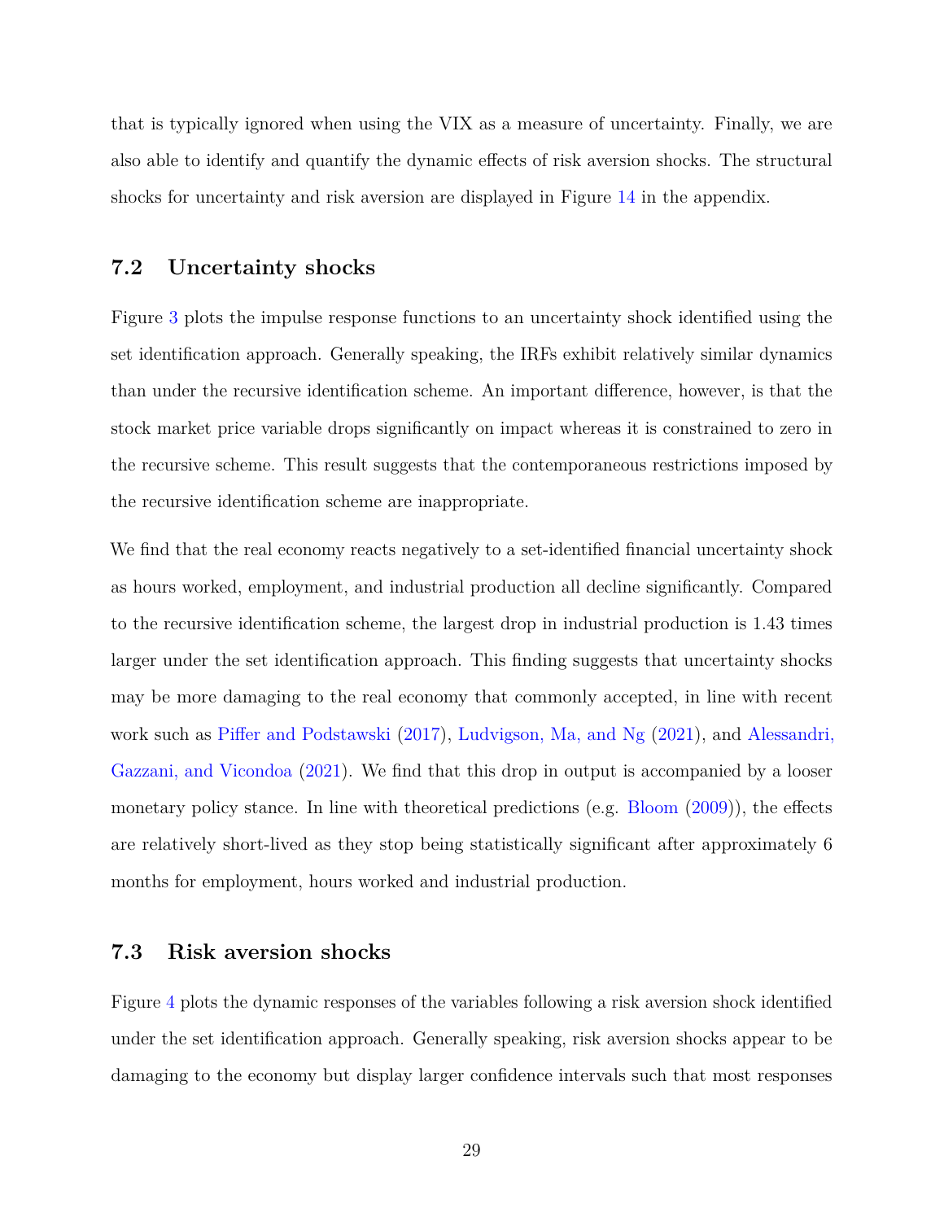that is typically ignored when using the VIX as a measure of uncertainty. Finally, we are also able to identify and quantify the dynamic effects of risk aversion shocks. The structural shocks for uncertainty and risk aversion are displayed in Figure 14 in the appendix.

### 7.2 Uncertainty shocks

Figure 3 plots the impulse response functions to an uncertainty shock identified using the set identification approach. Generally speaking, the IRFs exhibit relatively similar dynamics than under the recursive identification scheme. An important difference, however, is that the stock market price variable drops significantly on impact whereas it is constrained to zero in the recursive scheme. This result suggests that the contemporaneous restrictions imposed by the recursive identification scheme are inappropriate.

We find that the real economy reacts negatively to a set-identified financial uncertainty shock as hours worked, employment, and industrial production all decline significantly. Compared to the recursive identification scheme, the largest drop in industrial production is 1.43 times larger under the set identification approach. This finding suggests that uncertainty shocks may be more damaging to the real economy that commonly accepted, in line with recent work such as Piffer and Podstawski (2017), Ludvigson, Ma, and Ng (2021), and Alessandri, Gazzani, and Vicondoa (2021). We find that this drop in output is accompanied by a looser monetary policy stance. In line with theoretical predictions (e.g. Bloom (2009)), the effects are relatively short-lived as they stop being statistically significant after approximately 6 months for employment, hours worked and industrial production.

### 7.3 Risk aversion shocks

Figure 4 plots the dynamic responses of the variables following a risk aversion shock identified under the set identification approach. Generally speaking, risk aversion shocks appear to be damaging to the economy but display larger confidence intervals such that most responses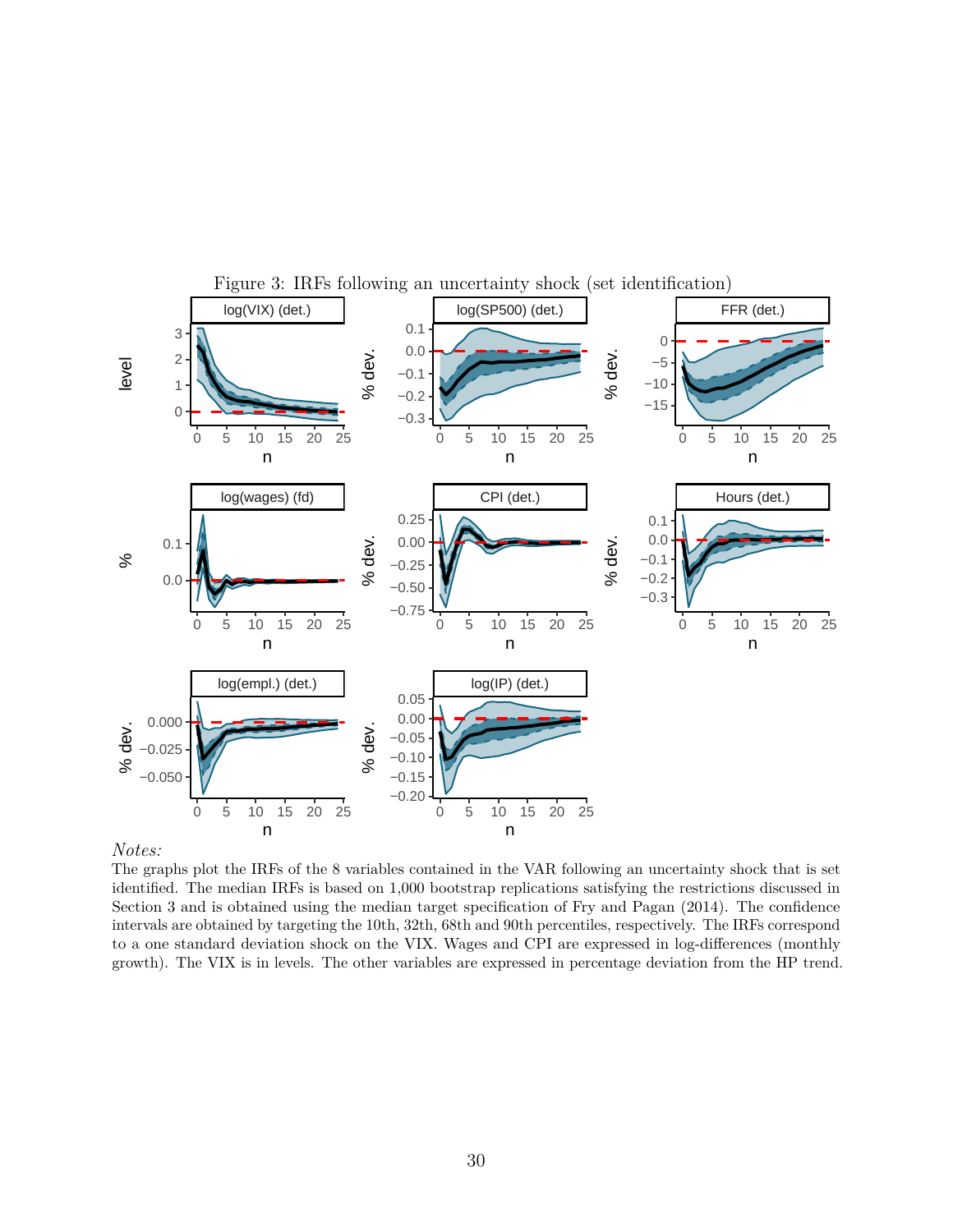Figure 3: IRFs following an uncertainty shock (set identification)

*Notes:*
The graphs plot the IRFs of the 8 variables contained in the VAR following an uncertainty shock that is set identified. The median IRFs is based on 1,000 bootstrap replications satisfying the restrictions discussed in Section 3 and is obtained using the median target specification of Fry and Pagan (2014). The confidence intervals are obtained by targeting the 10th, 32th, 68th and 90th percentiles, respectively. The IRFs correspond to a one standard deviation shock on the VIX. Wages and CPI are expressed in log-differences (monthly growth). The VIX is in levels. The other variables are expressed in percentage deviation from the HP trend.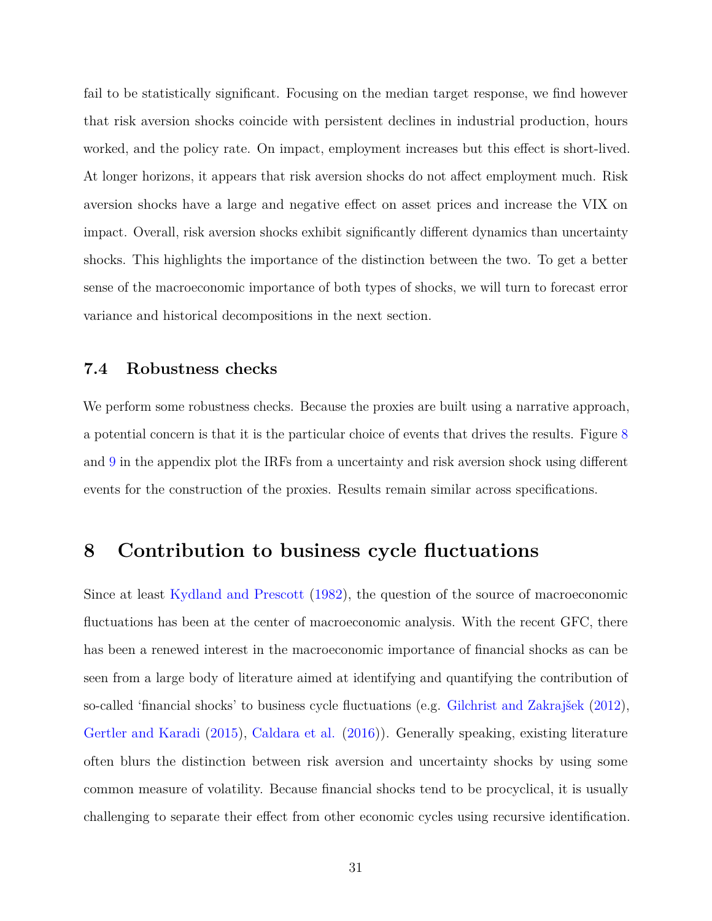fail to be statistically significant. Focusing on the median target response, we find however that risk aversion shocks coincide with persistent declines in industrial production, hours worked, and the policy rate. On impact, employment increases but this effect is short-lived. At longer horizons, it appears that risk aversion shocks do not affect employment much. Risk aversion shocks have a large and negative effect on asset prices and increase the VIX on impact. Overall, risk aversion shocks exhibit significantly different dynamics than uncertainty shocks. This highlights the importance of the distinction between the two. To get a better sense of the macroeconomic importance of both types of shocks, we will turn to forecast error variance and historical decompositions in the next section.

### 7.4 Robustness checks

We perform some robustness checks. Because the proxies are built using a narrative approach, a potential concern is that it is the particular choice of events that drives the results. Figure 8 and 9 in the appendix plot the IRFs from a uncertainty and risk aversion shock using different events for the construction of the proxies. Results remain similar across specifications.

## 8 Contribution to business cycle fluctuations

Since at least Kydland and Prescott (1982), the question of the source of macroeconomic fluctuations has been at the center of macroeconomic analysis. With the recent GFC, there has been a renewed interest in the macroeconomic importance of financial shocks as can be seen from a large body of literature aimed at identifying and quantifying the contribution of so-called 'financial shocks' to business cycle fluctuations (e.g. Gilchrist and Zakrajšek (2012), Gertler and Karadi (2015), Caldara et al. (2016)). Generally speaking, existing literature often blurs the distinction between risk aversion and uncertainty shocks by using some common measure of volatility. Because financial shocks tend to be procyclical, it is usually challenging to separate their effect from other economic cycles using recursive identification.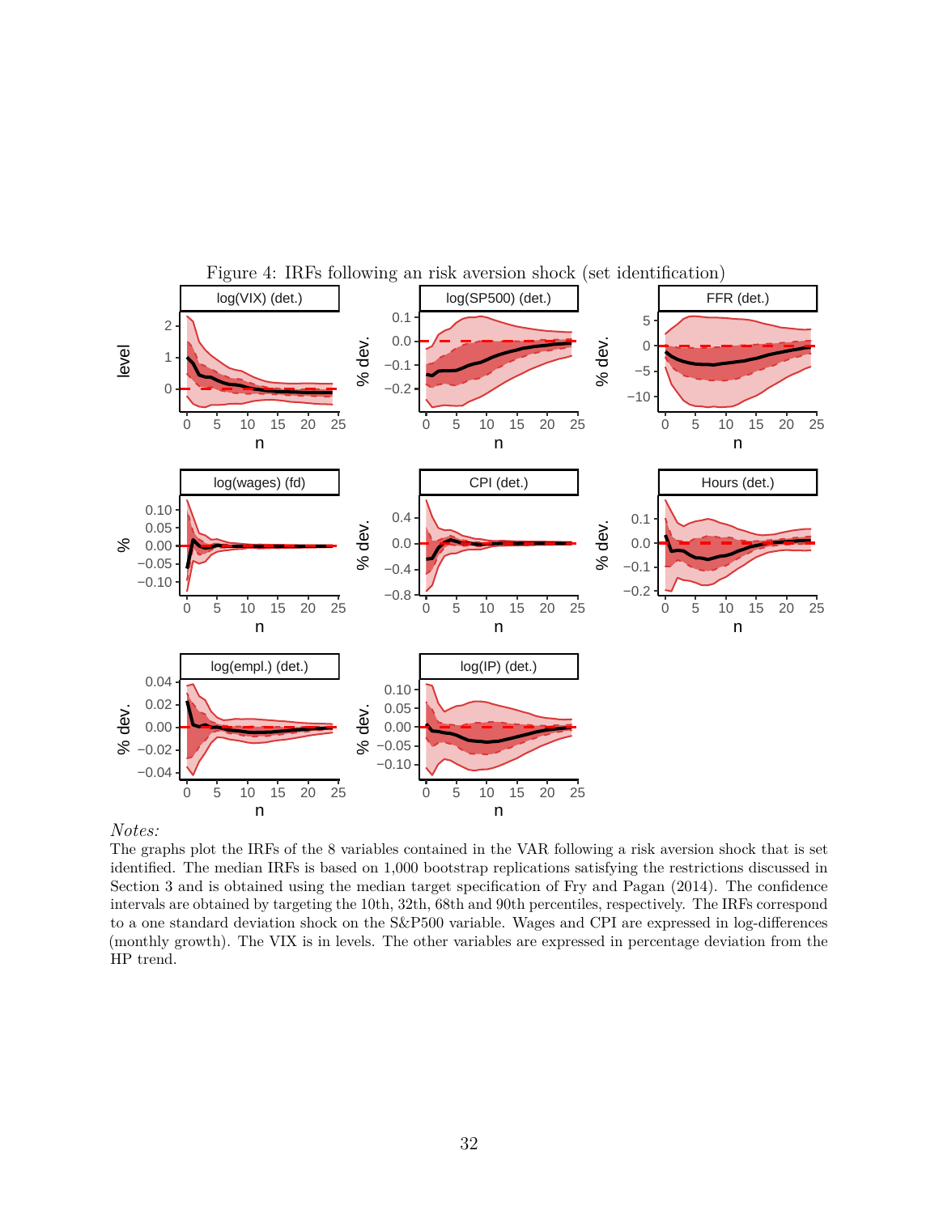Figure 4: IRFs following an risk aversion shock (set identification)

*Notes:*
The graphs plot the IRFs of the 8 variables contained in the VAR following a risk aversion shock that is set identified. The median IRFs is based on 1,000 bootstrap replications satisfying the restrictions discussed in Section 3 and is obtained using the median target specification of Fry and Pagan (2014). The confidence intervals are obtained by targeting the 10th, 32th, 68th and 90th percentiles, respectively. The IRFs correspond to a one standard deviation shock on the S&P500 variable. Wages and CPI are expressed in log-differences (monthly growth). The VIX is in levels. The other variables are expressed in percentage deviation from the HP trend.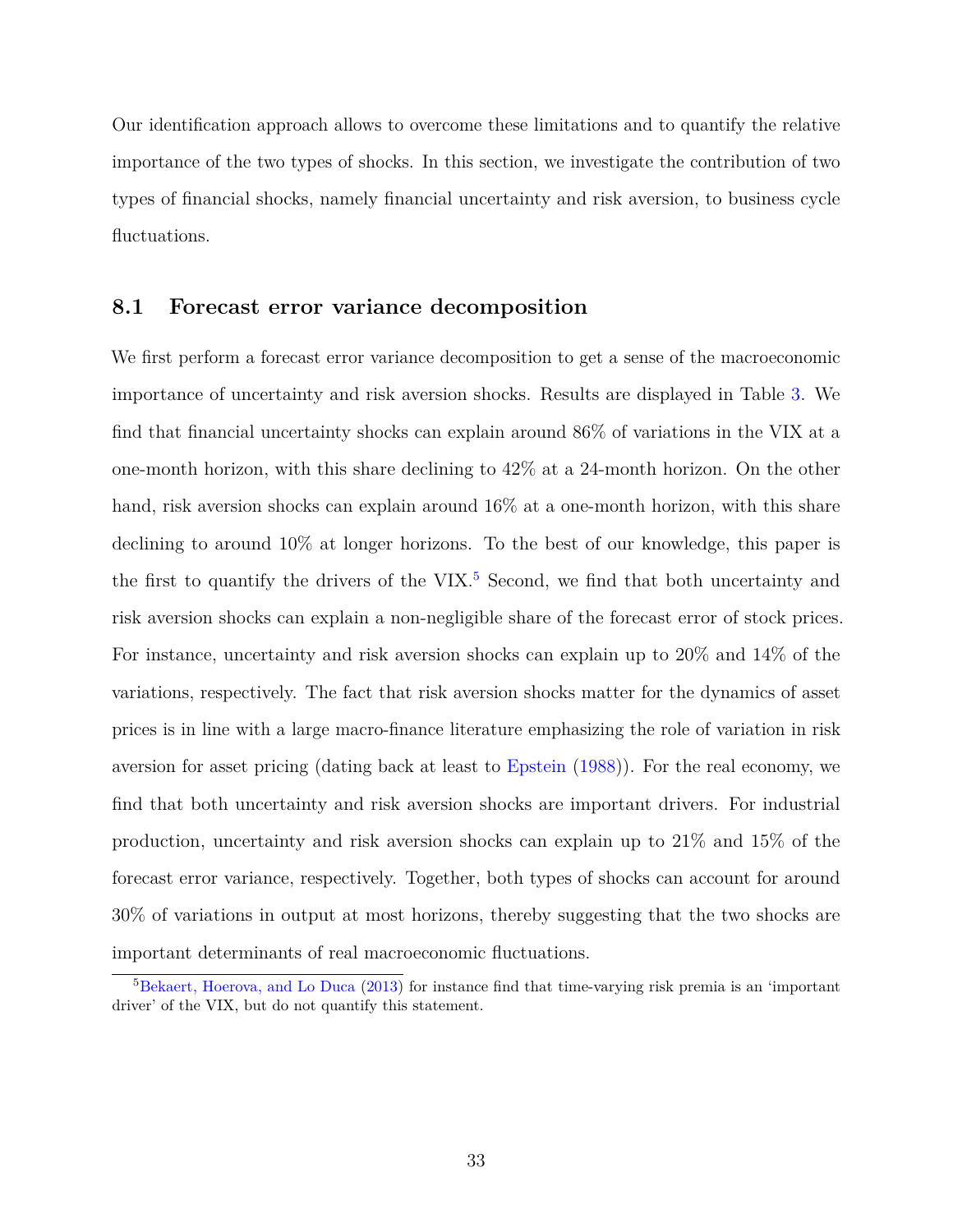Our identification approach allows to overcome these limitations and to quantify the relative importance of the two types of shocks. In this section, we investigate the contribution of two types of financial shocks, namely financial uncertainty and risk aversion, to business cycle fluctuations.

## 8.1 Forecast error variance decomposition

We first perform a forecast error variance decomposition to get a sense of the macroeconomic importance of uncertainty and risk aversion shocks. Results are displayed in Table 3. We find that financial uncertainty shocks can explain around 86% of variations in the VIX at a one-month horizon, with this share declining to 42% at a 24-month horizon. On the other hand, risk aversion shocks can explain around 16% at a one-month horizon, with this share declining to around 10% at longer horizons. To the best of our knowledge, this paper is the first to quantify the drivers of the VIX.[5] Second, we find that both uncertainty and risk aversion shocks can explain a non-negligible share of the forecast error of stock prices. For instance, uncertainty and risk aversion shocks can explain up to 20% and 14% of the variations, respectively. The fact that risk aversion shocks matter for the dynamics of asset prices is in line with a large macro-finance literature emphasizing the role of variation in risk aversion for asset pricing (dating back at least to Epstein (1988)). For the real economy, we find that both uncertainty and risk aversion shocks are important drivers. For industrial production, uncertainty and risk aversion shocks can explain up to 21% and 15% of the forecast error variance, respectively. Together, both types of shocks can account for around 30% of variations in output at most horizons, thereby suggesting that the two shocks are important determinants of real macroeconomic fluctuations.

[5] Bekaert, Hoerova, and Lo Duca (2013) for instance find that time-varying risk premia is an 'important driver' of the VIX, but do not quantify this statement.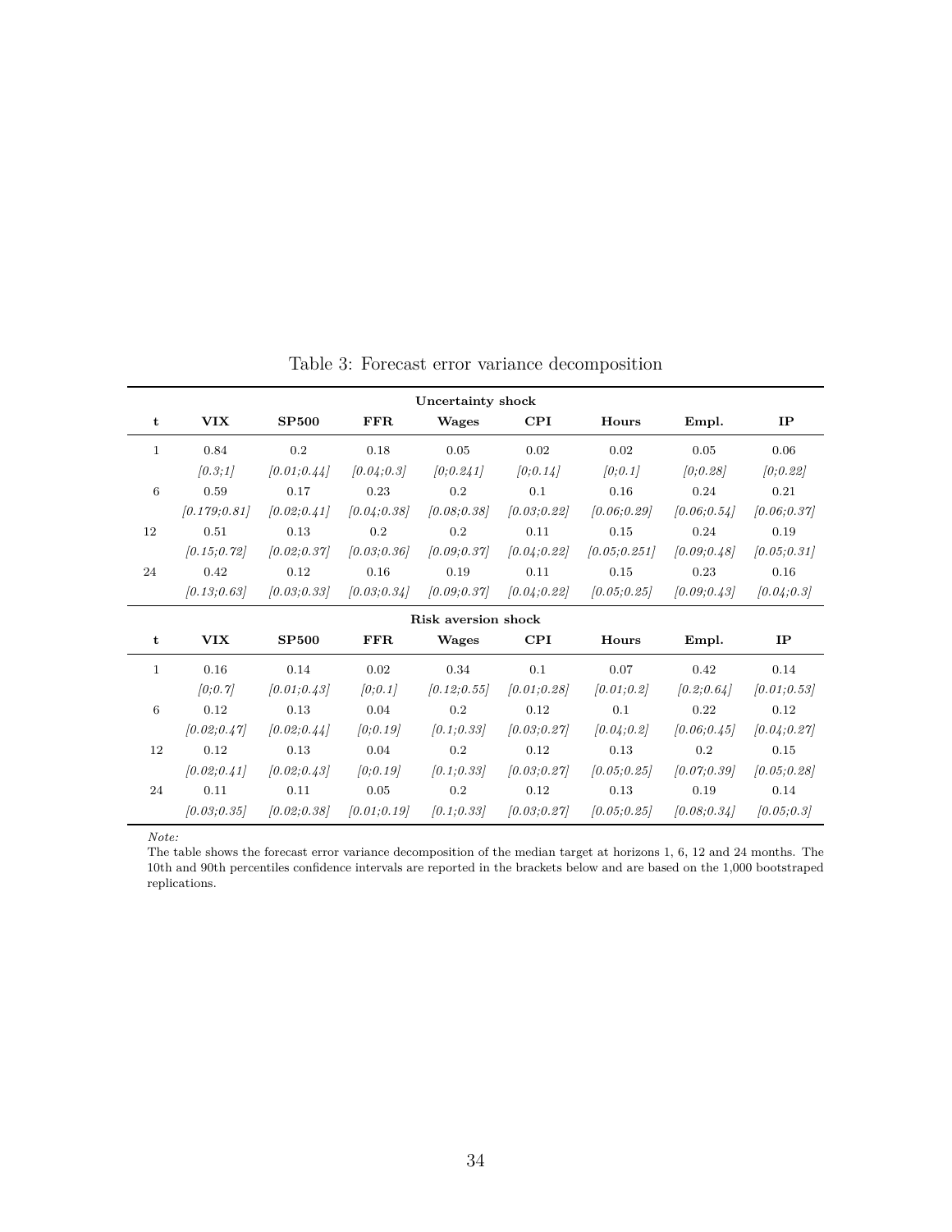Table 3: Forecast error variance decomposition

| | | | | Uncertainty shock | | | | |
|---|---|---|---|---|---|---|---|---|
| **t** | **VIX** | **SP500** | **FFR** | **Wages** | **CPI** | **Hours** | **Empl.** | **IP** |
| 1 | 0.84 | 0.2 | 0.18 | 0.05 | 0.02 | 0.02 | 0.05 | 0.06 |
| | *[0.3;1]* | *[0.01;0.44]* | *[0.04;0.3]* | *[0;0.241]* | *[0;0.14]* | *[0;0.1]* | *[0;0.28]* | *[0;0.22]* |
| 6 | 0.59 | 0.17 | 0.23 | 0.2 | 0.1 | 0.16 | 0.24 | 0.21 |
| | *[0.179;0.81]* | *[0.02;0.41]* | *[0.04;0.38]* | *[0.08;0.38]* | *[0.03;0.22]* | *[0.06;0.29]* | *[0.06;0.54]* | *[0.06;0.37]* |
| 12 | 0.51 | 0.13 | 0.2 | 0.2 | 0.11 | 0.15 | 0.24 | 0.19 |
| | *[0.15;0.72]* | *[0.02;0.37]* | *[0.03;0.36]* | *[0.09;0.37]* | *[0.04;0.22]* | *[0.05;0.251]* | *[0.09;0.48]* | *[0.05;0.31]* |
| 24 | 0.42 | 0.12 | 0.16 | 0.19 | 0.11 | 0.15 | 0.23 | 0.16 |
| | *[0.13;0.63]* | *[0.03;0.33]* | *[0.03;0.34]* | *[0.09;0.37]* | *[0.04;0.22]* | *[0.05;0.25]* | *[0.09;0.43]* | *[0.04;0.3]* |
| | | | | **Risk aversion shock** | | | | |
| **t** | **VIX** | **SP500** | **FFR** | **Wages** | **CPI** | **Hours** | **Empl.** | **IP** |
| 1 | 0.16 | 0.14 | 0.02 | 0.34 | 0.1 | 0.07 | 0.42 | 0.14 |
| | *[0;0.7]* | *[0.01;0.43]* | *[0;0.1]* | *[0.12;0.55]* | *[0.01;0.28]* | *[0.01;0.2]* | *[0.2;0.64]* | *[0.01;0.53]* |
| 6 | 0.12 | 0.13 | 0.04 | 0.2 | 0.12 | 0.1 | 0.22 | 0.12 |
| | *[0.02;0.47]* | *[0.02;0.44]* | *[0;0.19]* | *[0.1;0.33]* | *[0.03;0.27]* | *[0.04;0.2]* | *[0.06;0.45]* | *[0.04;0.27]* |
| 12 | 0.12 | 0.13 | 0.04 | 0.2 | 0.12 | 0.13 | 0.2 | 0.15 |
| | *[0.02;0.41]* | *[0.02;0.43]* | *[0;0.19]* | *[0.1;0.33]* | *[0.03;0.27]* | *[0.05;0.25]* | *[0.07;0.39]* | *[0.05;0.28]* |
| 24 | 0.11 | 0.11 | 0.05 | 0.2 | 0.12 | 0.13 | 0.19 | 0.14 |
| | *[0.03;0.35]* | *[0.02;0.38]* | *[0.01;0.19]* | *[0.1;0.33]* | *[0.03;0.27]* | *[0.05;0.25]* | *[0.08;0.34]* | *[0.05;0.3]* |

*Note:*
The table shows the forecast error variance decomposition of the median target at horizons 1, 6, 12 and 24 months. The 10th and 90th percentiles confidence intervals are reported in the brackets below and are based on the 1,000 bootstraped replications.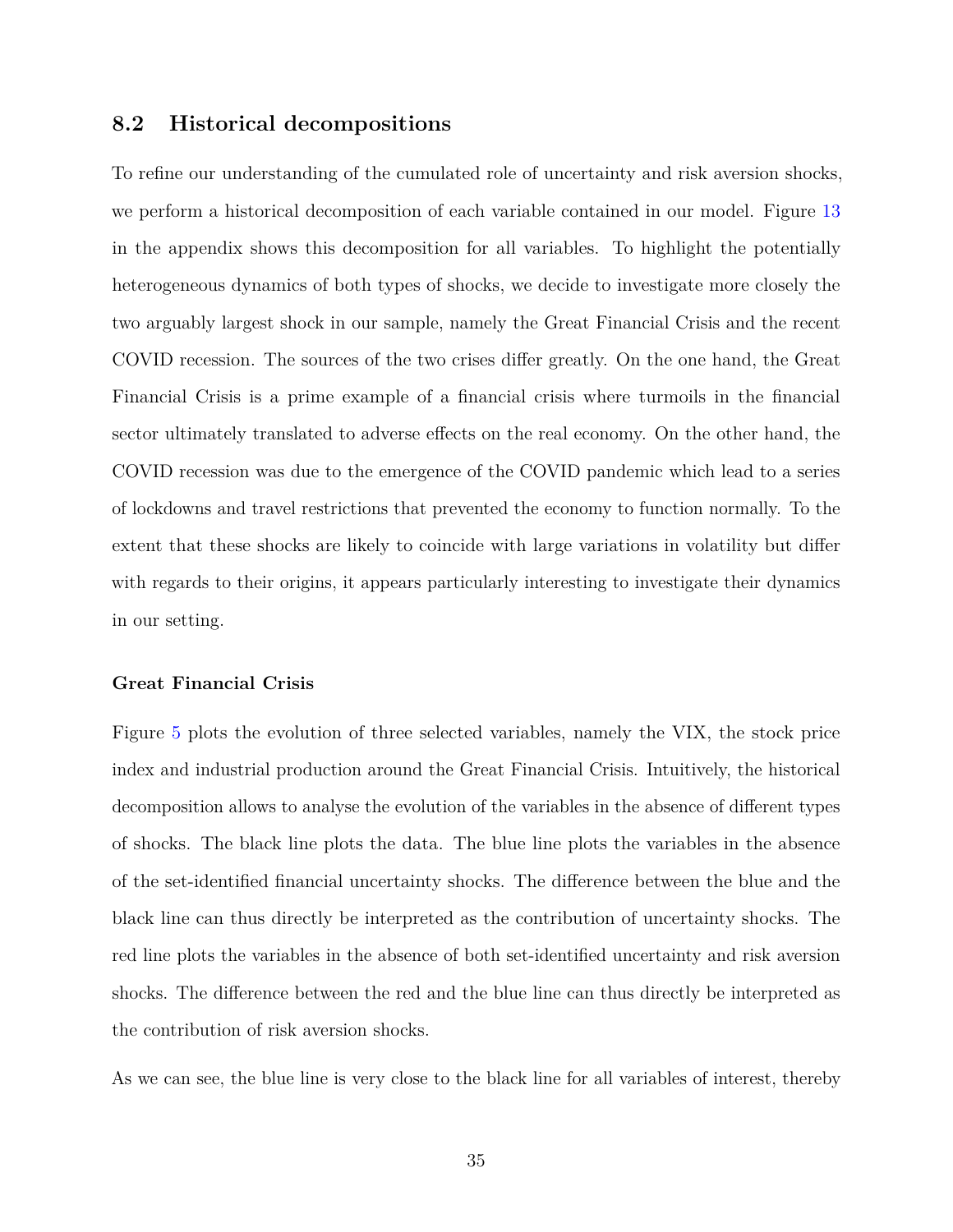## 8.2 Historical decompositions

To refine our understanding of the cumulated role of uncertainty and risk aversion shocks, we perform a historical decomposition of each variable contained in our model. Figure 13 in the appendix shows this decomposition for all variables. To highlight the potentially heterogeneous dynamics of both types of shocks, we decide to investigate more closely the two arguably largest shock in our sample, namely the Great Financial Crisis and the recent COVID recession. The sources of the two crises differ greatly. On the one hand, the Great Financial Crisis is a prime example of a financial crisis where turmoils in the financial sector ultimately translated to adverse effects on the real economy. On the other hand, the COVID recession was due to the emergence of the COVID pandemic which lead to a series of lockdowns and travel restrictions that prevented the economy to function normally. To the extent that these shocks are likely to coincide with large variations in volatility but differ with regards to their origins, it appears particularly interesting to investigate their dynamics in our setting.

#### Great Financial Crisis

Figure 5 plots the evolution of three selected variables, namely the VIX, the stock price index and industrial production around the Great Financial Crisis. Intuitively, the historical decomposition allows to analyse the evolution of the variables in the absence of different types of shocks. The black line plots the data. The blue line plots the variables in the absence of the set-identified financial uncertainty shocks. The difference between the blue and the black line can thus directly be interpreted as the contribution of uncertainty shocks. The red line plots the variables in the absence of both set-identified uncertainty and risk aversion shocks. The difference between the red and the blue line can thus directly be interpreted as the contribution of risk aversion shocks.

As we can see, the blue line is very close to the black line for all variables of interest, thereby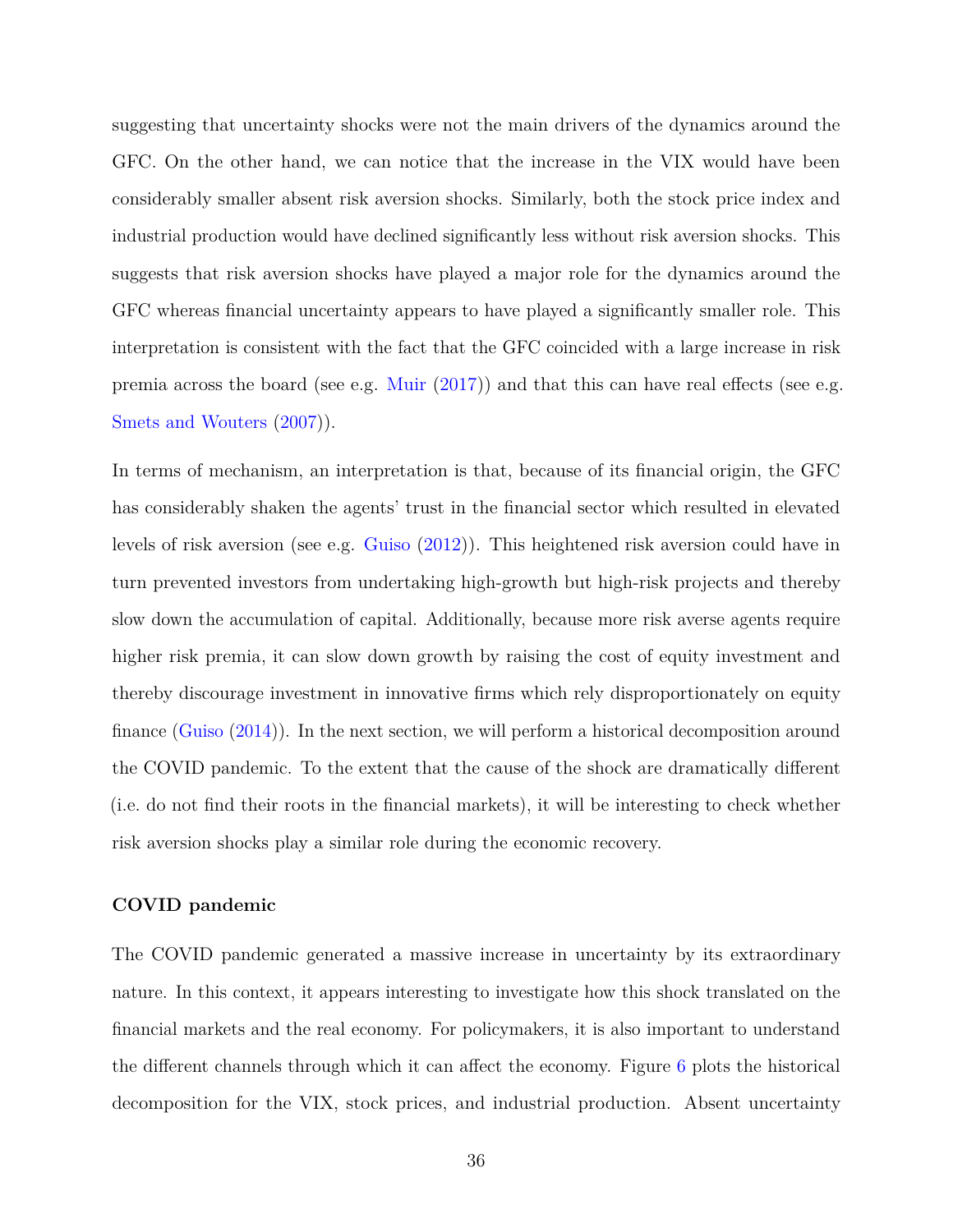suggesting that uncertainty shocks were not the main drivers of the dynamics around the GFC. On the other hand, we can notice that the increase in the VIX would have been considerably smaller absent risk aversion shocks. Similarly, both the stock price index and industrial production would have declined significantly less without risk aversion shocks. This suggests that risk aversion shocks have played a major role for the dynamics around the GFC whereas financial uncertainty appears to have played a significantly smaller role. This interpretation is consistent with the fact that the GFC coincided with a large increase in risk premia across the board (see e.g. Muir (2017)) and that this can have real effects (see e.g. Smets and Wouters (2007)).

In terms of mechanism, an interpretation is that, because of its financial origin, the GFC has considerably shaken the agents' trust in the financial sector which resulted in elevated levels of risk aversion (see e.g. Guiso (2012)). This heightened risk aversion could have in turn prevented investors from undertaking high-growth but high-risk projects and thereby slow down the accumulation of capital. Additionally, because more risk averse agents require higher risk premia, it can slow down growth by raising the cost of equity investment and thereby discourage investment in innovative firms which rely disproportionately on equity finance (Guiso (2014)). In the next section, we will perform a historical decomposition around the COVID pandemic. To the extent that the cause of the shock are dramatically different (i.e. do not find their roots in the financial markets), it will be interesting to check whether risk aversion shocks play a similar role during the economic recovery.

**COVID pandemic**

The COVID pandemic generated a massive increase in uncertainty by its extraordinary nature. In this context, it appears interesting to investigate how this shock translated on the financial markets and the real economy. For policymakers, it is also important to understand the different channels through which it can affect the economy. Figure 6 plots the historical decomposition for the VIX, stock prices, and industrial production. Absent uncertainty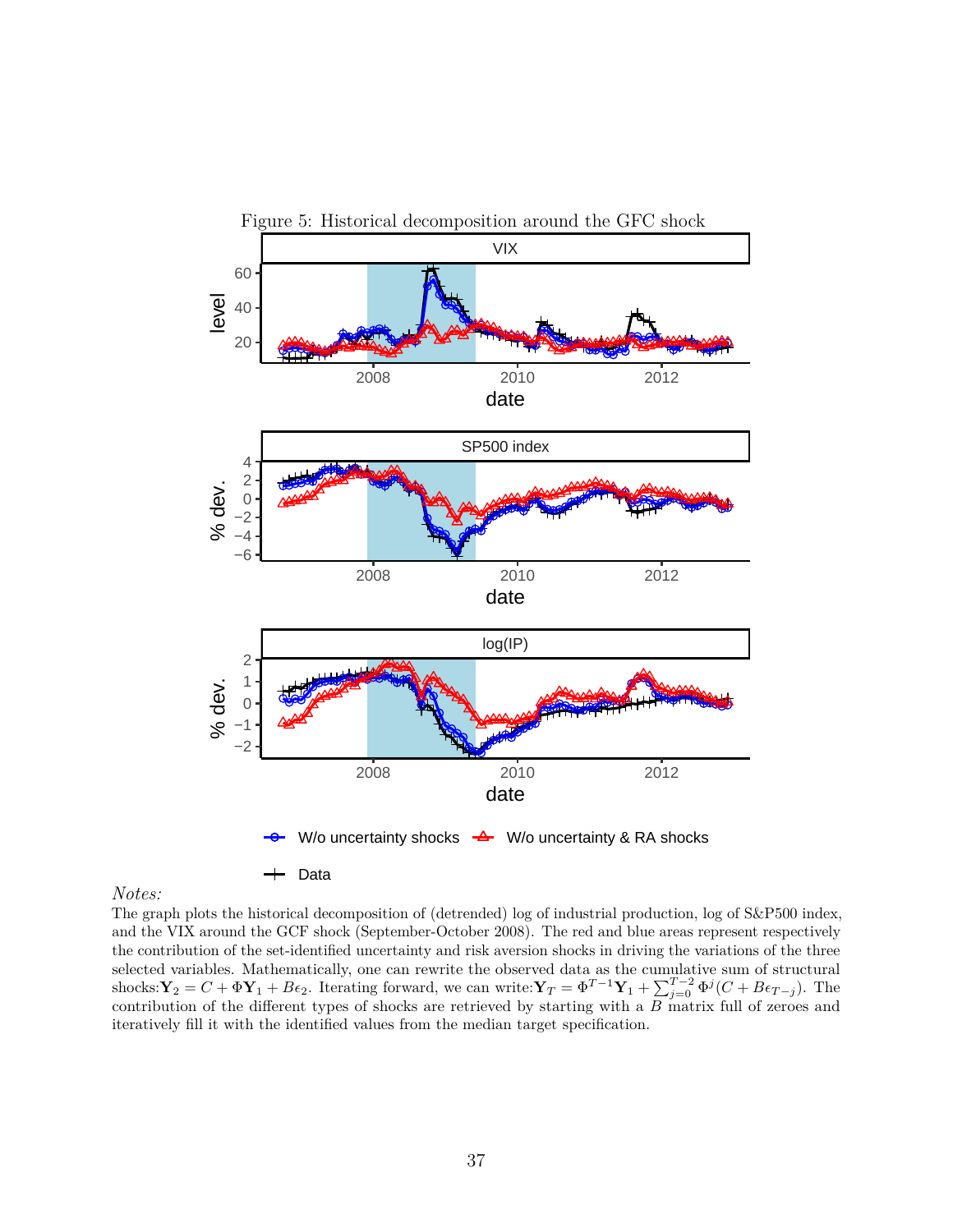Figure 5: Historical decomposition around the GFC shock

*Notes:*
The graph plots the historical decomposition of (detrended) log of industrial production, log of S&P500 index, and the VIX around the GCF shock (September-October 2008). The red and blue areas represent respectively the contribution of the set-identified uncertainty and risk aversion shocks in driving the variations of the three selected variables. Mathematically, one can rewrite the observed data as the cumulative sum of structural shocks: $\mathbf{Y}_2 = C + \Phi\mathbf{Y}_1 + B\epsilon_2$. Iterating forward, we can write: $\mathbf{Y}_T = \Phi^{T-1}\mathbf{Y}_1 + \sum_{j=0}^{T-2}\Phi^j(C + B\epsilon_{T-j})$. The contribution of the different types of shocks are retrieved by starting with a $B$ matrix full of zeroes and iteratively fill it with the identified values from the median target specification.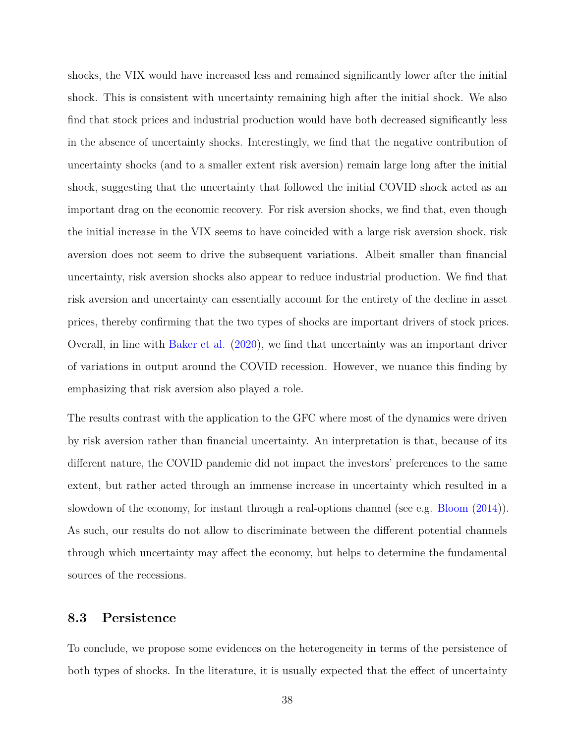shocks, the VIX would have increased less and remained significantly lower after the initial shock. This is consistent with uncertainty remaining high after the initial shock. We also find that stock prices and industrial production would have both decreased significantly less in the absence of uncertainty shocks. Interestingly, we find that the negative contribution of uncertainty shocks (and to a smaller extent risk aversion) remain large long after the initial shock, suggesting that the uncertainty that followed the initial COVID shock acted as an important drag on the economic recovery. For risk aversion shocks, we find that, even though the initial increase in the VIX seems to have coincided with a large risk aversion shock, risk aversion does not seem to drive the subsequent variations. Albeit smaller than financial uncertainty, risk aversion shocks also appear to reduce industrial production. We find that risk aversion and uncertainty can essentially account for the entirety of the decline in asset prices, thereby confirming that the two types of shocks are important drivers of stock prices. Overall, in line with Baker et al. (2020), we find that uncertainty was an important driver of variations in output around the COVID recession. However, we nuance this finding by emphasizing that risk aversion also played a role.

The results contrast with the application to the GFC where most of the dynamics were driven by risk aversion rather than financial uncertainty. An interpretation is that, because of its different nature, the COVID pandemic did not impact the investors' preferences to the same extent, but rather acted through an immense increase in uncertainty which resulted in a slowdown of the economy, for instant through a real-options channel (see e.g. Bloom (2014)). As such, our results do not allow to discriminate between the different potential channels through which uncertainty may affect the economy, but helps to determine the fundamental sources of the recessions.

### 8.3 Persistence

To conclude, we propose some evidences on the heterogeneity in terms of the persistence of both types of shocks. In the literature, it is usually expected that the effect of uncertainty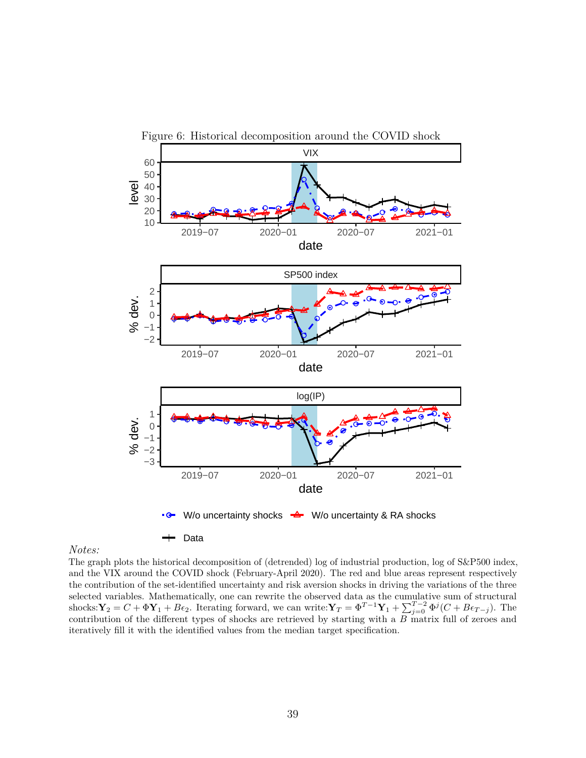Figure 6: Historical decomposition around the COVID shock

*Notes:*
The graph plots the historical decomposition of (detrended) log of industrial production, log of S&P500 index, and the VIX around the COVID shock (February-April 2020). The red and blue areas represent respectively the contribution of the set-identified uncertainty and risk aversion shocks in driving the variations of the three selected variables. Mathematically, one can rewrite the observed data as the cumulative sum of structural shocks:$\mathbf{Y}_2 = C + \Phi \mathbf{Y}_1 + B\epsilon_2$. Iterating forward, we can write:$\mathbf{Y}_T = \Phi^{T-1}\mathbf{Y}_1 + \sum_{j=0}^{T-2} \Phi^j (C + B\epsilon_{T-j})$. The contribution of the different types of shocks are retrieved by starting with a $B$ matrix full of zeroes and iteratively fill it with the identified values from the median target specification.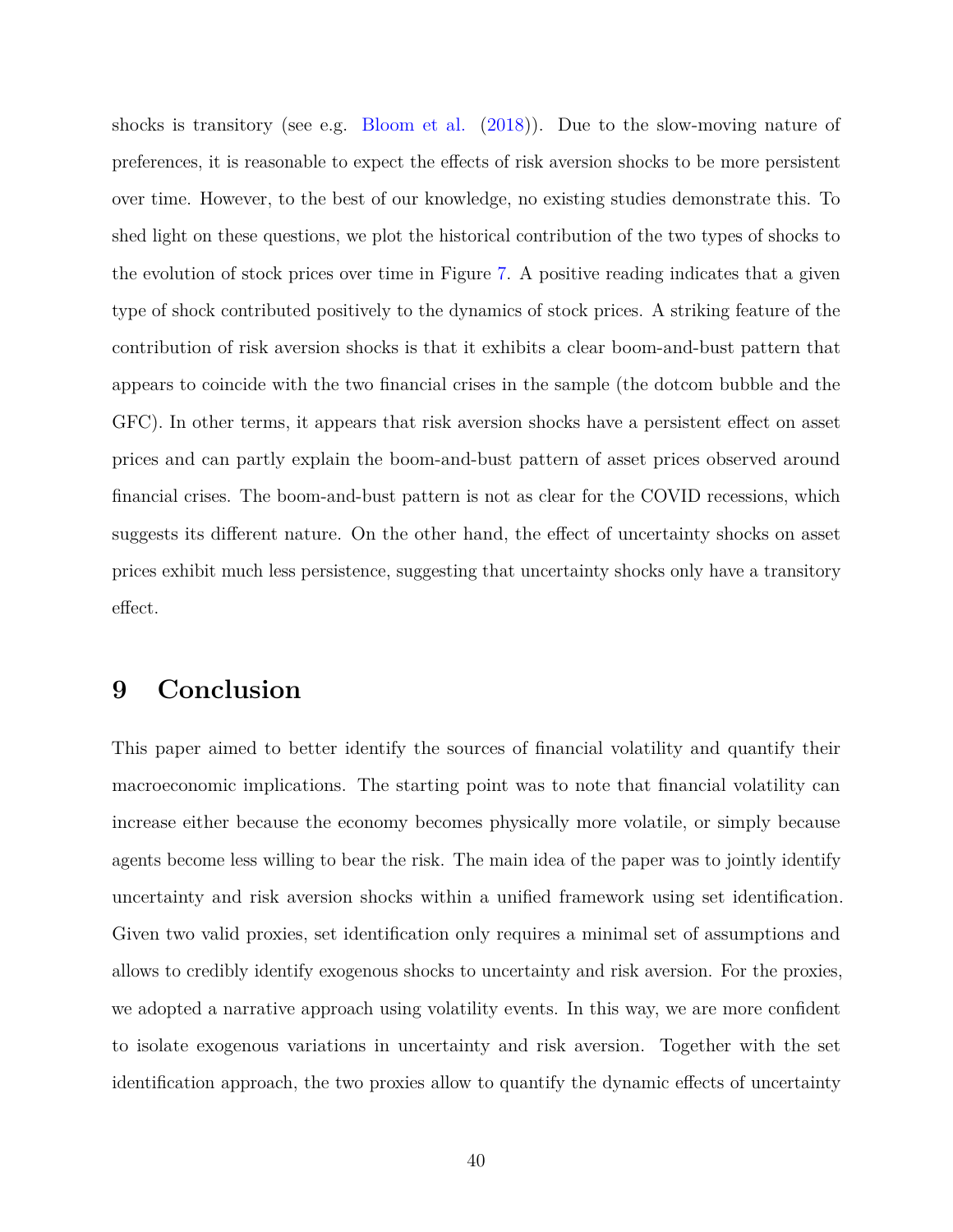shocks is transitory (see e.g. Bloom et al. (2018)). Due to the slow-moving nature of preferences, it is reasonable to expect the effects of risk aversion shocks to be more persistent over time. However, to the best of our knowledge, no existing studies demonstrate this. To shed light on these questions, we plot the historical contribution of the two types of shocks to the evolution of stock prices over time in Figure 7. A positive reading indicates that a given type of shock contributed positively to the dynamics of stock prices. A striking feature of the contribution of risk aversion shocks is that it exhibits a clear boom-and-bust pattern that appears to coincide with the two financial crises in the sample (the dotcom bubble and the GFC). In other terms, it appears that risk aversion shocks have a persistent effect on asset prices and can partly explain the boom-and-bust pattern of asset prices observed around financial crises. The boom-and-bust pattern is not as clear for the COVID recessions, which suggests its different nature. On the other hand, the effect of uncertainty shocks on asset prices exhibit much less persistence, suggesting that uncertainty shocks only have a transitory effect.

# 9 Conclusion

This paper aimed to better identify the sources of financial volatility and quantify their macroeconomic implications. The starting point was to note that financial volatility can increase either because the economy becomes physically more volatile, or simply because agents become less willing to bear the risk. The main idea of the paper was to jointly identify uncertainty and risk aversion shocks within a unified framework using set identification. Given two valid proxies, set identification only requires a minimal set of assumptions and allows to credibly identify exogenous shocks to uncertainty and risk aversion. For the proxies, we adopted a narrative approach using volatility events. In this way, we are more confident to isolate exogenous variations in uncertainty and risk aversion. Together with the set identification approach, the two proxies allow to quantify the dynamic effects of uncertainty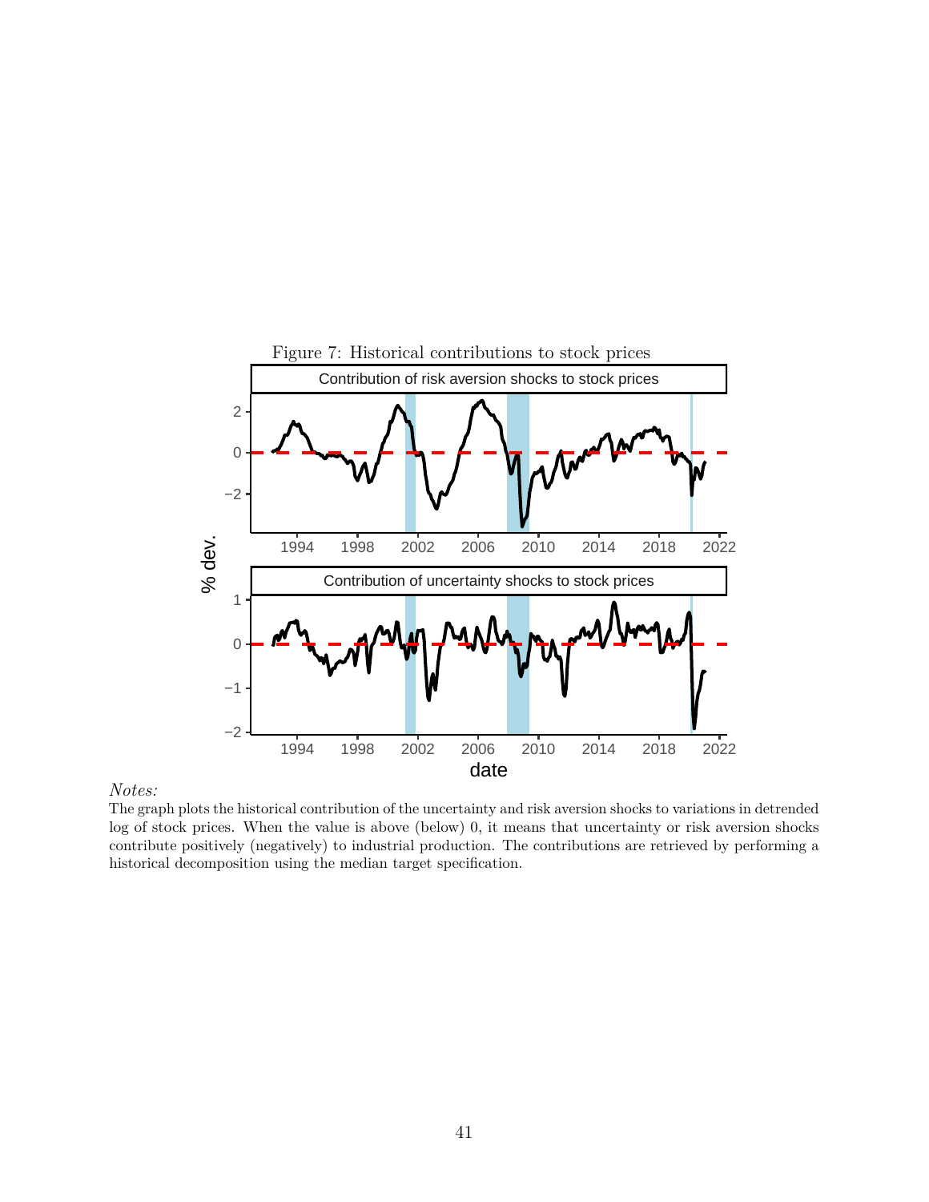Figure 7: Historical contributions to stock prices

*Notes:*

The graph plots the historical contribution of the uncertainty and risk aversion shocks to variations in detrended log of stock prices. When the value is above (below) 0, it means that uncertainty or risk aversion shocks contribute positively (negatively) to industrial production. The contributions are retrieved by performing a historical decomposition using the median target specification.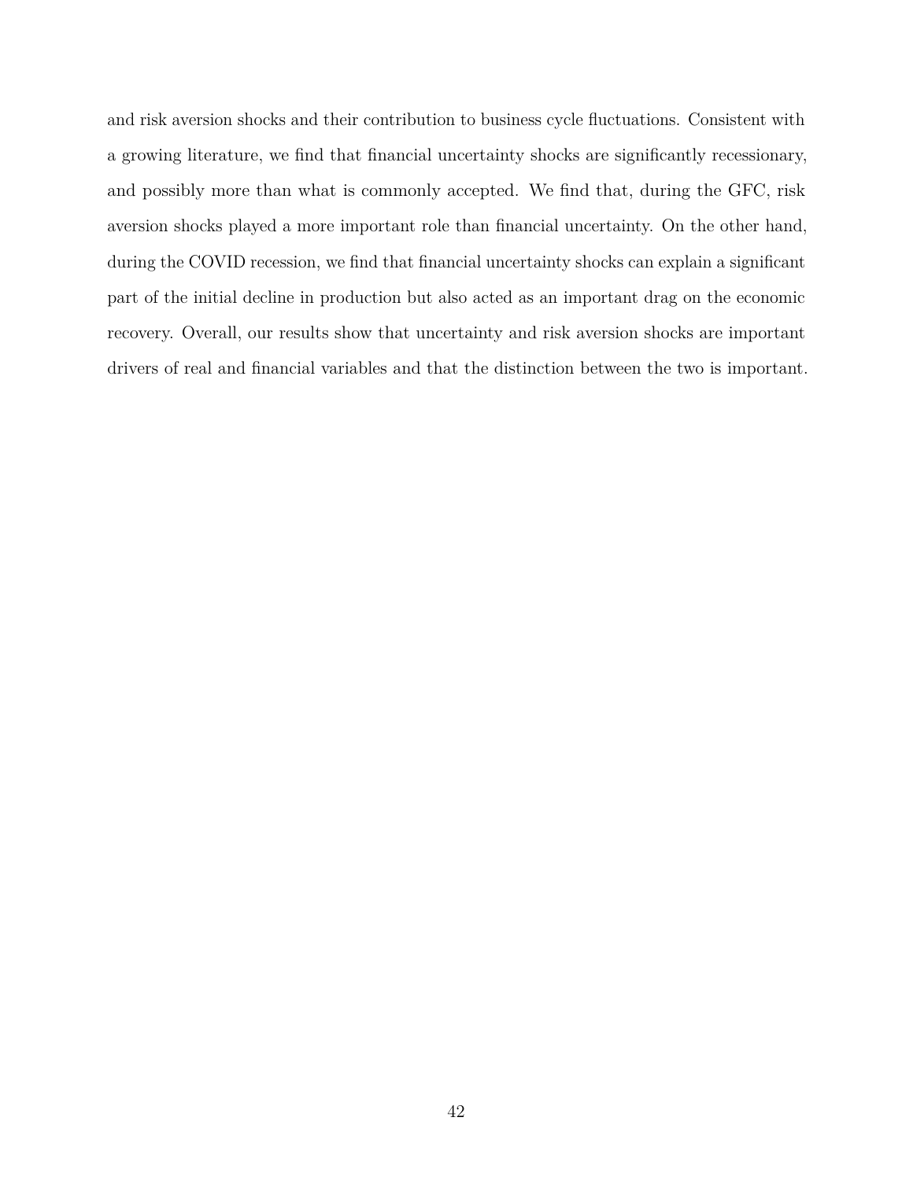and risk aversion shocks and their contribution to business cycle fluctuations. Consistent with a growing literature, we find that financial uncertainty shocks are significantly recessionary, and possibly more than what is commonly accepted. We find that, during the GFC, risk aversion shocks played a more important role than financial uncertainty. On the other hand, during the COVID recession, we find that financial uncertainty shocks can explain a significant part of the initial decline in production but also acted as an important drag on the economic recovery. Overall, our results show that uncertainty and risk aversion shocks are important drivers of real and financial variables and that the distinction between the two is important.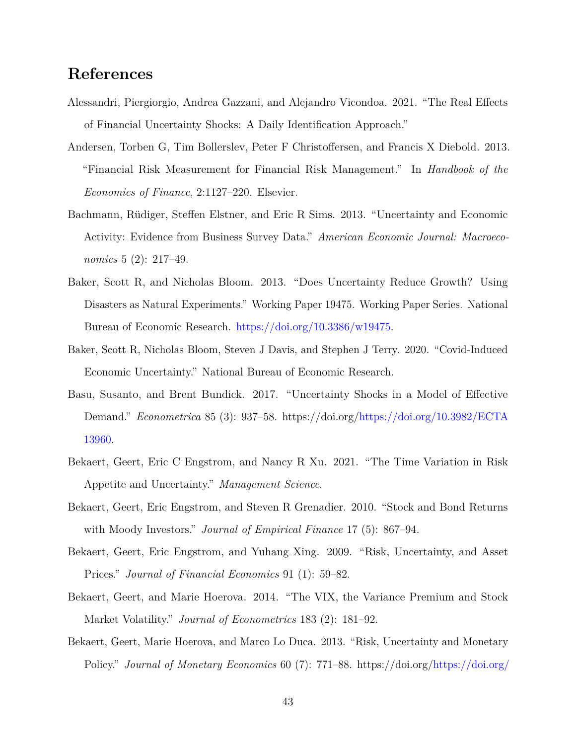# References

Alessandri, Piergiorgio, Andrea Gazzani, and Alejandro Vicondoa. 2021. "The Real Effects of Financial Uncertainty Shocks: A Daily Identification Approach."

Andersen, Torben G, Tim Bollerslev, Peter F Christoffersen, and Francis X Diebold. 2013. "Financial Risk Measurement for Financial Risk Management." In *Handbook of the Economics of Finance*, 2:1127–220. Elsevier.

Bachmann, Rüdiger, Steffen Elstner, and Eric R Sims. 2013. "Uncertainty and Economic Activity: Evidence from Business Survey Data." *American Economic Journal: Macroeconomics* 5 (2): 217–49.

Baker, Scott R, and Nicholas Bloom. 2013. "Does Uncertainty Reduce Growth? Using Disasters as Natural Experiments." Working Paper 19475. Working Paper Series. National Bureau of Economic Research. https://doi.org/10.3386/w19475.

Baker, Scott R, Nicholas Bloom, Steven J Davis, and Stephen J Terry. 2020. "Covid-Induced Economic Uncertainty." National Bureau of Economic Research.

Basu, Susanto, and Brent Bundick. 2017. "Uncertainty Shocks in a Model of Effective Demand." *Econometrica* 85 (3): 937–58. https://doi.org/https://doi.org/10.3982/ECTA13960.

Bekaert, Geert, Eric C Engstrom, and Nancy R Xu. 2021. "The Time Variation in Risk Appetite and Uncertainty." *Management Science*.

Bekaert, Geert, Eric Engstrom, and Steven R Grenadier. 2010. "Stock and Bond Returns with Moody Investors." *Journal of Empirical Finance* 17 (5): 867–94.

Bekaert, Geert, Eric Engstrom, and Yuhang Xing. 2009. "Risk, Uncertainty, and Asset Prices." *Journal of Financial Economics* 91 (1): 59–82.

Bekaert, Geert, and Marie Hoerova. 2014. "The VIX, the Variance Premium and Stock Market Volatility." *Journal of Econometrics* 183 (2): 181–92.

Bekaert, Geert, Marie Hoerova, and Marco Lo Duca. 2013. "Risk, Uncertainty and Monetary Policy." *Journal of Monetary Economics* 60 (7): 771–88. https://doi.org/https://doi.org/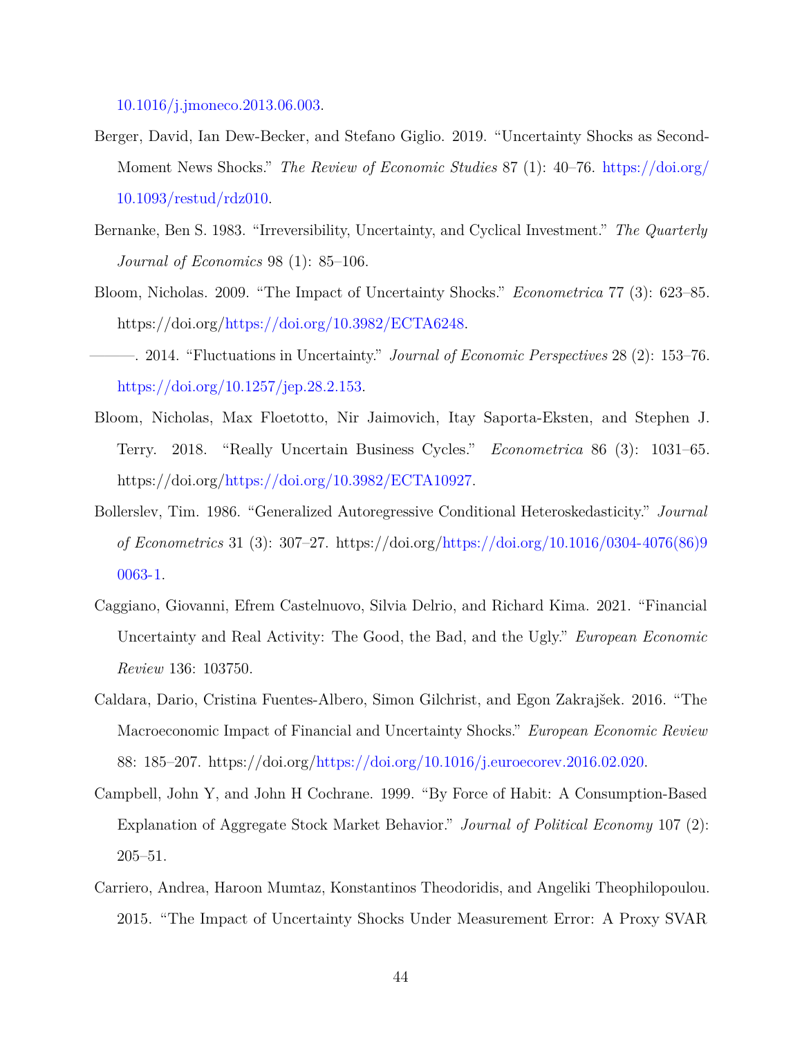10.1016/j.jmoneco.2013.06.003.

Berger, David, Ian Dew-Becker, and Stefano Giglio. 2019. "Uncertainty Shocks as Second-Moment News Shocks." *The Review of Economic Studies* 87 (1): 40–76. https://doi.org/10.1093/restud/rdz010.

Bernanke, Ben S. 1983. "Irreversibility, Uncertainty, and Cyclical Investment." *The Quarterly Journal of Economics* 98 (1): 85–106.

Bloom, Nicholas. 2009. "The Impact of Uncertainty Shocks." *Econometrica* 77 (3): 623–85. https://doi.org/https://doi.org/10.3982/ECTA6248.

———. 2014. "Fluctuations in Uncertainty." *Journal of Economic Perspectives* 28 (2): 153–76. https://doi.org/10.1257/jep.28.2.153.

Bloom, Nicholas, Max Floetotto, Nir Jaimovich, Itay Saporta-Eksten, and Stephen J. Terry. 2018. "Really Uncertain Business Cycles." *Econometrica* 86 (3): 1031–65. https://doi.org/https://doi.org/10.3982/ECTA10927.

Bollerslev, Tim. 1986. "Generalized Autoregressive Conditional Heteroskedasticity." *Journal of Econometrics* 31 (3): 307–27. https://doi.org/https://doi.org/10.1016/0304-4076(86)90063-1.

Caggiano, Giovanni, Efrem Castelnuovo, Silvia Delrio, and Richard Kima. 2021. "Financial Uncertainty and Real Activity: The Good, the Bad, and the Ugly." *European Economic Review* 136: 103750.

Caldara, Dario, Cristina Fuentes-Albero, Simon Gilchrist, and Egon Zakrajšek. 2016. "The Macroeconomic Impact of Financial and Uncertainty Shocks." *European Economic Review* 88: 185–207. https://doi.org/https://doi.org/10.1016/j.euroecorev.2016.02.020.

Campbell, John Y, and John H Cochrane. 1999. "By Force of Habit: A Consumption-Based Explanation of Aggregate Stock Market Behavior." *Journal of Political Economy* 107 (2): 205–51.

Carriero, Andrea, Haroon Mumtaz, Konstantinos Theodoridis, and Angeliki Theophilopoulou. 2015. "The Impact of Uncertainty Shocks Under Measurement Error: A Proxy SVAR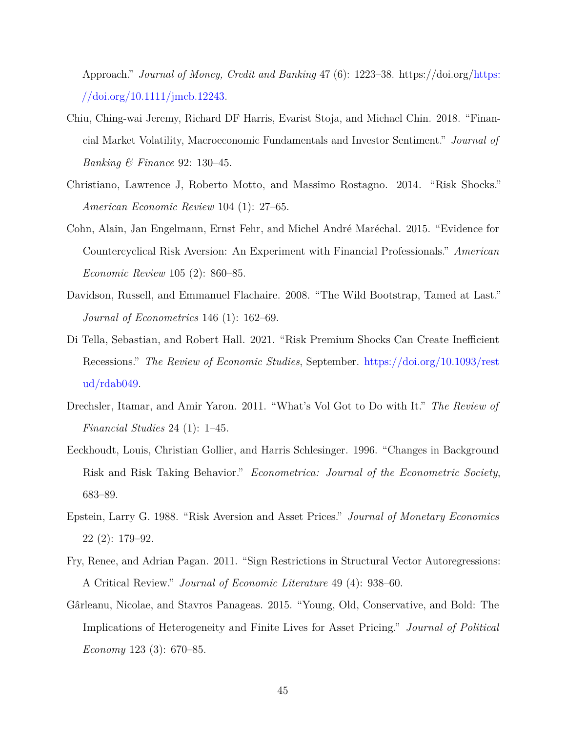Approach." *Journal of Money, Credit and Banking* 47 (6): 1223–38. https://doi.org/https://doi.org/10.1111/jmcb.12243.

Chiu, Ching-wai Jeremy, Richard DF Harris, Evarist Stoja, and Michael Chin. 2018. "Financial Market Volatility, Macroeconomic Fundamentals and Investor Sentiment." *Journal of Banking & Finance* 92: 130–45.

Christiano, Lawrence J, Roberto Motto, and Massimo Rostagno. 2014. "Risk Shocks." *American Economic Review* 104 (1): 27–65.

Cohn, Alain, Jan Engelmann, Ernst Fehr, and Michel André Maréchal. 2015. "Evidence for Countercyclical Risk Aversion: An Experiment with Financial Professionals." *American Economic Review* 105 (2): 860–85.

Davidson, Russell, and Emmanuel Flachaire. 2008. "The Wild Bootstrap, Tamed at Last." *Journal of Econometrics* 146 (1): 162–69.

Di Tella, Sebastian, and Robert Hall. 2021. "Risk Premium Shocks Can Create Inefficient Recessions." *The Review of Economic Studies*, September. https://doi.org/10.1093/restud/rdab049.

Drechsler, Itamar, and Amir Yaron. 2011. "What's Vol Got to Do with It." *The Review of Financial Studies* 24 (1): 1–45.

Eeckhoudt, Louis, Christian Gollier, and Harris Schlesinger. 1996. "Changes in Background Risk and Risk Taking Behavior." *Econometrica: Journal of the Econometric Society*, 683–89.

Epstein, Larry G. 1988. "Risk Aversion and Asset Prices." *Journal of Monetary Economics* 22 (2): 179–92.

Fry, Renee, and Adrian Pagan. 2011. "Sign Restrictions in Structural Vector Autoregressions: A Critical Review." *Journal of Economic Literature* 49 (4): 938–60.

Gârleanu, Nicolae, and Stavros Panageas. 2015. "Young, Old, Conservative, and Bold: The Implications of Heterogeneity and Finite Lives for Asset Pricing." *Journal of Political Economy* 123 (3): 670–85.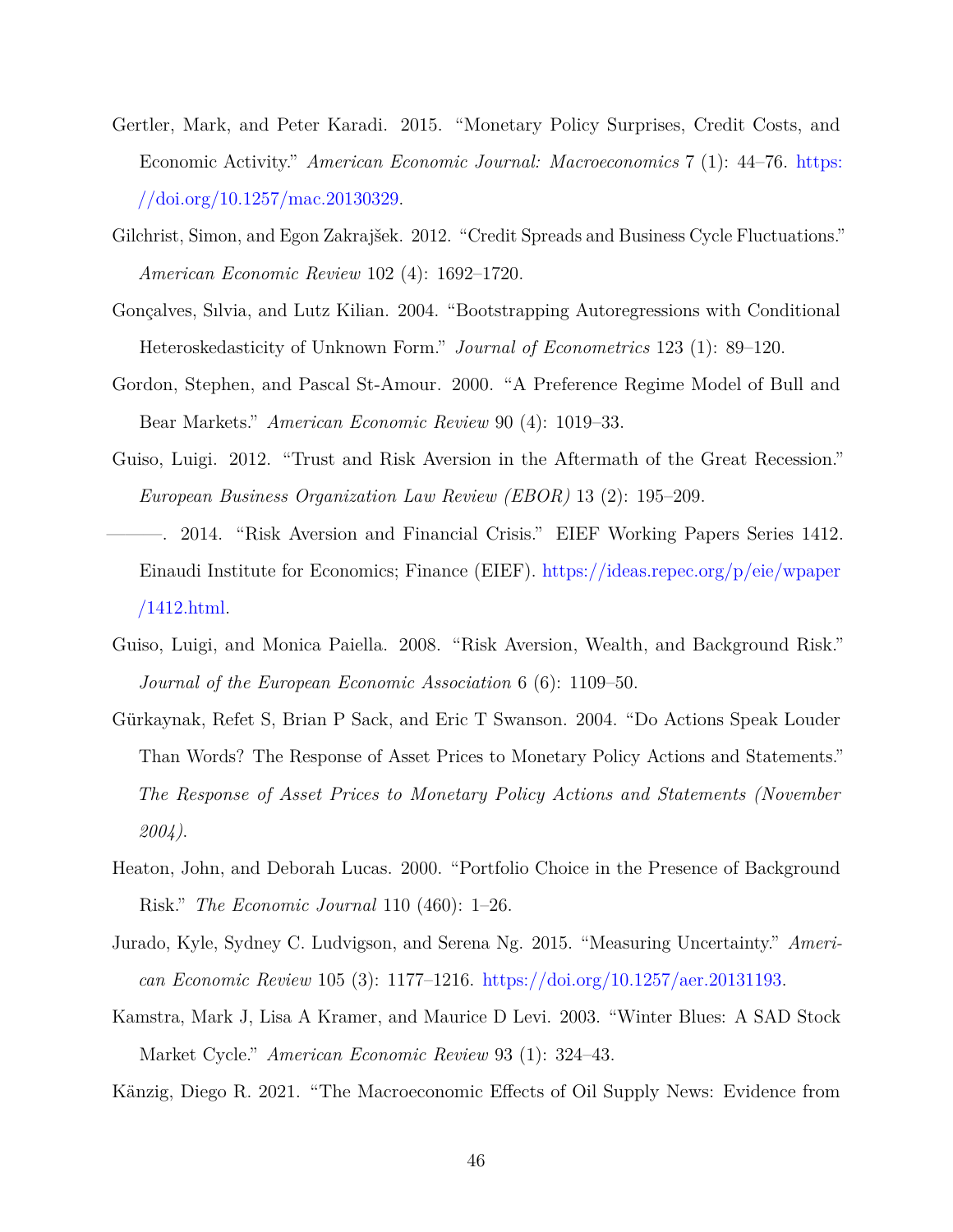Gertler, Mark, and Peter Karadi. 2015. "Monetary Policy Surprises, Credit Costs, and Economic Activity." *American Economic Journal: Macroeconomics* 7 (1): 44–76. https://doi.org/10.1257/mac.20130329.

Gilchrist, Simon, and Egon Zakrajšek. 2012. "Credit Spreads and Business Cycle Fluctuations." *American Economic Review* 102 (4): 1692–1720.

Gonçalves, Sılvia, and Lutz Kilian. 2004. "Bootstrapping Autoregressions with Conditional Heteroskedasticity of Unknown Form." *Journal of Econometrics* 123 (1): 89–120.

Gordon, Stephen, and Pascal St-Amour. 2000. "A Preference Regime Model of Bull and Bear Markets." *American Economic Review* 90 (4): 1019–33.

Guiso, Luigi. 2012. "Trust and Risk Aversion in the Aftermath of the Great Recession." *European Business Organization Law Review (EBOR)* 13 (2): 195–209.

———. 2014. "Risk Aversion and Financial Crisis." EIEF Working Papers Series 1412. Einaudi Institute for Economics; Finance (EIEF). https://ideas.repec.org/p/eie/wpaper/1412.html.

Guiso, Luigi, and Monica Paiella. 2008. "Risk Aversion, Wealth, and Background Risk." *Journal of the European Economic Association* 6 (6): 1109–50.

Gürkaynak, Refet S, Brian P Sack, and Eric T Swanson. 2004. "Do Actions Speak Louder Than Words? The Response of Asset Prices to Monetary Policy Actions and Statements." *The Response of Asset Prices to Monetary Policy Actions and Statements (November 2004)*.

Heaton, John, and Deborah Lucas. 2000. "Portfolio Choice in the Presence of Background Risk." *The Economic Journal* 110 (460): 1–26.

Jurado, Kyle, Sydney C. Ludvigson, and Serena Ng. 2015. "Measuring Uncertainty." *American Economic Review* 105 (3): 1177–1216. https://doi.org/10.1257/aer.20131193.

Kamstra, Mark J, Lisa A Kramer, and Maurice D Levi. 2003. "Winter Blues: A SAD Stock Market Cycle." *American Economic Review* 93 (1): 324–43.

Känzig, Diego R. 2021. "The Macroeconomic Effects of Oil Supply News: Evidence from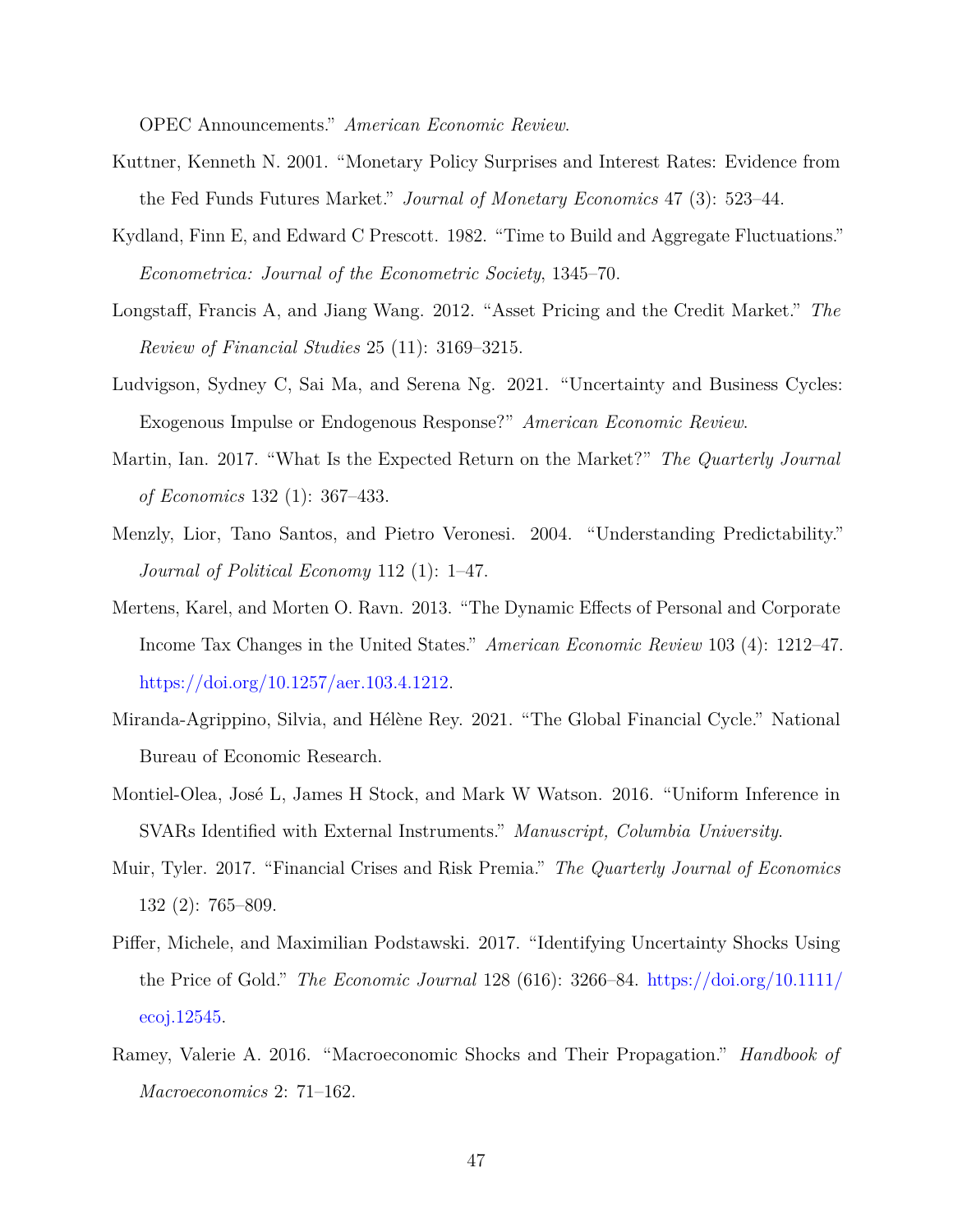OPEC Announcements." *American Economic Review*.

Kuttner, Kenneth N. 2001. "Monetary Policy Surprises and Interest Rates: Evidence from the Fed Funds Futures Market." *Journal of Monetary Economics* 47 (3): 523–44.

Kydland, Finn E, and Edward C Prescott. 1982. "Time to Build and Aggregate Fluctuations." *Econometrica: Journal of the Econometric Society*, 1345–70.

Longstaff, Francis A, and Jiang Wang. 2012. "Asset Pricing and the Credit Market." *The Review of Financial Studies* 25 (11): 3169–3215.

Ludvigson, Sydney C, Sai Ma, and Serena Ng. 2021. "Uncertainty and Business Cycles: Exogenous Impulse or Endogenous Response?" *American Economic Review*.

Martin, Ian. 2017. "What Is the Expected Return on the Market?" *The Quarterly Journal of Economics* 132 (1): 367–433.

Menzly, Lior, Tano Santos, and Pietro Veronesi. 2004. "Understanding Predictability." *Journal of Political Economy* 112 (1): 1–47.

Mertens, Karel, and Morten O. Ravn. 2013. "The Dynamic Effects of Personal and Corporate Income Tax Changes in the United States." *American Economic Review* 103 (4): 1212–47. https://doi.org/10.1257/aer.103.4.1212.

Miranda-Agrippino, Silvia, and Hélène Rey. 2021. "The Global Financial Cycle." National Bureau of Economic Research.

Montiel-Olea, José L, James H Stock, and Mark W Watson. 2016. "Uniform Inference in SVARs Identified with External Instruments." *Manuscript, Columbia University*.

Muir, Tyler. 2017. "Financial Crises and Risk Premia." *The Quarterly Journal of Economics* 132 (2): 765–809.

Piffer, Michele, and Maximilian Podstawski. 2017. "Identifying Uncertainty Shocks Using the Price of Gold." *The Economic Journal* 128 (616): 3266–84. https://doi.org/10.1111/ecoj.12545.

Ramey, Valerie A. 2016. "Macroeconomic Shocks and Their Propagation." *Handbook of Macroeconomics* 2: 71–162.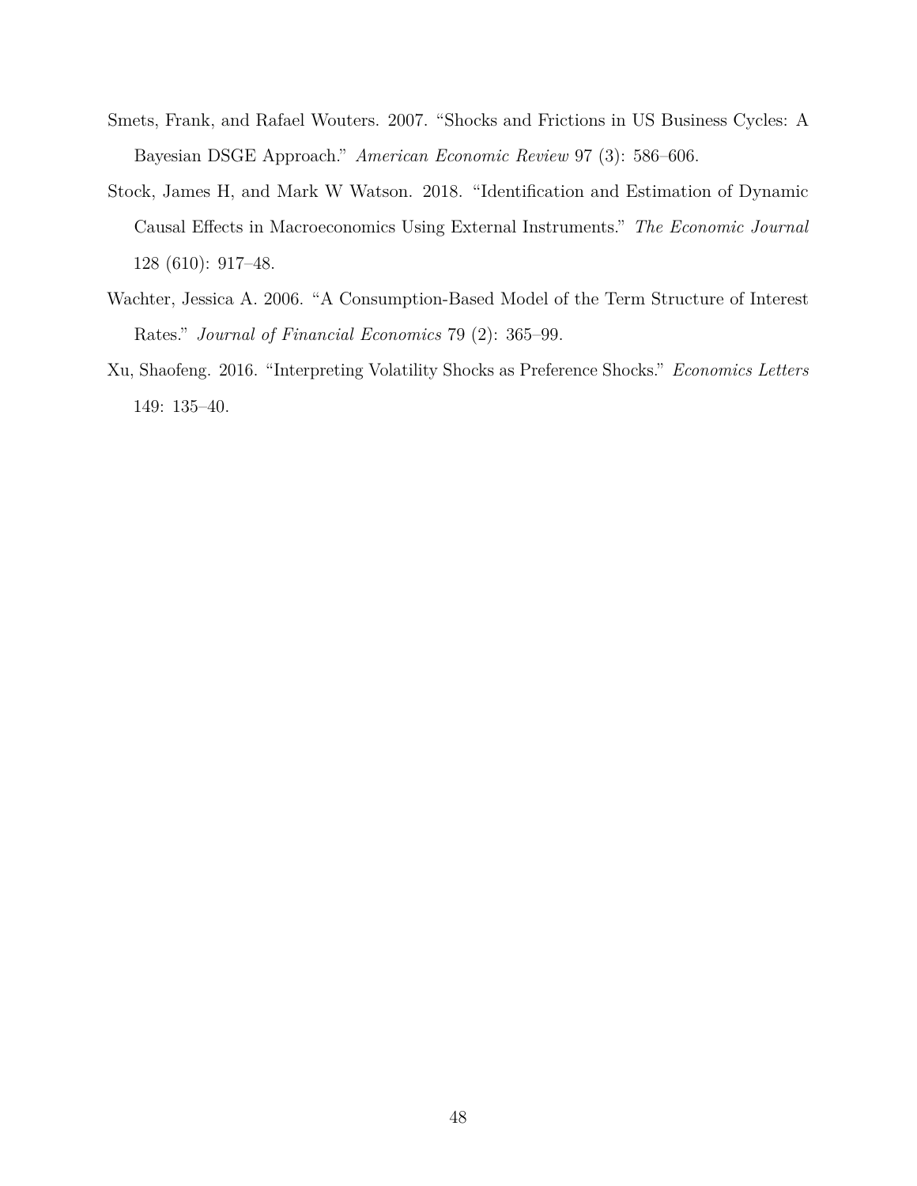Smets, Frank, and Rafael Wouters. 2007. "Shocks and Frictions in US Business Cycles: A Bayesian DSGE Approach." *American Economic Review* 97 (3): 586–606.

Stock, James H, and Mark W Watson. 2018. "Identification and Estimation of Dynamic Causal Effects in Macroeconomics Using External Instruments." *The Economic Journal* 128 (610): 917–48.

Wachter, Jessica A. 2006. "A Consumption-Based Model of the Term Structure of Interest Rates." *Journal of Financial Economics* 79 (2): 365–99.

Xu, Shaofeng. 2016. "Interpreting Volatility Shocks as Preference Shocks." *Economics Letters* 149: 135–40.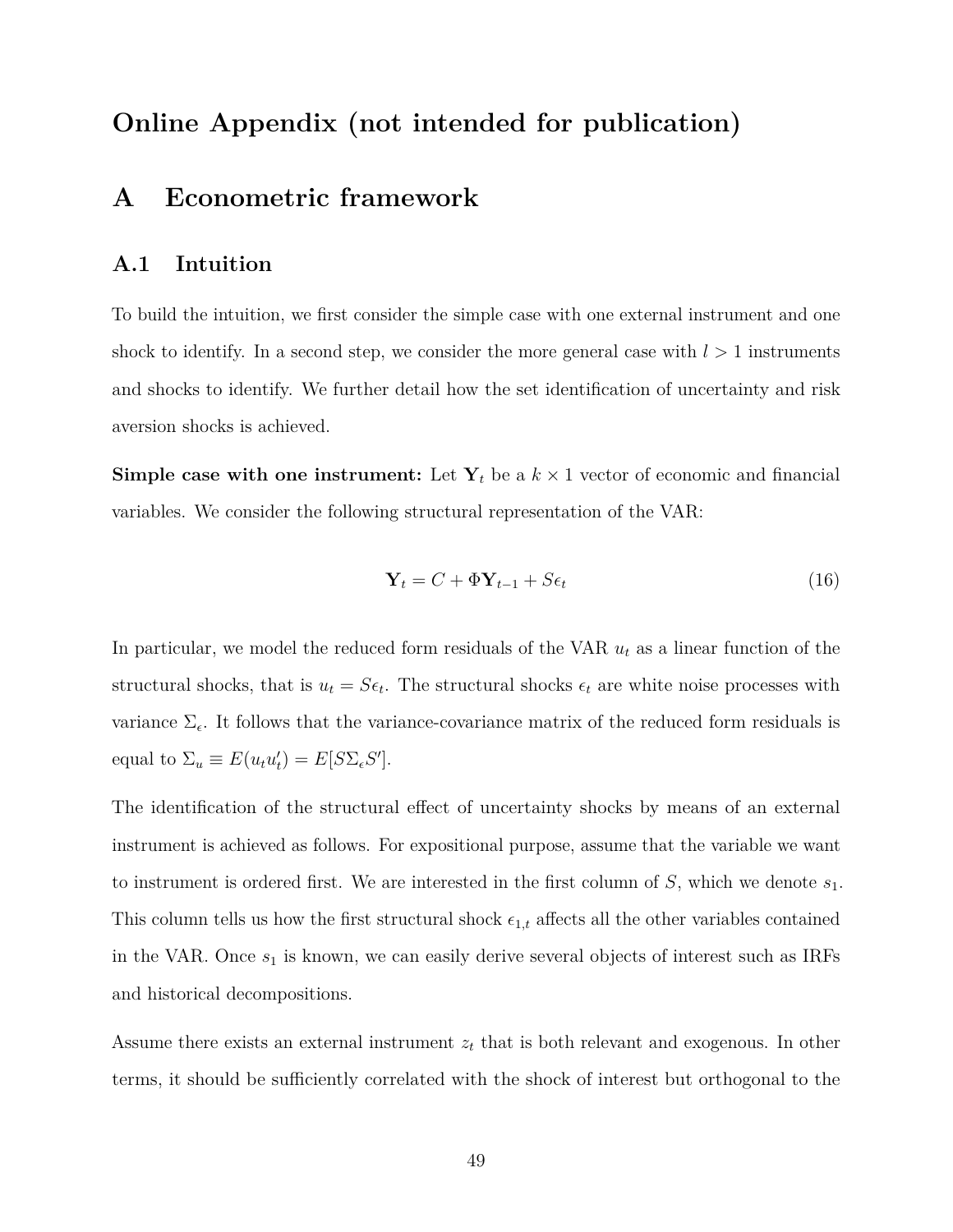# Online Appendix (not intended for publication)

## A Econometric framework

### A.1 Intuition

To build the intuition, we first consider the simple case with one external instrument and one shock to identify. In a second step, we consider the more general case with $l > 1$ instruments and shocks to identify. We further detail how the set identification of uncertainty and risk aversion shocks is achieved.

**Simple case with one instrument:** Let $\mathbf{Y}_t$ be a $k \times 1$ vector of economic and financial variables. We consider the following structural representation of the VAR:

$$\mathbf{Y}_t = C + \Phi \mathbf{Y}_{t-1} + S\epsilon_t \tag{16}$$

In particular, we model the reduced form residuals of the VAR $u_t$ as a linear function of the structural shocks, that is $u_t = S\epsilon_t$. The structural shocks $\epsilon_t$ are white noise processes with variance $\Sigma_\epsilon$. It follows that the variance-covariance matrix of the reduced form residuals is equal to $\Sigma_u \equiv E(u_t u_t') = E[S\Sigma_\epsilon S']$.

The identification of the structural effect of uncertainty shocks by means of an external instrument is achieved as follows. For expositional purpose, assume that the variable we want to instrument is ordered first. We are interested in the first column of $S$, which we denote $s_1$. This column tells us how the first structural shock $\epsilon_{1,t}$ affects all the other variables contained in the VAR. Once $s_1$ is known, we can easily derive several objects of interest such as IRFs and historical decompositions.

Assume there exists an external instrument $z_t$ that is both relevant and exogenous. In other terms, it should be sufficiently correlated with the shock of interest but orthogonal to the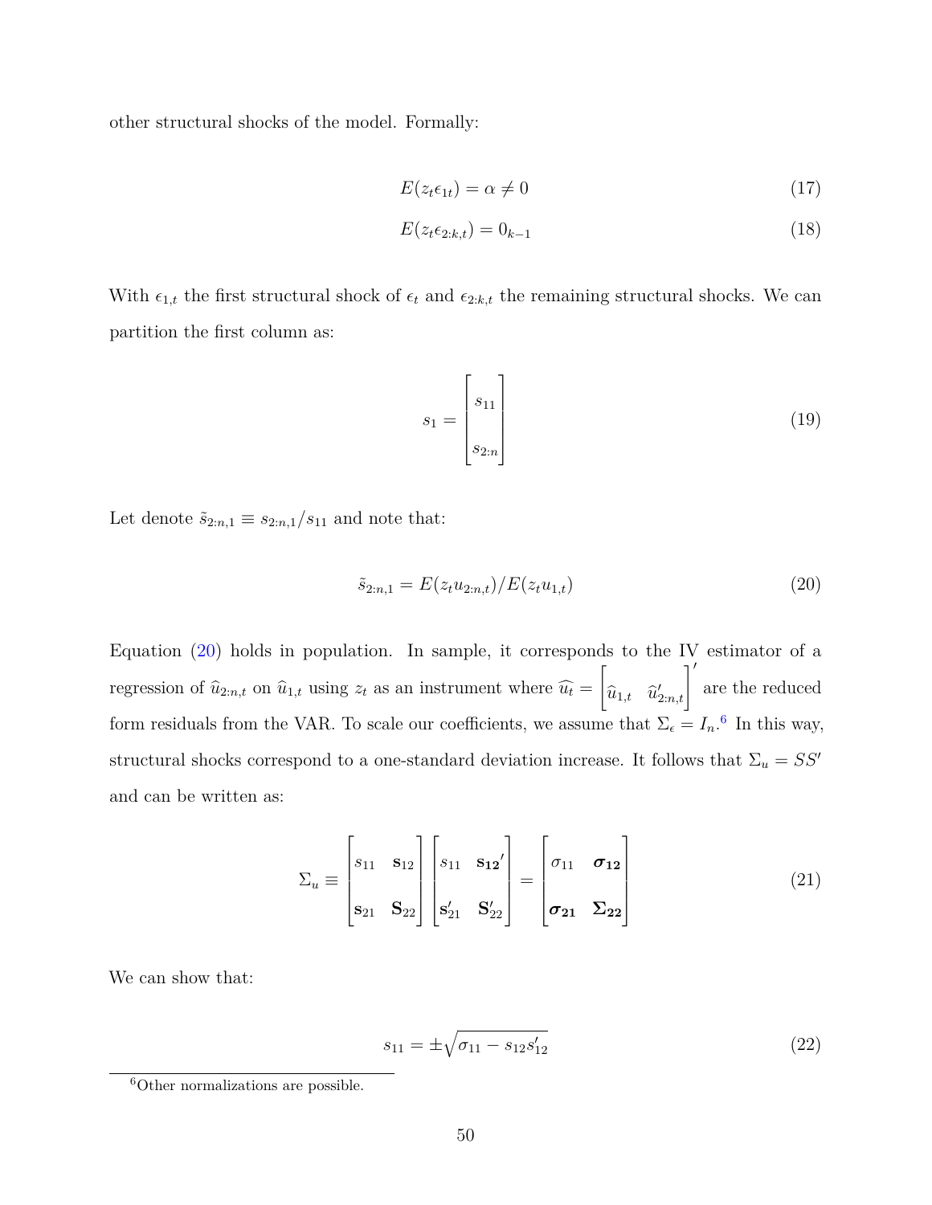other structural shocks of the model. Formally:

$$E(z_t \epsilon_{1t}) = \alpha \neq 0 \tag{17}$$

$$E(z_t \epsilon_{2:k,t}) = 0_{k-1} \tag{18}$$

With $\epsilon_{1,t}$ the first structural shock of $\epsilon_t$ and $\epsilon_{2:k,t}$ the remaining structural shocks. We can partition the first column as:

$$s_1 = \begin{bmatrix} s_{11} \\ s_{2:n} \end{bmatrix} \tag{19}$$

Let denote $\tilde{s}_{2:n,1} \equiv s_{2:n,1}/s_{11}$ and note that:

$$\tilde{s}_{2:n,1} = E(z_t u_{2:n,t})/E(z_t u_{1,t}) \tag{20}$$

Equation (20) holds in population. In sample, it corresponds to the IV estimator of a regression of $\widehat{u}_{2:n,t}$ on $\widehat{u}_{1,t}$ using $z_t$ as an instrument where $\widehat{u_t} = \begin{bmatrix} \widehat{u}_{1,t} & \widehat{u}'_{2:n,t} \end{bmatrix}'$ are the reduced form residuals from the VAR. To scale our coefficients, we assume that $\Sigma_\epsilon = I_n$.[6] In this way, structural shocks correspond to a one-standard deviation increase. It follows that $\Sigma_u = SS'$ and can be written as:

$$\Sigma_u \equiv \begin{bmatrix} s_{11} & \mathbf{s}_{12} \\ \mathbf{s}_{21} & \mathbf{S}_{22} \end{bmatrix} \begin{bmatrix} s_{11} & \mathbf{s_{12}}' \\ \mathbf{s}'_{21} & \mathbf{S}'_{22} \end{bmatrix} = \begin{bmatrix} \sigma_{11} & \boldsymbol{\sigma_{12}} \\ \boldsymbol{\sigma_{21}} & \boldsymbol{\Sigma_{22}} \end{bmatrix} \tag{21}$$

We can show that:

$$s_{11} = \pm\sqrt{\sigma_{11} - s_{12}s'_{12}} \tag{22}$$

[6] Other normalizations are possible.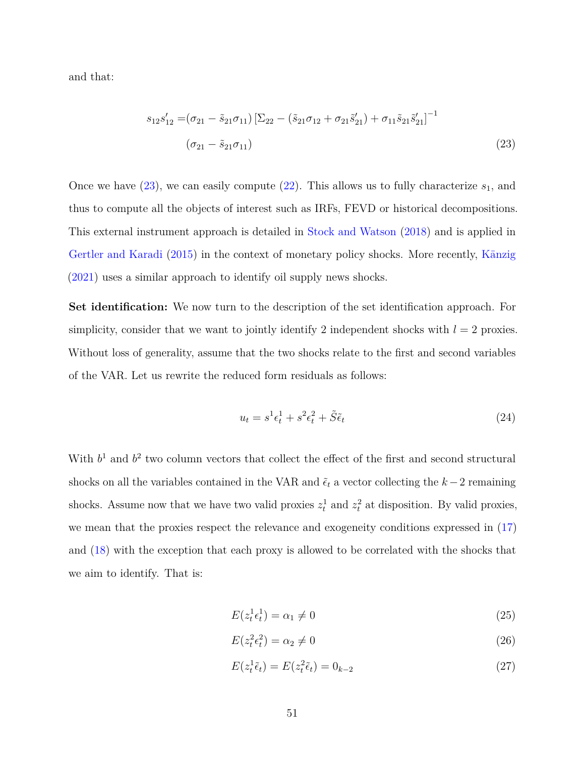and that:

$$
\begin{aligned}
s_{12}s_{12}' =& (\sigma_{21} - \tilde{s}_{21}\sigma_{11}) \left[\Sigma_{22} - (\tilde{s}_{21}\sigma_{12} + \sigma_{21}\tilde{s}_{21}') + \sigma_{11}\tilde{s}_{21}\tilde{s}_{21}'\right]^{-1} \\
& (\sigma_{21} - \tilde{s}_{21}\sigma_{11})
\end{aligned}
\tag{23}
$$

Once we have (23), we can easily compute (22). This allows us to fully characterize $s_1$, and thus to compute all the objects of interest such as IRFs, FEVD or historical decompositions. This external instrument approach is detailed in Stock and Watson (2018) and is applied in Gertler and Karadi (2015) in the context of monetary policy shocks. More recently, Känzig (2021) uses a similar approach to identify oil supply news shocks.

**Set identification:** We now turn to the description of the set identification approach. For simplicity, consider that we want to jointly identify 2 independent shocks with $l = 2$ proxies. Without loss of generality, assume that the two shocks relate to the first and second variables of the VAR. Let us rewrite the reduced form residuals as follows:

$$
u_t = s^1\epsilon_t^1 + s^2\epsilon_t^2 + \tilde{S}\tilde{\epsilon}_t \tag{24}
$$

With $b^1$ and $b^2$ two column vectors that collect the effect of the first and second structural shocks on all the variables contained in the VAR and $\tilde{\epsilon}_t$ a vector collecting the $k-2$ remaining shocks. Assume now that we have two valid proxies $z_t^1$ and $z_t^2$ at disposition. By valid proxies, we mean that the proxies respect the relevance and exogeneity conditions expressed in (17) and (18) with the exception that each proxy is allowed to be correlated with the shocks that we aim to identify. That is:

$$
E(z_t^1\epsilon_t^1) = \alpha_1 \neq 0 \tag{25}
$$

$$
E(z_t^2\epsilon_t^2) = \alpha_2 \neq 0 \tag{26}
$$

$$
E(z_t^1\tilde{\epsilon}_t) = E(z_t^2\tilde{\epsilon}_t) = 0_{k-2} \tag{27}
$$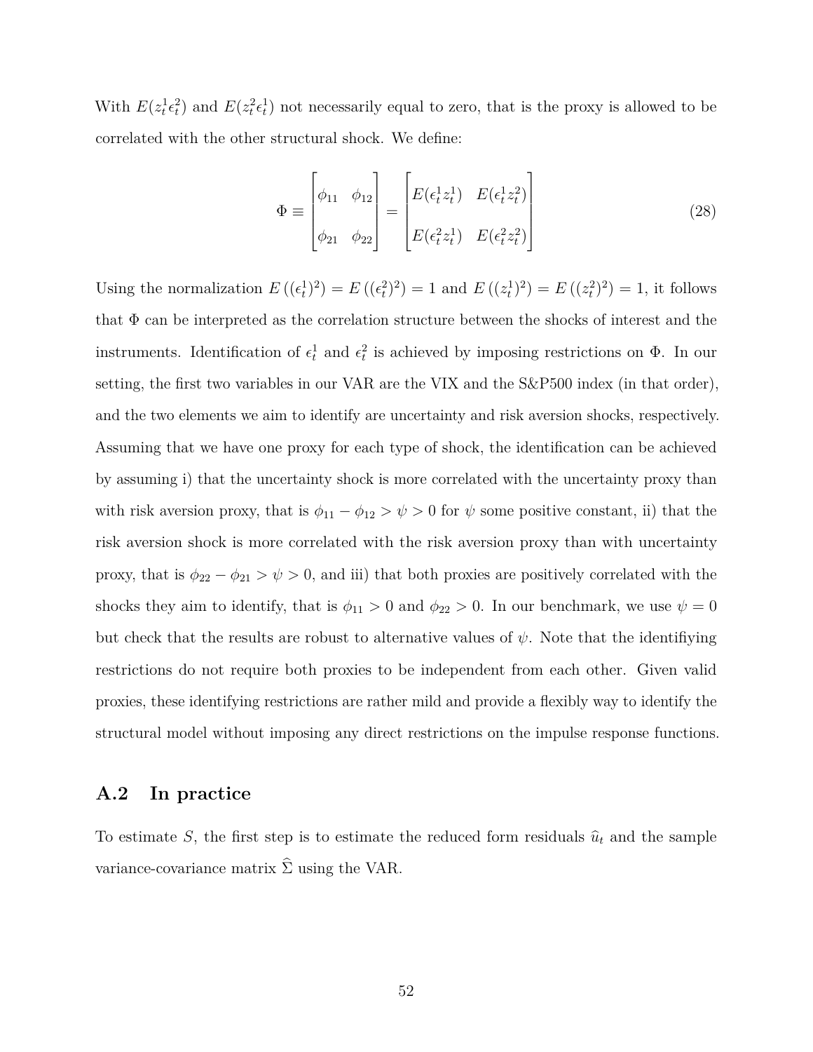With $E(z_t^1 \epsilon_t^2)$ and $E(z_t^2 \epsilon_t^1)$ not necessarily equal to zero, that is the proxy is allowed to be correlated with the other structural shock. We define:

$$
\Phi \equiv \begin{bmatrix} \phi_{11} & \phi_{12} \\ \phi_{21} & \phi_{22} \end{bmatrix} = \begin{bmatrix} E(\epsilon_t^1 z_t^1) & E(\epsilon_t^1 z_t^2) \\ E(\epsilon_t^2 z_t^1) & E(\epsilon_t^2 z_t^2) \end{bmatrix} \tag{28}
$$

Using the normalization $E\left((\epsilon_t^1)^2\right) = E\left((\epsilon_t^2)^2\right) = 1$ and $E\left((z_t^1)^2\right) = E\left((z_t^2)^2\right) = 1$, it follows that $\Phi$ can be interpreted as the correlation structure between the shocks of interest and the instruments. Identification of $\epsilon_t^1$ and $\epsilon_t^2$ is achieved by imposing restrictions on $\Phi$. In our setting, the first two variables in our VAR are the VIX and the S&P500 index (in that order), and the two elements we aim to identify are uncertainty and risk aversion shocks, respectively. Assuming that we have one proxy for each type of shock, the identification can be achieved by assuming i) that the uncertainty shock is more correlated with the uncertainty proxy than with risk aversion proxy, that is $\phi_{11} - \phi_{12} > \psi > 0$ for $\psi$ some positive constant, ii) that the risk aversion shock is more correlated with the risk aversion proxy than with uncertainty proxy, that is $\phi_{22} - \phi_{21} > \psi > 0$, and iii) that both proxies are positively correlated with the shocks they aim to identify, that is $\phi_{11} > 0$ and $\phi_{22} > 0$. In our benchmark, we use $\psi = 0$ but check that the results are robust to alternative values of $\psi$. Note that the identifiying restrictions do not require both proxies to be independent from each other. Given valid proxies, these identifying restrictions are rather mild and provide a flexibly way to identify the structural model without imposing any direct restrictions on the impulse response functions.

## A.2 In practice

To estimate $S$, the first step is to estimate the reduced form residuals $\widehat{u}_t$ and the sample variance-covariance matrix $\widehat{\Sigma}$ using the VAR.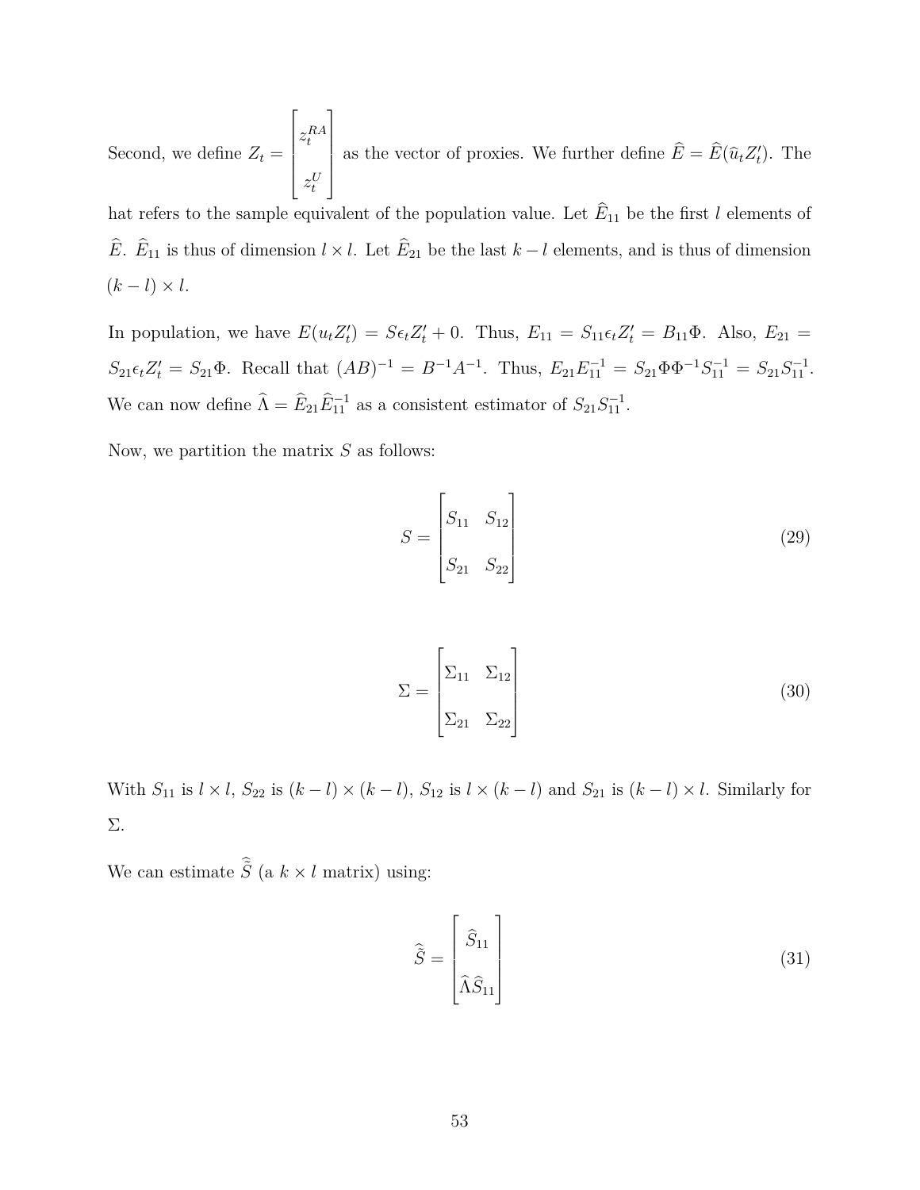Second, we define $Z_t = \begin{bmatrix} z_t^{RA} \\ z_t^U \end{bmatrix}$ as the vector of proxies. We further define $\widehat{E} = \widehat{E}(\widehat{u}_t Z_t')$. The hat refers to the sample equivalent of the population value. Let $\widehat{E}_{11}$ be the first $l$ elements of $\widehat{E}$. $\widehat{E}_{11}$ is thus of dimension $l \times l$. Let $\widehat{E}_{21}$ be the last $k - l$ elements, and is thus of dimension $(k - l) \times l$.

In population, we have $E(u_t Z_t') = S\epsilon_t Z_t' + 0$. Thus, $E_{11} = S_{11}\epsilon_t Z_t' = B_{11}\Phi$. Also, $E_{21} = S_{21}\epsilon_t Z_t' = S_{21}\Phi$. Recall that $(AB)^{-1} = B^{-1}A^{-1}$. Thus, $E_{21}E_{11}^{-1} = S_{21}\Phi\Phi^{-1}S_{11}^{-1} = S_{21}S_{11}^{-1}$. We can now define $\widehat{\Lambda} = \widehat{E}_{21}\widehat{E}_{11}^{-1}$ as a consistent estimator of $S_{21}S_{11}^{-1}$.

Now, we partition the matrix $S$ as follows:

$$S = \begin{bmatrix} S_{11} & S_{12} \\ S_{21} & S_{22} \end{bmatrix} \tag{29}$$

$$\Sigma = \begin{bmatrix} \Sigma_{11} & \Sigma_{12} \\ \Sigma_{21} & \Sigma_{22} \end{bmatrix} \tag{30}$$

With $S_{11}$ is $l \times l$, $S_{22}$ is $(k - l) \times (k - l)$, $S_{12}$ is $l \times (k - l)$ and $S_{21}$ is $(k - l) \times l$. Similarly for $\Sigma$.

We can estimate $\widehat{\widetilde{S}}$ (a $k \times l$ matrix) using:

$$\widehat{\widetilde{S}} = \begin{bmatrix} \widehat{S}_{11} \\ \widehat{\Lambda}\widehat{S}_{11} \end{bmatrix} \tag{31}$$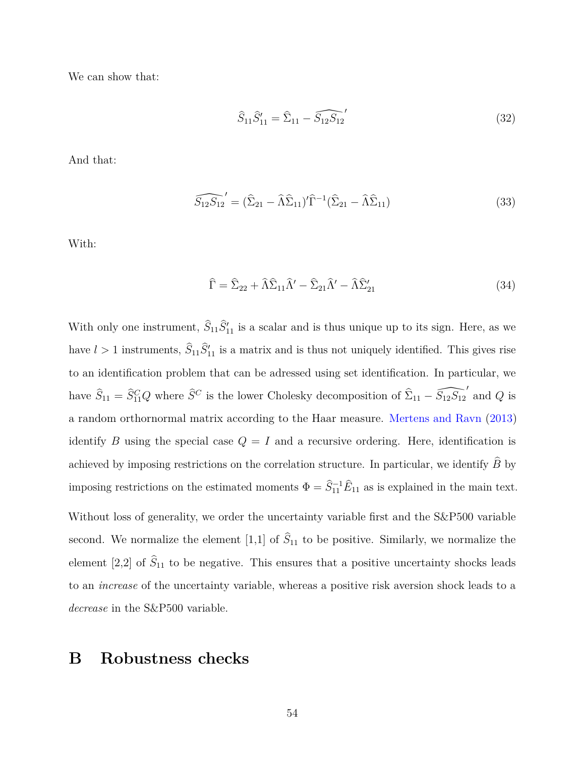We can show that:

$$\widehat{S}_{11}\widehat{S}_{11}' = \widehat{\Sigma}_{11} - \widehat{S_{12}S_{12}}' \tag{32}$$

And that:

$$\widehat{S_{12}S_{12}}' = (\widehat{\Sigma}_{21} - \widehat{\Lambda}\widehat{\Sigma}_{11})'\widehat{\Gamma}^{-1}(\widehat{\Sigma}_{21} - \widehat{\Lambda}\widehat{\Sigma}_{11}) \tag{33}$$

With:

$$\widehat{\Gamma} = \widehat{\Sigma}_{22} + \widehat{\Lambda}\widehat{\Sigma}_{11}\widehat{\Lambda}' - \widehat{\Sigma}_{21}\widehat{\Lambda}' - \widehat{\Lambda}\widehat{\Sigma}_{21}' \tag{34}$$

With only one instrument, $\widehat{S}_{11}\widehat{S}_{11}'$ is a scalar and is thus unique up to its sign. Here, as we have $l > 1$ instruments, $\widehat{S}_{11}\widehat{S}_{11}'$ is a matrix and is thus not uniquely identified. This gives rise to an identification problem that can be adressed using set identification. In particular, we have $\widehat{S}_{11} = \widehat{S}_{11}^{C}Q$ where $\widehat{S}^{C}$ is the lower Cholesky decomposition of $\widehat{\Sigma}_{11} - \widehat{S_{12}S_{12}}'$ and $Q$ is a random orthornormal matrix according to the Haar measure. Mertens and Ravn (2013) identify $B$ using the special case $Q = I$ and a recursive ordering. Here, identification is achieved by imposing restrictions on the correlation structure. In particular, we identify $\widehat{B}$ by imposing restrictions on the estimated moments $\Phi = \widehat{S}_{11}^{-1}\widehat{E}_{11}$ as is explained in the main text.

Without loss of generality, we order the uncertainty variable first and the S&P500 variable second. We normalize the element [1,1] of $\widehat{S}_{11}$ to be positive. Similarly, we normalize the element [2,2] of $\widehat{S}_{11}$ to be negative. This ensures that a positive uncertainty shocks leads to an *increase* of the uncertainty variable, whereas a positive risk aversion shock leads to a *decrease* in the S&P500 variable.

# B Robustness checks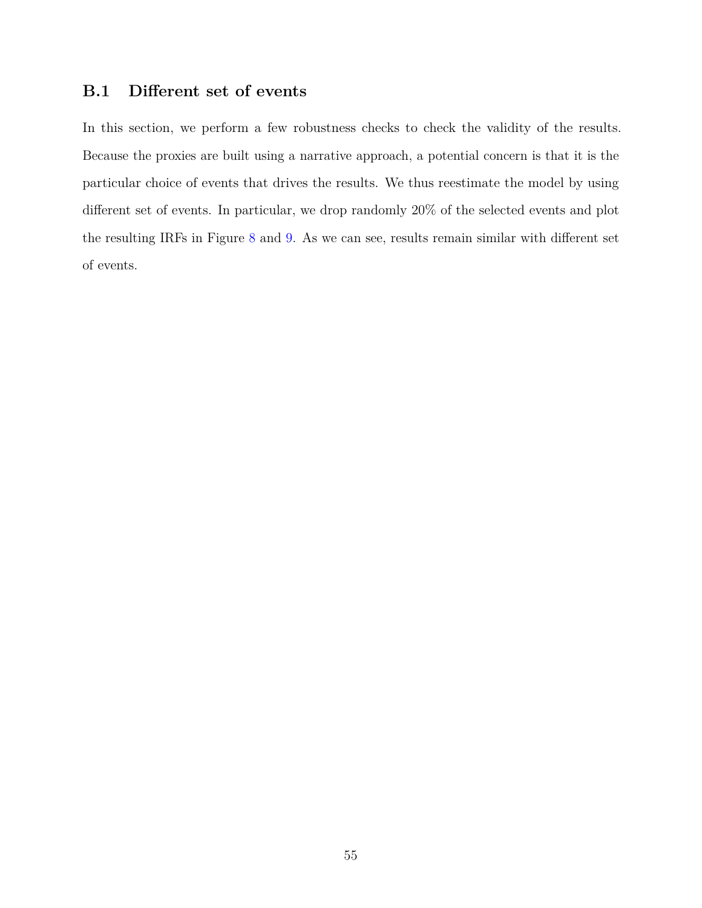### B.1 Different set of events

In this section, we perform a few robustness checks to check the validity of the results. Because the proxies are built using a narrative approach, a potential concern is that it is the particular choice of events that drives the results. We thus reestimate the model by using different set of events. In particular, we drop randomly 20% of the selected events and plot the resulting IRFs in Figure 8 and 9. As we can see, results remain similar with different set of events.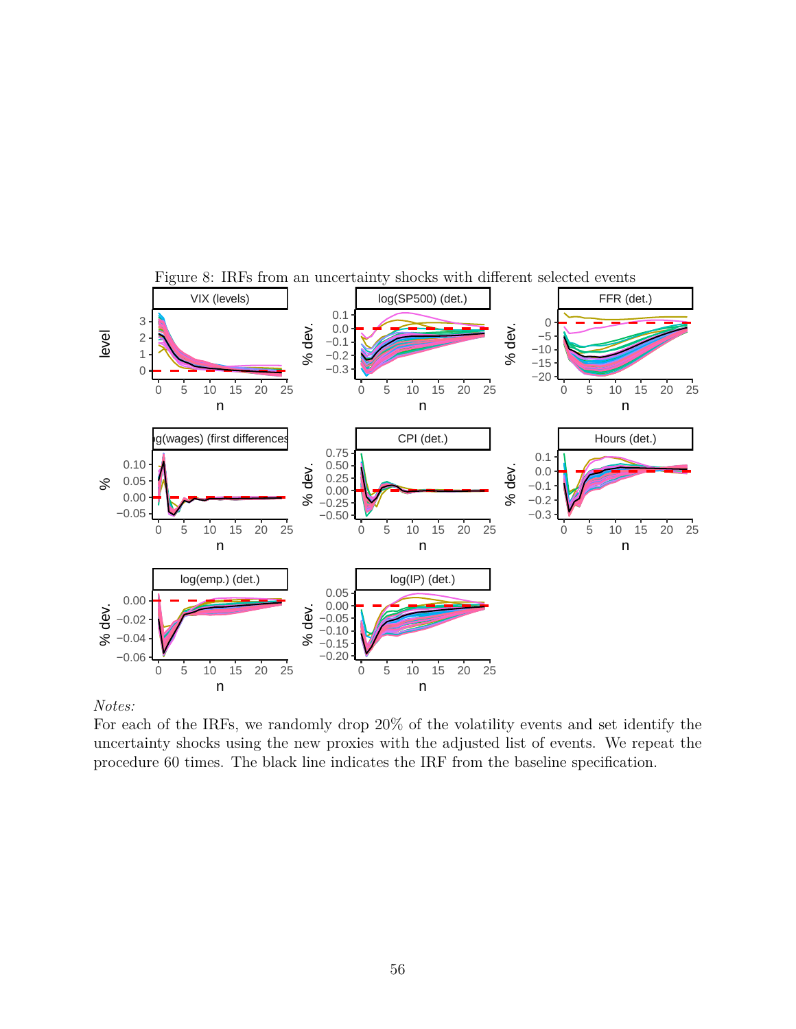Figure 8: IRFs from an uncertainty shocks with different selected events

*Notes:*

For each of the IRFs, we randomly drop 20% of the volatility events and set identify the uncertainty shocks using the new proxies with the adjusted list of events. We repeat the procedure 60 times. The black line indicates the IRF from the baseline specification.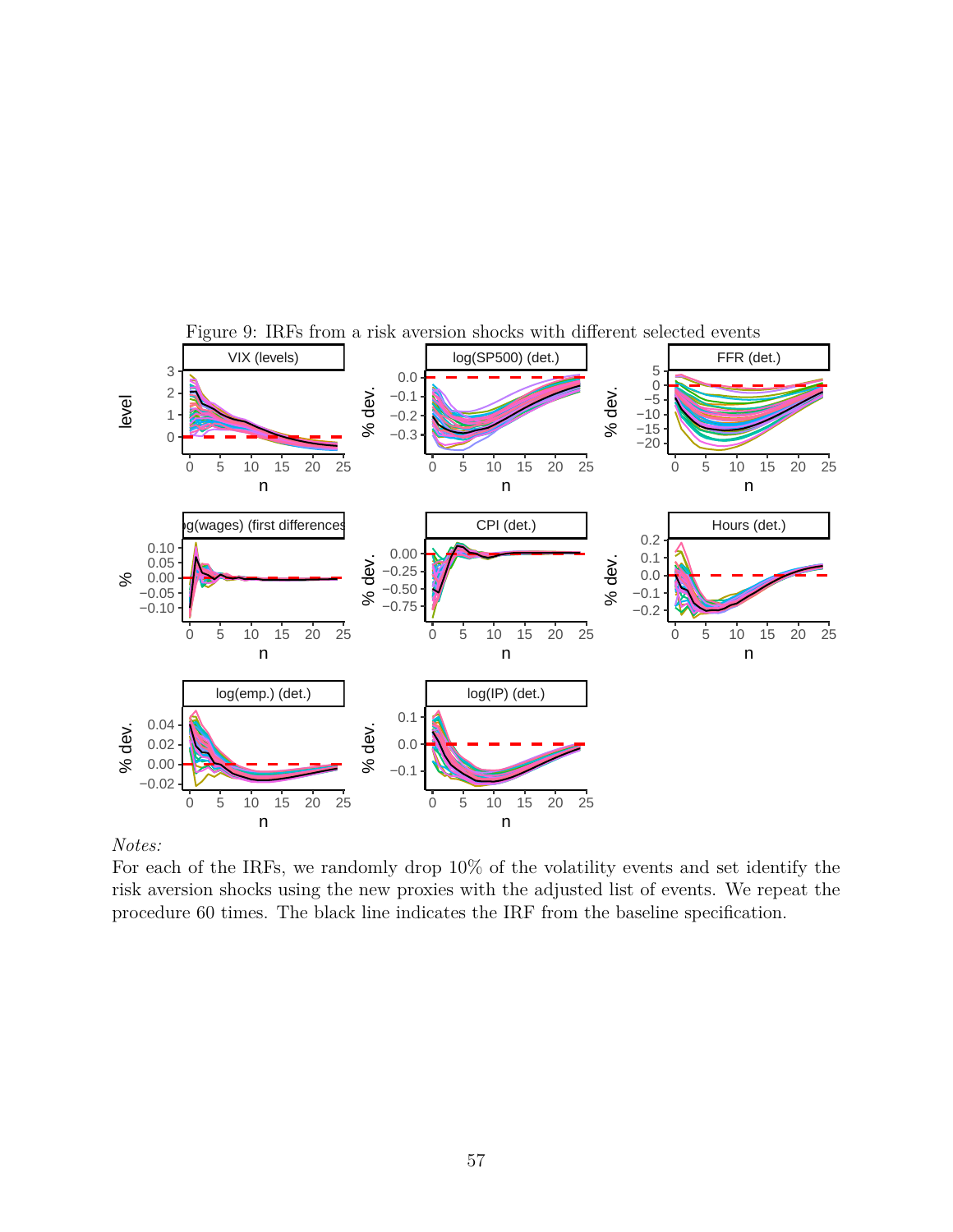Figure 9: IRFs from a risk aversion shocks with different selected events

*Notes:*

For each of the IRFs, we randomly drop 10% of the volatility events and set identify the risk aversion shocks using the new proxies with the adjusted list of events. We repeat the procedure 60 times. The black line indicates the IRF from the baseline specification.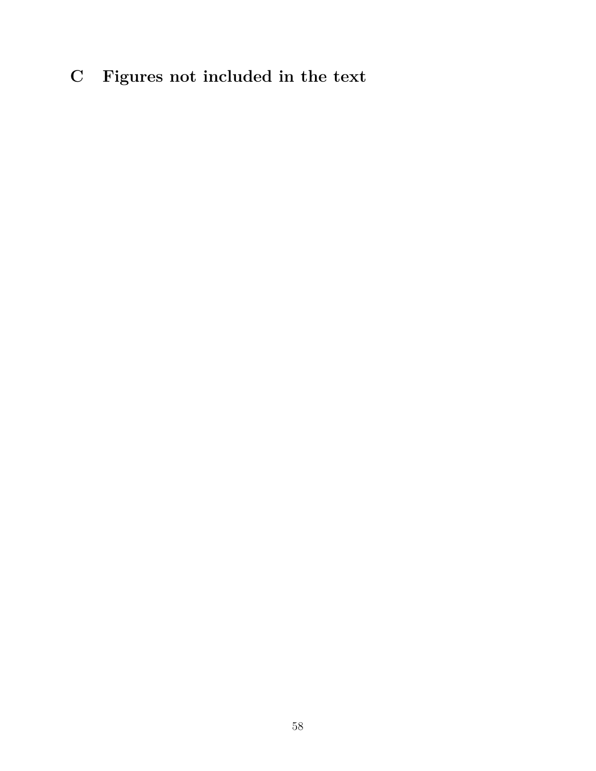# C Figures not included in the text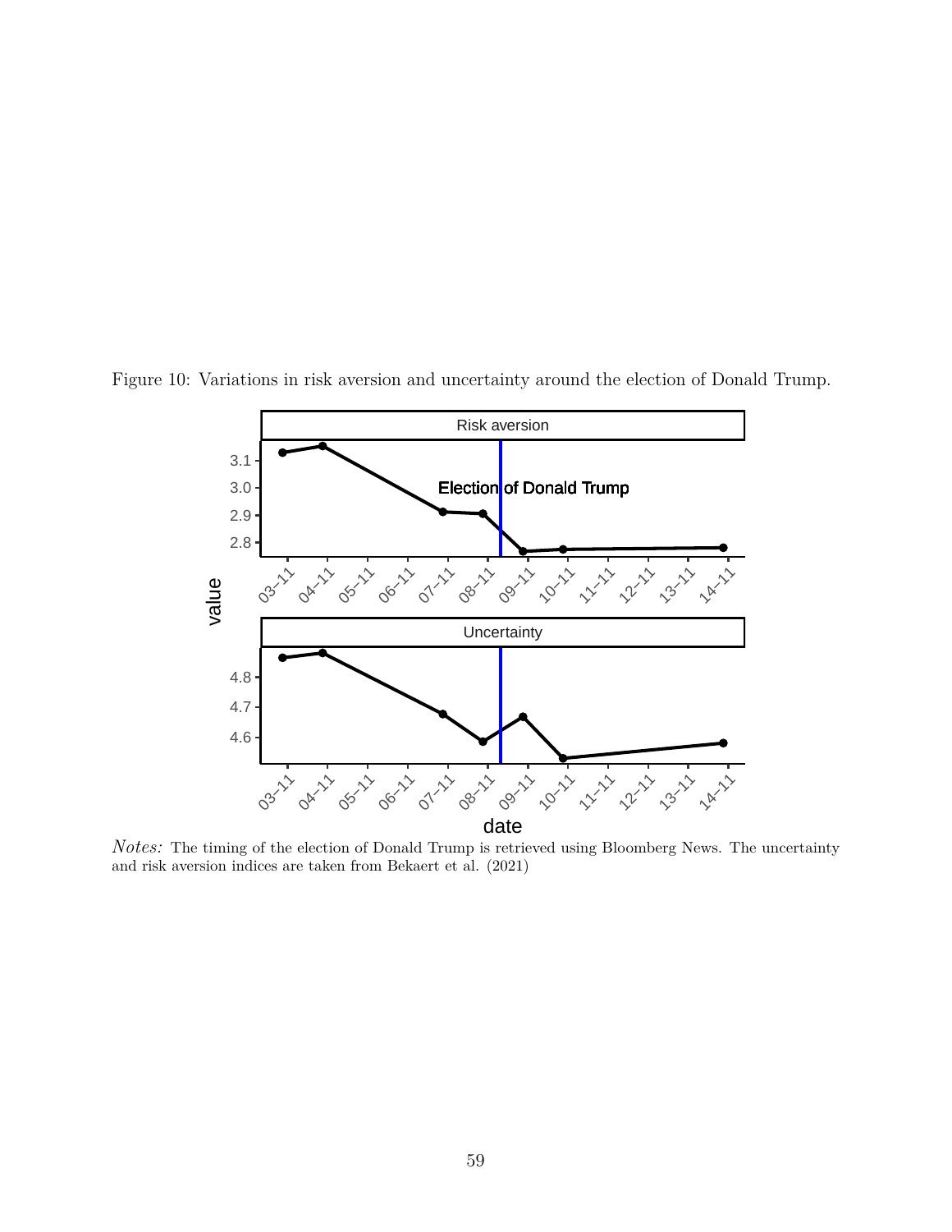Figure 10: Variations in risk aversion and uncertainty around the election of Donald Trump.

*Notes:* The timing of the election of Donald Trump is retrieved using Bloomberg News. The uncertainty and risk aversion indices are taken from Bekaert et al. (2021)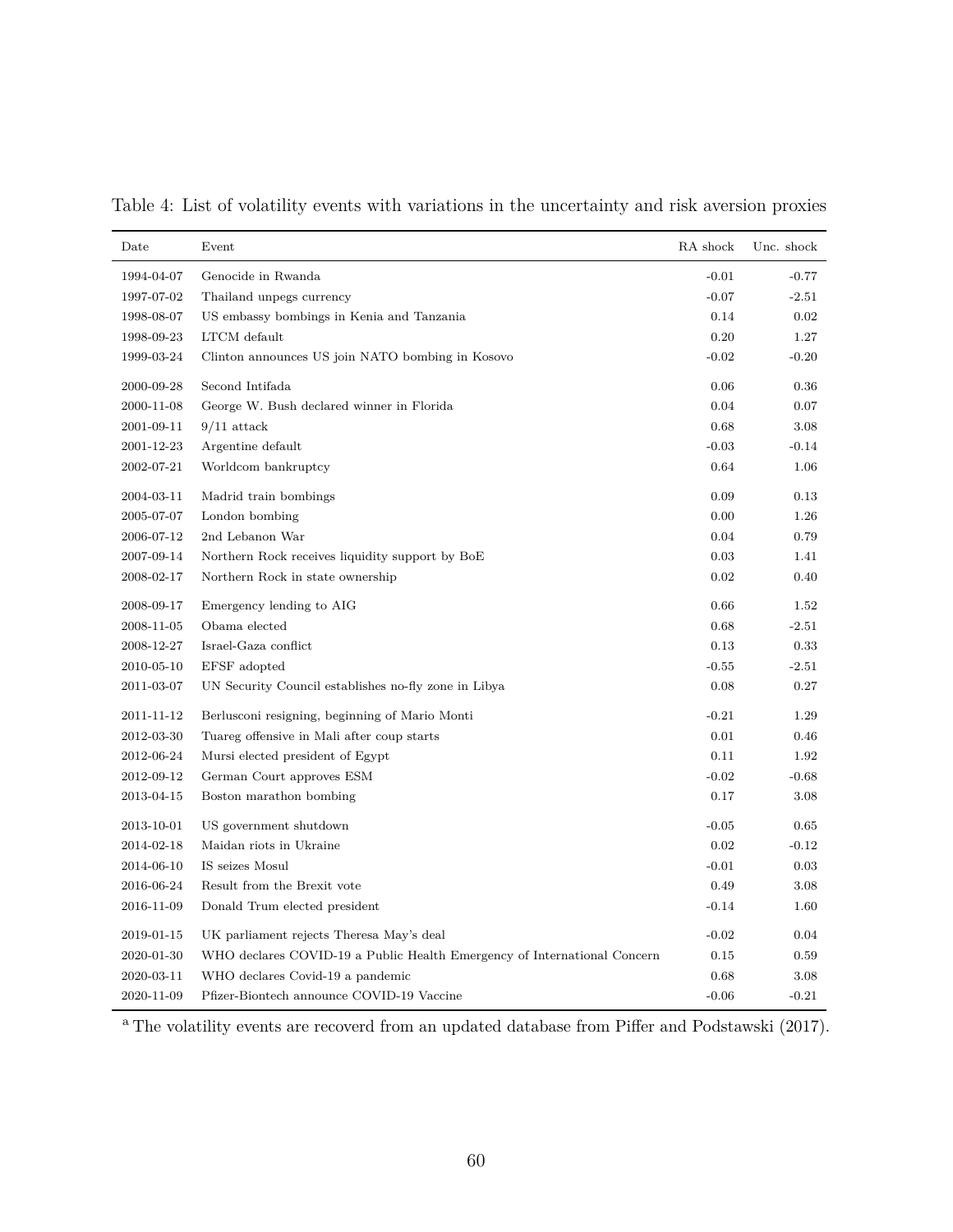Table 4: List of volatility events with variations in the uncertainty and risk aversion proxies

| Date | Event | RA shock | Unc. shock |
|---|---|---|---|
| 1994-04-07 | Genocide in Rwanda | -0.01 | -0.77 |
| 1997-07-02 | Thailand unpegs currency | -0.07 | -2.51 |
| 1998-08-07 | US embassy bombings in Kenia and Tanzania | 0.14 | 0.02 |
| 1998-09-23 | LTCM default | 0.20 | 1.27 |
| 1999-03-24 | Clinton announces US join NATO bombing in Kosovo | -0.02 | -0.20 |
| 2000-09-28 | Second Intifada | 0.06 | 0.36 |
| 2000-11-08 | George W. Bush declared winner in Florida | 0.04 | 0.07 |
| 2001-09-11 | 9/11 attack | 0.68 | 3.08 |
| 2001-12-23 | Argentine default | -0.03 | -0.14 |
| 2002-07-21 | Worldcom bankruptcy | 0.64 | 1.06 |
| 2004-03-11 | Madrid train bombings | 0.09 | 0.13 |
| 2005-07-07 | London bombing | 0.00 | 1.26 |
| 2006-07-12 | 2nd Lebanon War | 0.04 | 0.79 |
| 2007-09-14 | Northern Rock receives liquidity support by BoE | 0.03 | 1.41 |
| 2008-02-17 | Northern Rock in state ownership | 0.02 | 0.40 |
| 2008-09-17 | Emergency lending to AIG | 0.66 | 1.52 |
| 2008-11-05 | Obama elected | 0.68 | -2.51 |
| 2008-12-27 | Israel-Gaza conflict | 0.13 | 0.33 |
| 2010-05-10 | EFSF adopted | -0.55 | -2.51 |
| 2011-03-07 | UN Security Council establishes no-fly zone in Libya | 0.08 | 0.27 |
| 2011-11-12 | Berlusconi resigning, beginning of Mario Monti | -0.21 | 1.29 |
| 2012-03-30 | Tuareg offensive in Mali after coup starts | 0.01 | 0.46 |
| 2012-06-24 | Mursi elected president of Egypt | 0.11 | 1.92 |
| 2012-09-12 | German Court approves ESM | -0.02 | -0.68 |
| 2013-04-15 | Boston marathon bombing | 0.17 | 3.08 |
| 2013-10-01 | US government shutdown | -0.05 | 0.65 |
| 2014-02-18 | Maidan riots in Ukraine | 0.02 | -0.12 |
| 2014-06-10 | IS seizes Mosul | -0.01 | 0.03 |
| 2016-06-24 | Result from the Brexit vote | 0.49 | 3.08 |
| 2016-11-09 | Donald Trum elected president | -0.14 | 1.60 |
| 2019-01-15 | UK parliament rejects Theresa May's deal | -0.02 | 0.04 |
| 2020-01-30 | WHO declares COVID-19 a Public Health Emergency of International Concern | 0.15 | 0.59 |
| 2020-03-11 | WHO declares Covid-19 a pandemic | 0.68 | 3.08 |
| 2020-11-09 | Pfizer-Biontech announce COVID-19 Vaccine | -0.06 | -0.21 |

[a] The volatility events are recoverd from an updated database from Piffer and Podstawski (2017).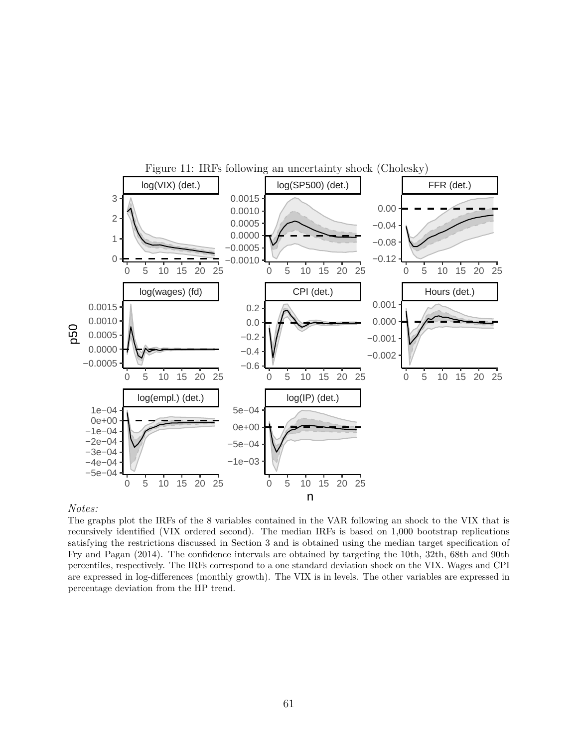Figure 11: IRFs following an uncertainty shock (Cholesky)

*Notes:*

The graphs plot the IRFs of the 8 variables contained in the VAR following an shock to the VIX that is recursively identified (VIX ordered second). The median IRFs is based on 1,000 bootstrap replications satisfying the restrictions discussed in Section 3 and is obtained using the median target specification of Fry and Pagan (2014). The confidence intervals are obtained by targeting the 10th, 32th, 68th and 90th percentiles, respectively. The IRFs correspond to a one standard deviation shock on the VIX. Wages and CPI are expressed in log-differences (monthly growth). The VIX is in levels. The other variables are expressed in percentage deviation from the HP trend.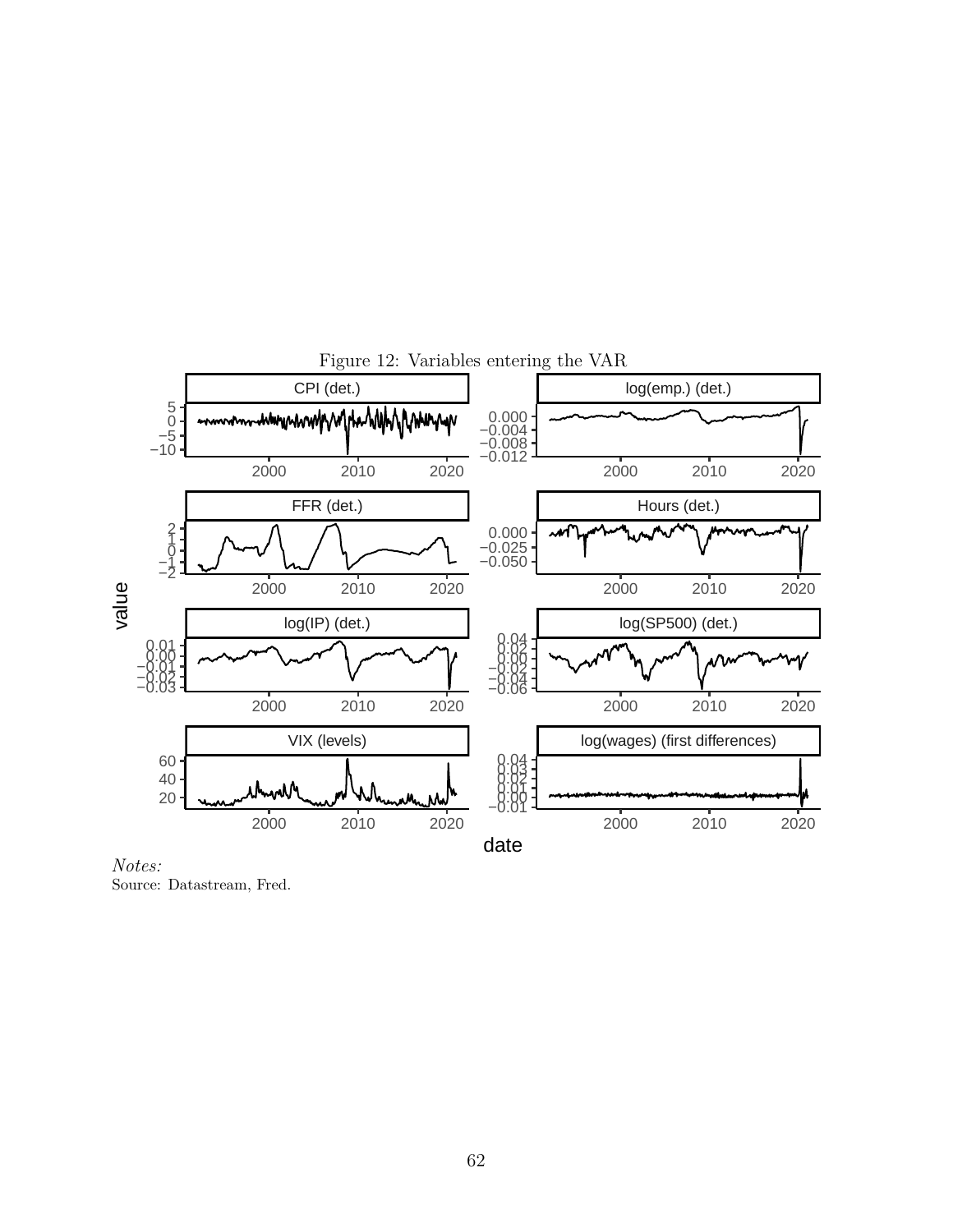Figure 12: Variables entering the VAR

*Notes:*
Source: Datastream, Fred.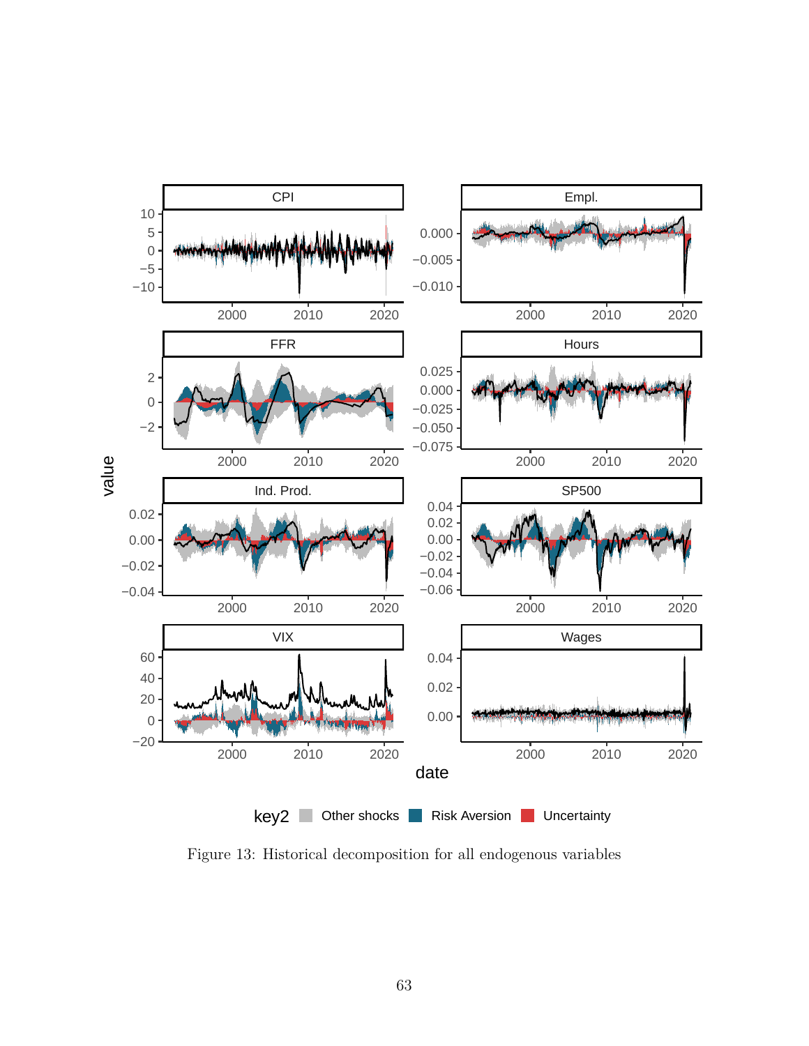Figure 13: Historical decomposition for all endogenous variables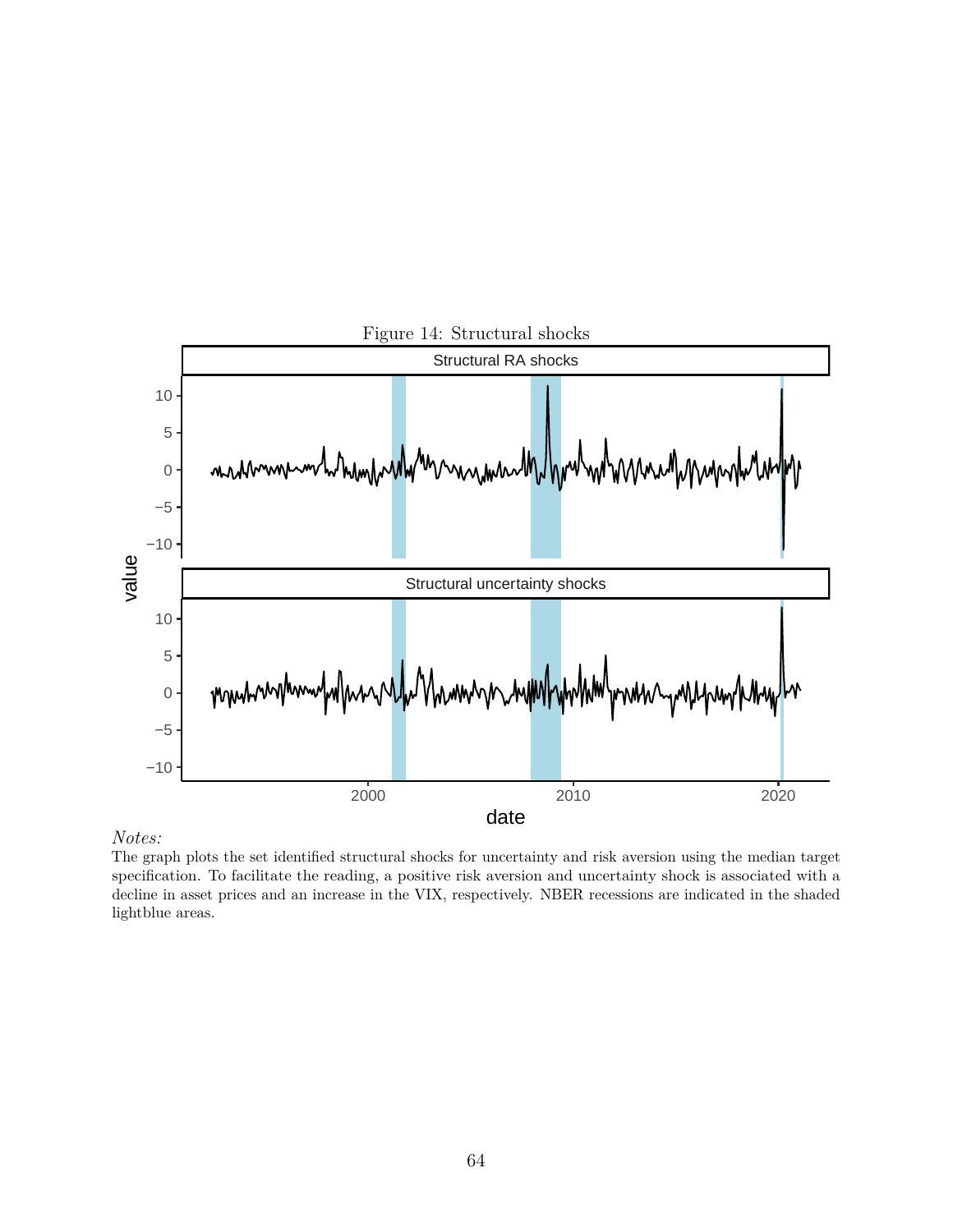Figure 14: Structural shocks

Structural RA shocks

10
5
0
−5
−10

Structural uncertainty shocks

10
5
0
−5
−10

value

2000
2010
2020

date

*Notes:*
The graph plots the set identified structural shocks for uncertainty and risk aversion using the median target specification. To facilitate the reading, a positive risk aversion and uncertainty shock is associated with a decline in asset prices and an increase in the VIX, respectively. NBER recessions are indicated in the shaded lightblue areas.